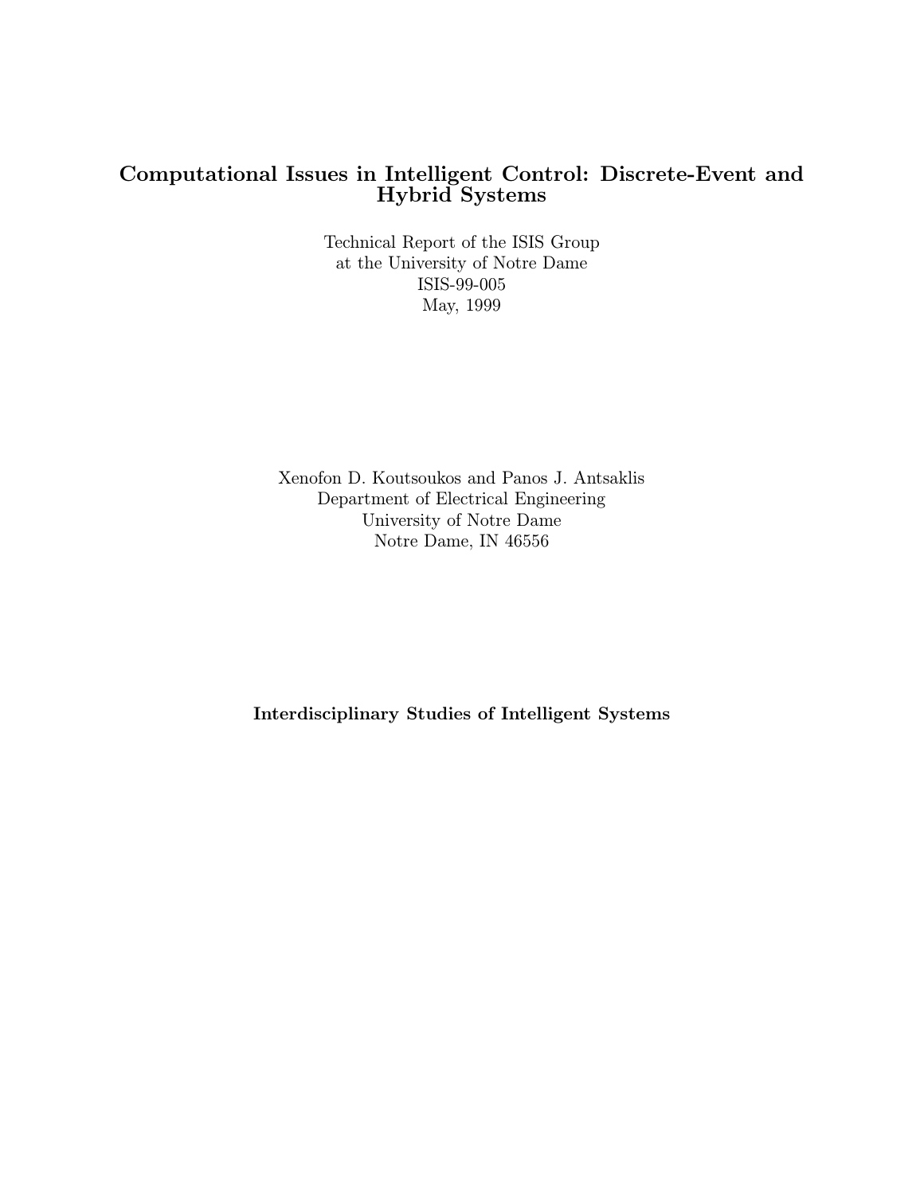# Computational Issues in Intelligent Control: Discrete-Event and Hybrid Systems

Technical Report of the ISIS Group
at the University of Notre Dame
ISIS-99-005
May, 1999

Xenofon D. Koutsoukos and Panos J. Antsaklis
Department of Electrical Engineering
University of Notre Dame
Notre Dame, IN 46556

**Interdisciplinary Studies of Intelligent Systems**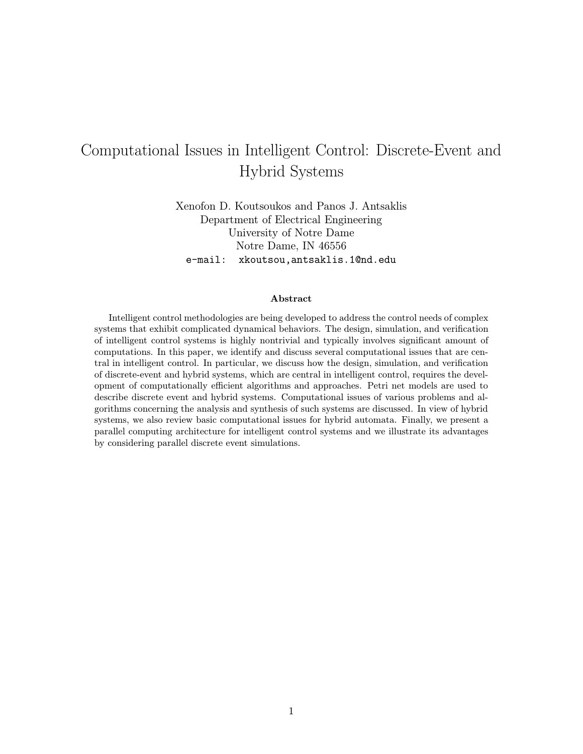# Computational Issues in Intelligent Control: Discrete-Event and Hybrid Systems

Xenofon D. Koutsoukos and Panos J. Antsaklis
Department of Electrical Engineering
University of Notre Dame
Notre Dame, IN 46556
e-mail: xkoutsou,antsaklis.1@nd.edu

### Abstract

Intelligent control methodologies are being developed to address the control needs of complex systems that exhibit complicated dynamical behaviors. The design, simulation, and verification of intelligent control systems is highly nontrivial and typically involves significant amount of computations. In this paper, we identify and discuss several computational issues that are central in intelligent control. In particular, we discuss how the design, simulation, and verification of discrete-event and hybrid systems, which are central in intelligent control, requires the development of computationally efficient algorithms and approaches. Petri net models are used to describe discrete event and hybrid systems. Computational issues of various problems and algorithms concerning the analysis and synthesis of such systems are discussed. In view of hybrid systems, we also review basic computational issues for hybrid automata. Finally, we present a parallel computing architecture for intelligent control systems and we illustrate its advantages by considering parallel discrete event simulations.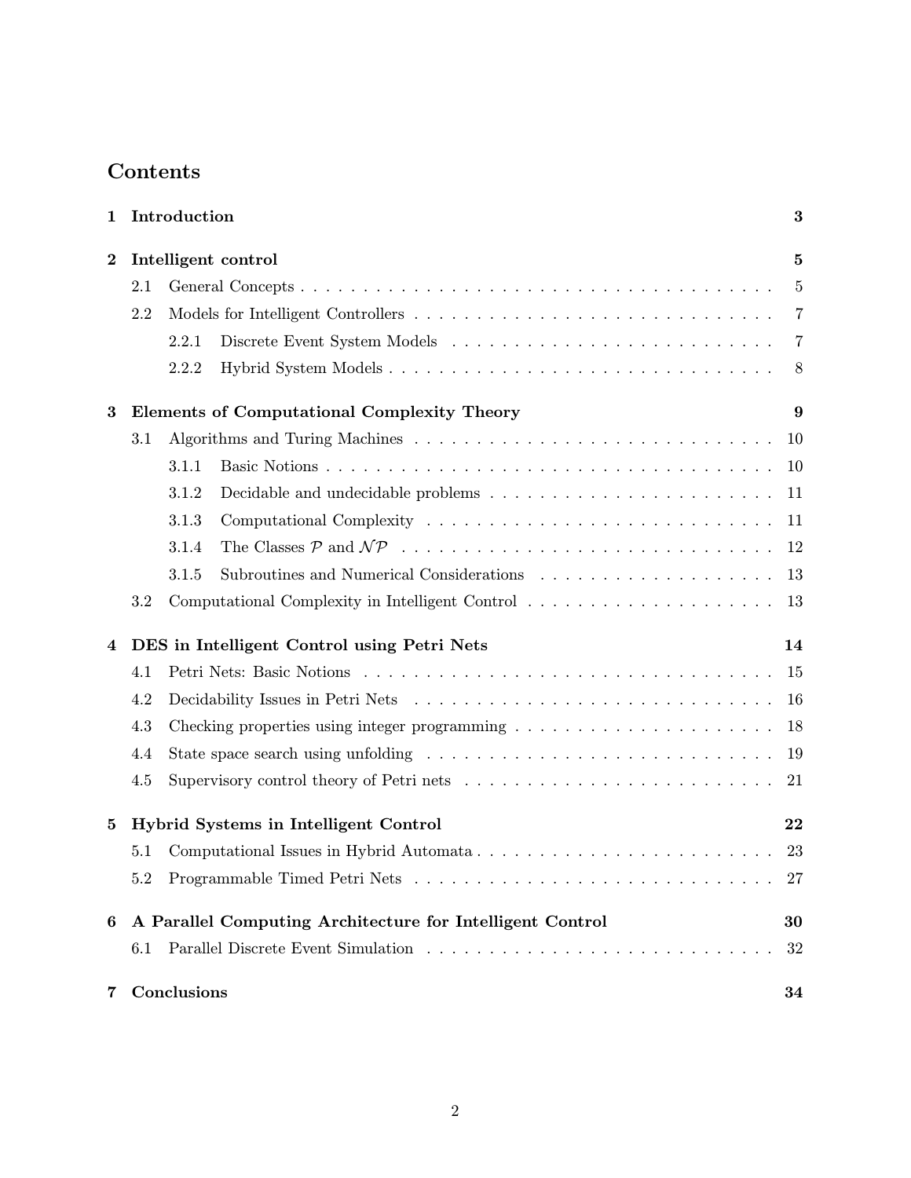# Contents

**1 Introduction** **3**

**2 Intelligent control** **5**

- 2.1 General Concepts . . . 5
- 2.2 Models for Intelligent Controllers . . . 7
  - 2.2.1 Discrete Event System Models . . . 7
  - 2.2.2 Hybrid System Models . . . 8

**3 Elements of Computational Complexity Theory** **9**

- 3.1 Algorithms and Turing Machines . . . 10
  - 3.1.1 Basic Notions . . . 10
  - 3.1.2 Decidable and undecidable problems . . . 11
  - 3.1.3 Computational Complexity . . . 11
  - 3.1.4 The Classes $\mathcal{P}$ and $\mathcal{NP}$ . . . 12
  - 3.1.5 Subroutines and Numerical Considerations . . . 13
- 3.2 Computational Complexity in Intelligent Control . . . 13

**4 DES in Intelligent Control using Petri Nets** **14**

- 4.1 Petri Nets: Basic Notions . . . 15
- 4.2 Decidability Issues in Petri Nets . . . 16
- 4.3 Checking properties using integer programming . . . 18
- 4.4 State space search using unfolding . . . 19
- 4.5 Supervisory control theory of Petri nets . . . 21

**5 Hybrid Systems in Intelligent Control** **22**

- 5.1 Computational Issues in Hybrid Automata . . . 23
- 5.2 Programmable Timed Petri Nets . . . 27

**6 A Parallel Computing Architecture for Intelligent Control** **30**

- 6.1 Parallel Discrete Event Simulation . . . 32

**7 Conclusions** **34**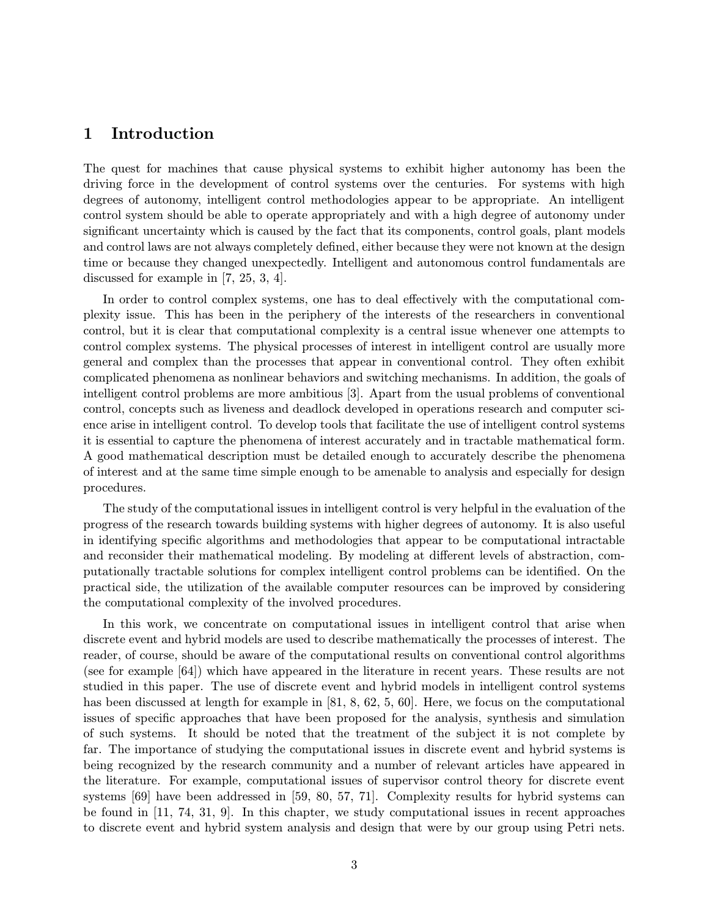# 1 Introduction

The quest for machines that cause physical systems to exhibit higher autonomy has been the driving force in the development of control systems over the centuries. For systems with high degrees of autonomy, intelligent control methodologies appear to be appropriate. An intelligent control system should be able to operate appropriately and with a high degree of autonomy under significant uncertainty which is caused by the fact that its components, control goals, plant models and control laws are not always completely defined, either because they were not known at the design time or because they changed unexpectedly. Intelligent and autonomous control fundamentals are discussed for example in [7, 25, 3, 4].

In order to control complex systems, one has to deal effectively with the computational complexity issue. This has been in the periphery of the interests of the researchers in conventional control, but it is clear that computational complexity is a central issue whenever one attempts to control complex systems. The physical processes of interest in intelligent control are usually more general and complex than the processes that appear in conventional control. They often exhibit complicated phenomena as nonlinear behaviors and switching mechanisms. In addition, the goals of intelligent control problems are more ambitious [3]. Apart from the usual problems of conventional control, concepts such as liveness and deadlock developed in operations research and computer science arise in intelligent control. To develop tools that facilitate the use of intelligent control systems it is essential to capture the phenomena of interest accurately and in tractable mathematical form. A good mathematical description must be detailed enough to accurately describe the phenomena of interest and at the same time simple enough to be amenable to analysis and especially for design procedures.

The study of the computational issues in intelligent control is very helpful in the evaluation of the progress of the research towards building systems with higher degrees of autonomy. It is also useful in identifying specific algorithms and methodologies that appear to be computational intractable and reconsider their mathematical modeling. By modeling at different levels of abstraction, computationally tractable solutions for complex intelligent control problems can be identified. On the practical side, the utilization of the available computer resources can be improved by considering the computational complexity of the involved procedures.

In this work, we concentrate on computational issues in intelligent control that arise when discrete event and hybrid models are used to describe mathematically the processes of interest. The reader, of course, should be aware of the computational results on conventional control algorithms (see for example [64]) which have appeared in the literature in recent years. These results are not studied in this paper. The use of discrete event and hybrid models in intelligent control systems has been discussed at length for example in [81, 8, 62, 5, 60]. Here, we focus on the computational issues of specific approaches that have been proposed for the analysis, synthesis and simulation of such systems. It should be noted that the treatment of the subject it is not complete by far. The importance of studying the computational issues in discrete event and hybrid systems is being recognized by the research community and a number of relevant articles have appeared in the literature. For example, computational issues of supervisor control theory for discrete event systems [69] have been addressed in [59, 80, 57, 71]. Complexity results for hybrid systems can be found in [11, 74, 31, 9]. In this chapter, we study computational issues in recent approaches to discrete event and hybrid system analysis and design that were by our group using Petri nets.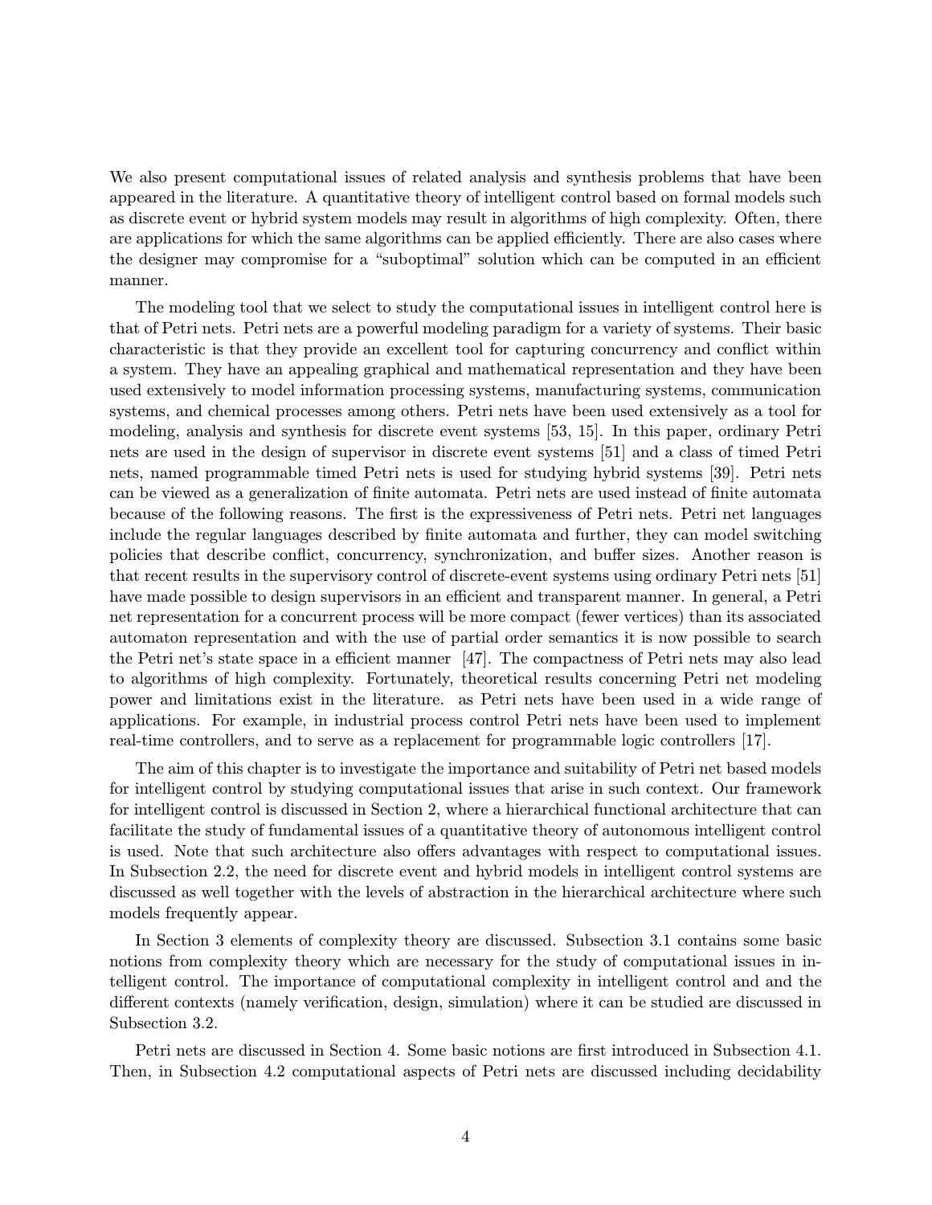We also present computational issues of related analysis and synthesis problems that have been appeared in the literature. A quantitative theory of intelligent control based on formal models such as discrete event or hybrid system models may result in algorithms of high complexity. Often, there are applications for which the same algorithms can be applied efficiently. There are also cases where the designer may compromise for a "suboptimal" solution which can be computed in an efficient manner.

The modeling tool that we select to study the computational issues in intelligent control here is that of Petri nets. Petri nets are a powerful modeling paradigm for a variety of systems. Their basic characteristic is that they provide an excellent tool for capturing concurrency and conflict within a system. They have an appealing graphical and mathematical representation and they have been used extensively to model information processing systems, manufacturing systems, communication systems, and chemical processes among others. Petri nets have been used extensively as a tool for modeling, analysis and synthesis for discrete event systems [53, 15]. In this paper, ordinary Petri nets are used in the design of supervisor in discrete event systems [51] and a class of timed Petri nets, named programmable timed Petri nets is used for studying hybrid systems [39]. Petri nets can be viewed as a generalization of finite automata. Petri nets are used instead of finite automata because of the following reasons. The first is the expressiveness of Petri nets. Petri net languages include the regular languages described by finite automata and further, they can model switching policies that describe conflict, concurrency, synchronization, and buffer sizes. Another reason is that recent results in the supervisory control of discrete-event systems using ordinary Petri nets [51] have made possible to design supervisors in an efficient and transparent manner. In general, a Petri net representation for a concurrent process will be more compact (fewer vertices) than its associated automaton representation and with the use of partial order semantics it is now possible to search the Petri net's state space in a efficient manner [47]. The compactness of Petri nets may also lead to algorithms of high complexity. Fortunately, theoretical results concerning Petri net modeling power and limitations exist in the literature. as Petri nets have been used in a wide range of applications. For example, in industrial process control Petri nets have been used to implement real-time controllers, and to serve as a replacement for programmable logic controllers [17].

The aim of this chapter is to investigate the importance and suitability of Petri net based models for intelligent control by studying computational issues that arise in such context. Our framework for intelligent control is discussed in Section 2, where a hierarchical functional architecture that can facilitate the study of fundamental issues of a quantitative theory of autonomous intelligent control is used. Note that such architecture also offers advantages with respect to computational issues. In Subsection 2.2, the need for discrete event and hybrid models in intelligent control systems are discussed as well together with the levels of abstraction in the hierarchical architecture where such models frequently appear.

In Section 3 elements of complexity theory are discussed. Subsection 3.1 contains some basic notions from complexity theory which are necessary for the study of computational issues in intelligent control. The importance of computational complexity in intelligent control and and the different contexts (namely verification, design, simulation) where it can be studied are discussed in Subsection 3.2.

Petri nets are discussed in Section 4. Some basic notions are first introduced in Subsection 4.1. Then, in Subsection 4.2 computational aspects of Petri nets are discussed including decidability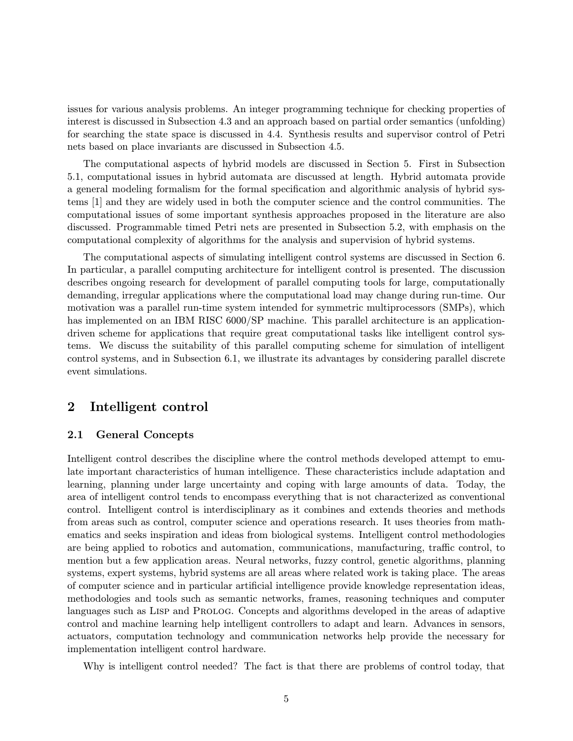issues for various analysis problems. An integer programming technique for checking properties of interest is discussed in Subsection 4.3 and an approach based on partial order semantics (unfolding) for searching the state space is discussed in 4.4. Synthesis results and supervisor control of Petri nets based on place invariants are discussed in Subsection 4.5.

The computational aspects of hybrid models are discussed in Section 5. First in Subsection 5.1, computational issues in hybrid automata are discussed at length. Hybrid automata provide a general modeling formalism for the formal specification and algorithmic analysis of hybrid systems [1] and they are widely used in both the computer science and the control communities. The computational issues of some important synthesis approaches proposed in the literature are also discussed. Programmable timed Petri nets are presented in Subsection 5.2, with emphasis on the computational complexity of algorithms for the analysis and supervision of hybrid systems.

The computational aspects of simulating intelligent control systems are discussed in Section 6. In particular, a parallel computing architecture for intelligent control is presented. The discussion describes ongoing research for development of parallel computing tools for large, computationally demanding, irregular applications where the computational load may change during run-time. Our motivation was a parallel run-time system intended for symmetric multiprocessors (SMPs), which has implemented on an IBM RISC 6000/SP machine. This parallel architecture is an application-driven scheme for applications that require great computational tasks like intelligent control systems. We discuss the suitability of this parallel computing scheme for simulation of intelligent control systems, and in Subsection 6.1, we illustrate its advantages by considering parallel discrete event simulations.

## 2 Intelligent control

### 2.1 General Concepts

Intelligent control describes the discipline where the control methods developed attempt to emulate important characteristics of human intelligence. These characteristics include adaptation and learning, planning under large uncertainty and coping with large amounts of data. Today, the area of intelligent control tends to encompass everything that is not characterized as conventional control. Intelligent control is interdisciplinary as it combines and extends theories and methods from areas such as control, computer science and operations research. It uses theories from mathematics and seeks inspiration and ideas from biological systems. Intelligent control methodologies are being applied to robotics and automation, communications, manufacturing, traffic control, to mention but a few application areas. Neural networks, fuzzy control, genetic algorithms, planning systems, expert systems, hybrid systems are all areas where related work is taking place. The areas of computer science and in particular artificial intelligence provide knowledge representation ideas, methodologies and tools such as semantic networks, frames, reasoning techniques and computer languages such as Lisp and Prolog. Concepts and algorithms developed in the areas of adaptive control and machine learning help intelligent controllers to adapt and learn. Advances in sensors, actuators, computation technology and communication networks help provide the necessary for implementation intelligent control hardware.

Why is intelligent control needed? The fact is that there are problems of control today, that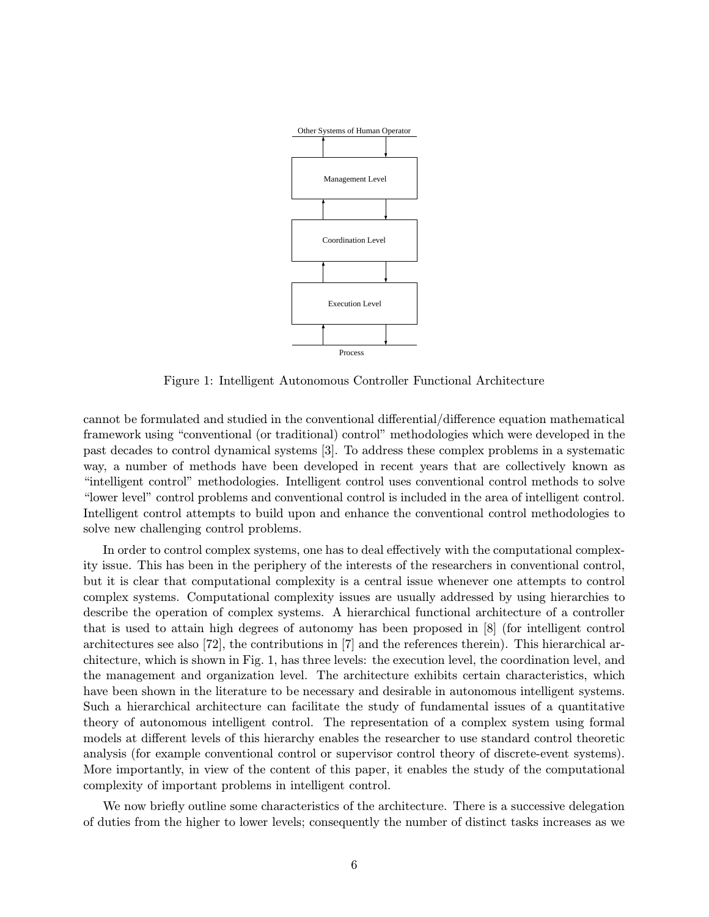Other Systems of Human Operator

Management Level

Coordination Level

Execution Level

Process

Figure 1: Intelligent Autonomous Controller Functional Architecture

cannot be formulated and studied in the conventional differential/difference equation mathematical framework using "conventional (or traditional) control" methodologies which were developed in the past decades to control dynamical systems [3]. To address these complex problems in a systematic way, a number of methods have been developed in recent years that are collectively known as "intelligent control" methodologies. Intelligent control uses conventional control methods to solve "lower level" control problems and conventional control is included in the area of intelligent control. Intelligent control attempts to build upon and enhance the conventional control methodologies to solve new challenging control problems.

In order to control complex systems, one has to deal effectively with the computational complexity issue. This has been in the periphery of the interests of the researchers in conventional control, but it is clear that computational complexity is a central issue whenever one attempts to control complex systems. Computational complexity issues are usually addressed by using hierarchies to describe the operation of complex systems. A hierarchical functional architecture of a controller that is used to attain high degrees of autonomy has been proposed in [8] (for intelligent control architectures see also [72], the contributions in [7] and the references therein). This hierarchical architecture, which is shown in Fig. 1, has three levels: the execution level, the coordination level, and the management and organization level. The architecture exhibits certain characteristics, which have been shown in the literature to be necessary and desirable in autonomous intelligent systems. Such a hierarchical architecture can facilitate the study of fundamental issues of a quantitative theory of autonomous intelligent control. The representation of a complex system using formal models at different levels of this hierarchy enables the researcher to use standard control theoretic analysis (for example conventional control or supervisor control theory of discrete-event systems). More importantly, in view of the content of this paper, it enables the study of the computational complexity of important problems in intelligent control.

We now briefly outline some characteristics of the architecture. There is a successive delegation of duties from the higher to lower levels; consequently the number of distinct tasks increases as we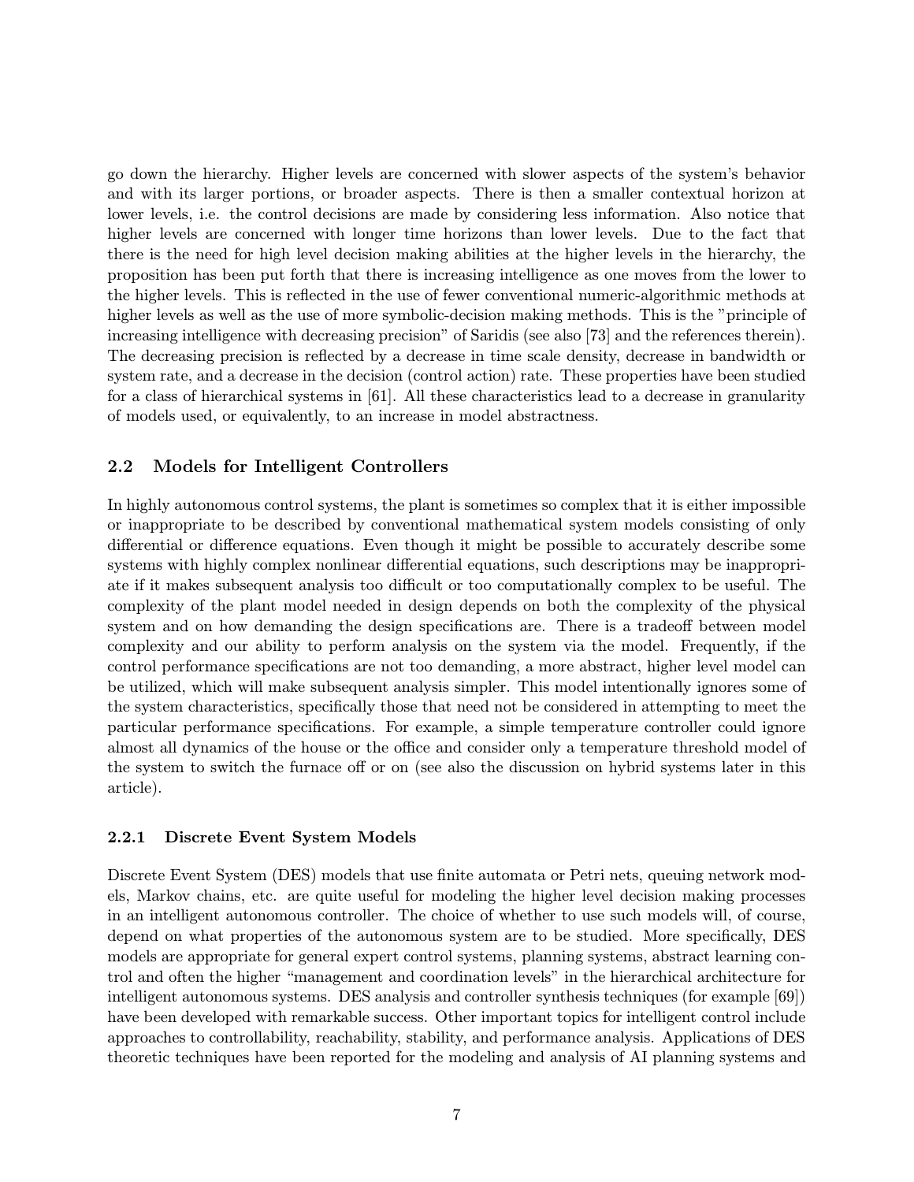go down the hierarchy. Higher levels are concerned with slower aspects of the system's behavior and with its larger portions, or broader aspects. There is then a smaller contextual horizon at lower levels, i.e. the control decisions are made by considering less information. Also notice that higher levels are concerned with longer time horizons than lower levels. Due to the fact that there is the need for high level decision making abilities at the higher levels in the hierarchy, the proposition has been put forth that there is increasing intelligence as one moves from the lower to the higher levels. This is reflected in the use of fewer conventional numeric-algorithmic methods at higher levels as well as the use of more symbolic-decision making methods. This is the "principle of increasing intelligence with decreasing precision" of Saridis (see also [73] and the references therein). The decreasing precision is reflected by a decrease in time scale density, decrease in bandwidth or system rate, and a decrease in the decision (control action) rate. These properties have been studied for a class of hierarchical systems in [61]. All these characteristics lead to a decrease in granularity of models used, or equivalently, to an increase in model abstractness.

## 2.2 Models for Intelligent Controllers

In highly autonomous control systems, the plant is sometimes so complex that it is either impossible or inappropriate to be described by conventional mathematical system models consisting of only differential or difference equations. Even though it might be possible to accurately describe some systems with highly complex nonlinear differential equations, such descriptions may be inappropriate if it makes subsequent analysis too difficult or too computationally complex to be useful. The complexity of the plant model needed in design depends on both the complexity of the physical system and on how demanding the design specifications are. There is a tradeoff between model complexity and our ability to perform analysis on the system via the model. Frequently, if the control performance specifications are not too demanding, a more abstract, higher level model can be utilized, which will make subsequent analysis simpler. This model intentionally ignores some of the system characteristics, specifically those that need not be considered in attempting to meet the particular performance specifications. For example, a simple temperature controller could ignore almost all dynamics of the house or the office and consider only a temperature threshold model of the system to switch the furnace off or on (see also the discussion on hybrid systems later in this article).

### 2.2.1 Discrete Event System Models

Discrete Event System (DES) models that use finite automata or Petri nets, queuing network models, Markov chains, etc. are quite useful for modeling the higher level decision making processes in an intelligent autonomous controller. The choice of whether to use such models will, of course, depend on what properties of the autonomous system are to be studied. More specifically, DES models are appropriate for general expert control systems, planning systems, abstract learning control and often the higher "management and coordination levels" in the hierarchical architecture for intelligent autonomous systems. DES analysis and controller synthesis techniques (for example [69]) have been developed with remarkable success. Other important topics for intelligent control include approaches to controllability, reachability, stability, and performance analysis. Applications of DES theoretic techniques have been reported for the modeling and analysis of AI planning systems and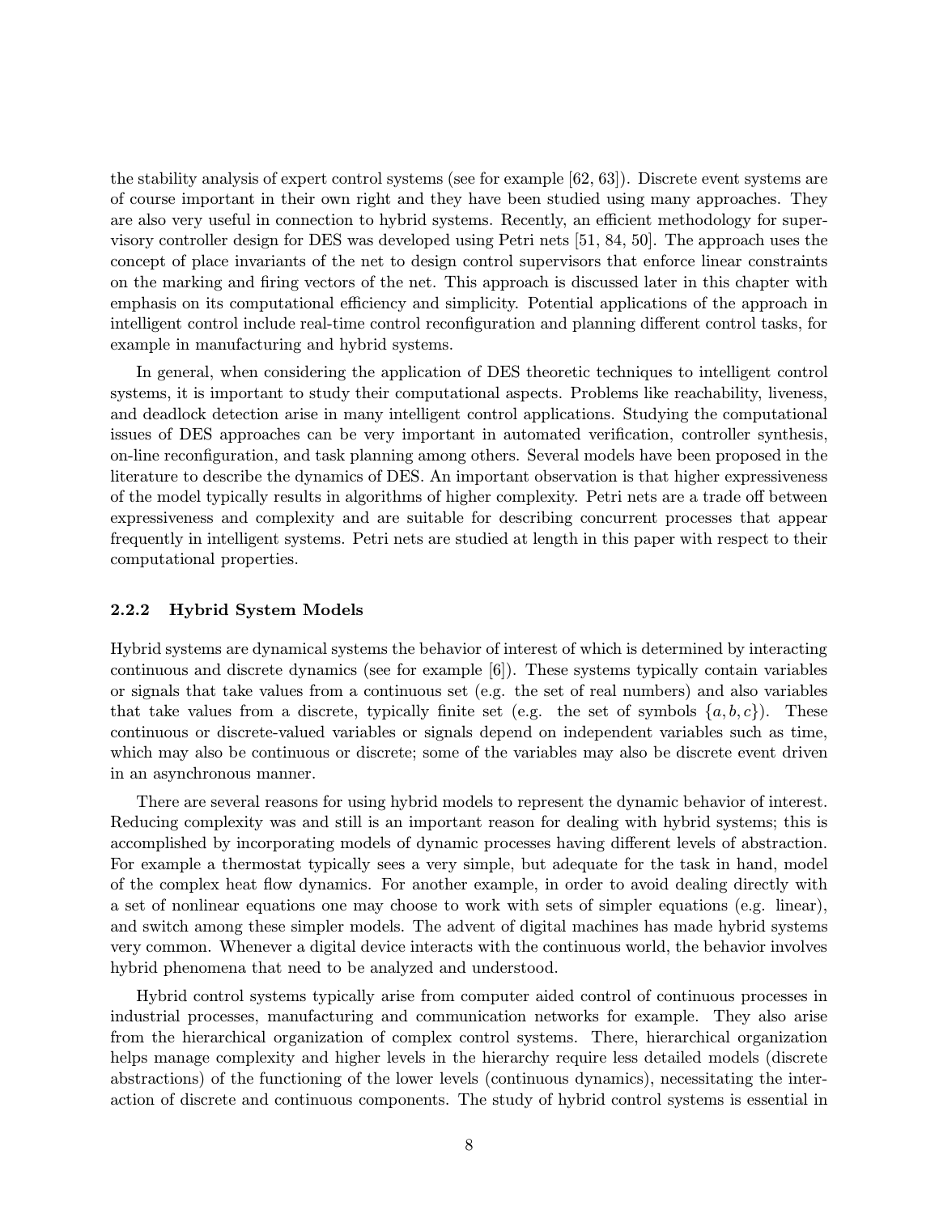the stability analysis of expert control systems (see for example [62, 63]). Discrete event systems are of course important in their own right and they have been studied using many approaches. They are also very useful in connection to hybrid systems. Recently, an efficient methodology for supervisory controller design for DES was developed using Petri nets [51, 84, 50]. The approach uses the concept of place invariants of the net to design control supervisors that enforce linear constraints on the marking and firing vectors of the net. This approach is discussed later in this chapter with emphasis on its computational efficiency and simplicity. Potential applications of the approach in intelligent control include real-time control reconfiguration and planning different control tasks, for example in manufacturing and hybrid systems.

In general, when considering the application of DES theoretic techniques to intelligent control systems, it is important to study their computational aspects. Problems like reachability, liveness, and deadlock detection arise in many intelligent control applications. Studying the computational issues of DES approaches can be very important in automated verification, controller synthesis, on-line reconfiguration, and task planning among others. Several models have been proposed in the literature to describe the dynamics of DES. An important observation is that higher expressiveness of the model typically results in algorithms of higher complexity. Petri nets are a trade off between expressiveness and complexity and are suitable for describing concurrent processes that appear frequently in intelligent systems. Petri nets are studied at length in this paper with respect to their computational properties.

### 2.2.2 Hybrid System Models

Hybrid systems are dynamical systems the behavior of interest of which is determined by interacting continuous and discrete dynamics (see for example [6]). These systems typically contain variables or signals that take values from a continuous set (e.g. the set of real numbers) and also variables that take values from a discrete, typically finite set (e.g. the set of symbols $\{a, b, c\}$). These continuous or discrete-valued variables or signals depend on independent variables such as time, which may also be continuous or discrete; some of the variables may also be discrete event driven in an asynchronous manner.

There are several reasons for using hybrid models to represent the dynamic behavior of interest. Reducing complexity was and still is an important reason for dealing with hybrid systems; this is accomplished by incorporating models of dynamic processes having different levels of abstraction. For example a thermostat typically sees a very simple, but adequate for the task in hand, model of the complex heat flow dynamics. For another example, in order to avoid dealing directly with a set of nonlinear equations one may choose to work with sets of simpler equations (e.g. linear), and switch among these simpler models. The advent of digital machines has made hybrid systems very common. Whenever a digital device interacts with the continuous world, the behavior involves hybrid phenomena that need to be analyzed and understood.

Hybrid control systems typically arise from computer aided control of continuous processes in industrial processes, manufacturing and communication networks for example. They also arise from the hierarchical organization of complex control systems. There, hierarchical organization helps manage complexity and higher levels in the hierarchy require less detailed models (discrete abstractions) of the functioning of the lower levels (continuous dynamics), necessitating the interaction of discrete and continuous components. The study of hybrid control systems is essential in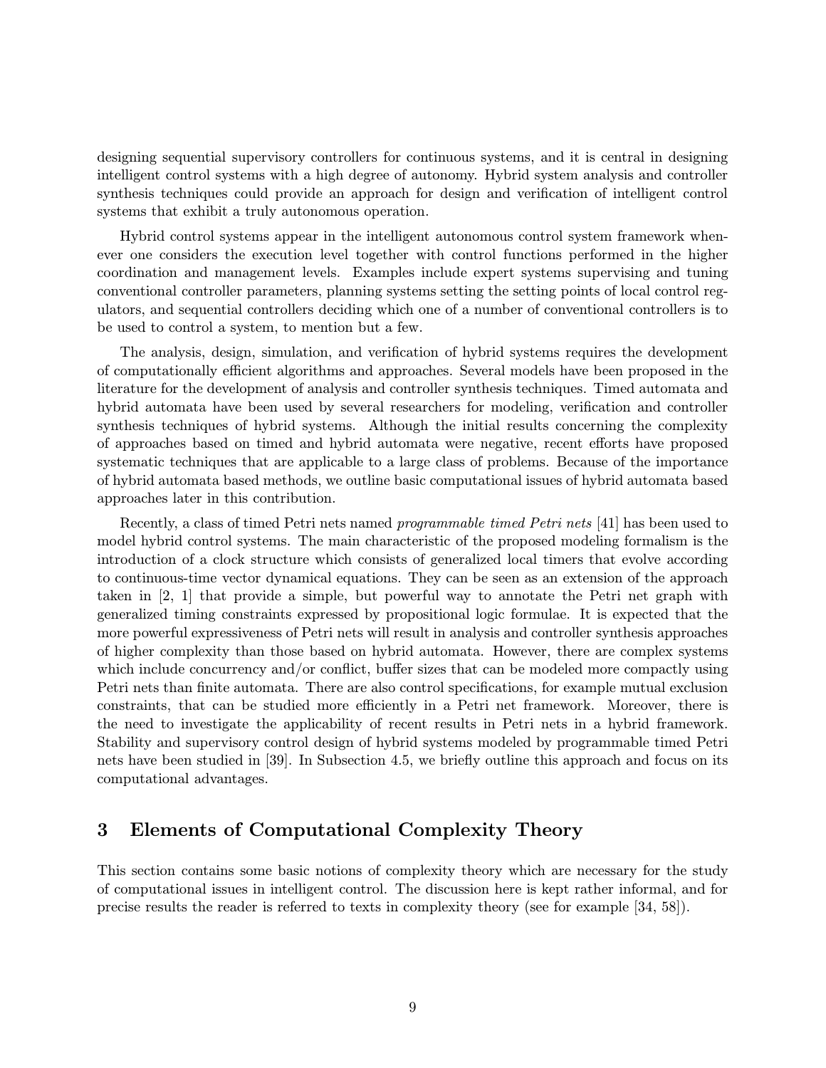designing sequential supervisory controllers for continuous systems, and it is central in designing intelligent control systems with a high degree of autonomy. Hybrid system analysis and controller synthesis techniques could provide an approach for design and verification of intelligent control systems that exhibit a truly autonomous operation.

Hybrid control systems appear in the intelligent autonomous control system framework whenever one considers the execution level together with control functions performed in the higher coordination and management levels. Examples include expert systems supervising and tuning conventional controller parameters, planning systems setting the setting points of local control regulators, and sequential controllers deciding which one of a number of conventional controllers is to be used to control a system, to mention but a few.

The analysis, design, simulation, and verification of hybrid systems requires the development of computationally efficient algorithms and approaches. Several models have been proposed in the literature for the development of analysis and controller synthesis techniques. Timed automata and hybrid automata have been used by several researchers for modeling, verification and controller synthesis techniques of hybrid systems. Although the initial results concerning the complexity of approaches based on timed and hybrid automata were negative, recent efforts have proposed systematic techniques that are applicable to a large class of problems. Because of the importance of hybrid automata based methods, we outline basic computational issues of hybrid automata based approaches later in this contribution.

Recently, a class of timed Petri nets named *programmable timed Petri nets* [41] has been used to model hybrid control systems. The main characteristic of the proposed modeling formalism is the introduction of a clock structure which consists of generalized local timers that evolve according to continuous-time vector dynamical equations. They can be seen as an extension of the approach taken in [2, 1] that provide a simple, but powerful way to annotate the Petri net graph with generalized timing constraints expressed by propositional logic formulae. It is expected that the more powerful expressiveness of Petri nets will result in analysis and controller synthesis approaches of higher complexity than those based on hybrid automata. However, there are complex systems which include concurrency and/or conflict, buffer sizes that can be modeled more compactly using Petri nets than finite automata. There are also control specifications, for example mutual exclusion constraints, that can be studied more efficiently in a Petri net framework. Moreover, there is the need to investigate the applicability of recent results in Petri nets in a hybrid framework. Stability and supervisory control design of hybrid systems modeled by programmable timed Petri nets have been studied in [39]. In Subsection 4.5, we briefly outline this approach and focus on its computational advantages.

## 3 Elements of Computational Complexity Theory

This section contains some basic notions of complexity theory which are necessary for the study of computational issues in intelligent control. The discussion here is kept rather informal, and for precise results the reader is referred to texts in complexity theory (see for example [34, 58]).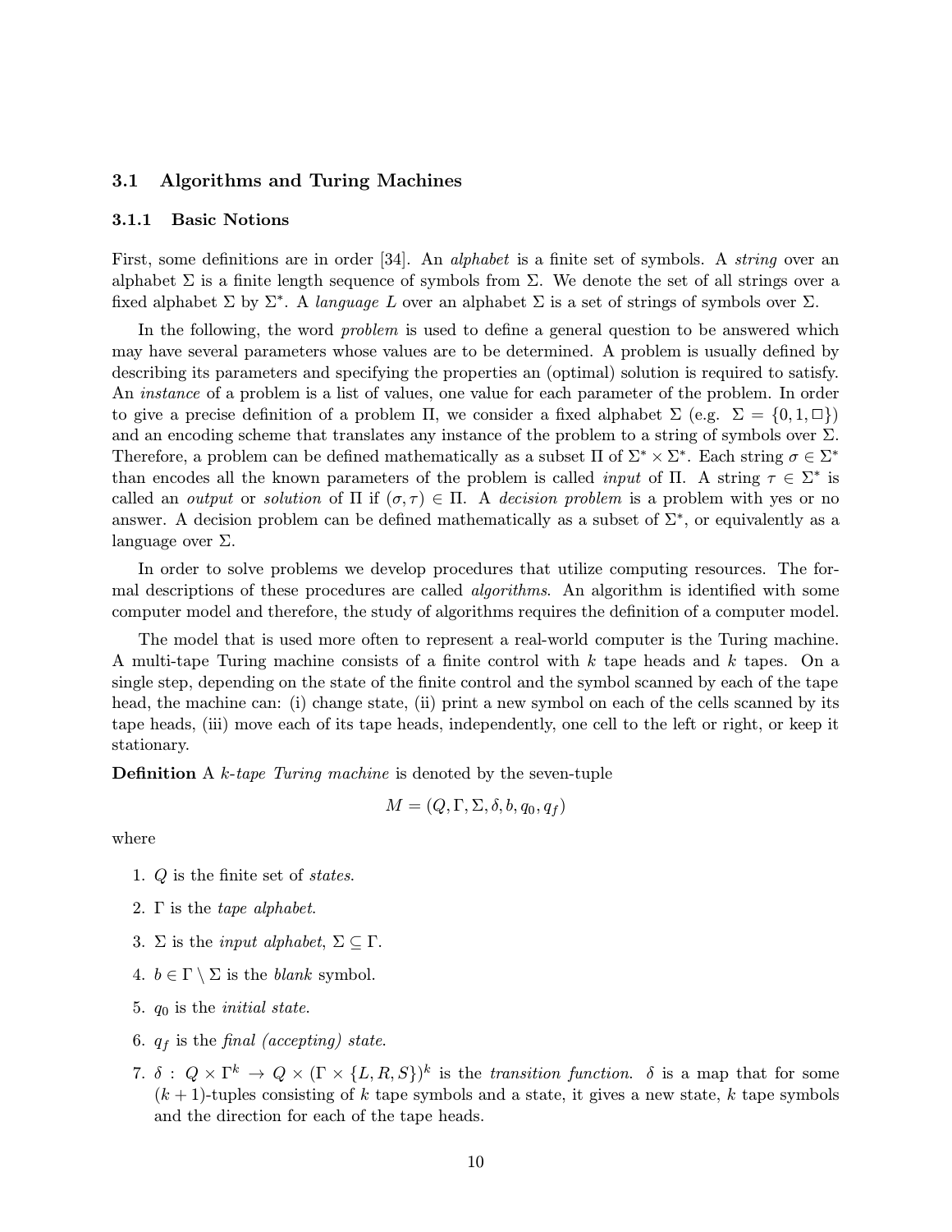## 3.1 Algorithms and Turing Machines

### 3.1.1 Basic Notions

First, some definitions are in order [34]. An *alphabet* is a finite set of symbols. A *string* over an alphabet $\Sigma$ is a finite length sequence of symbols from $\Sigma$. We denote the set of all strings over a fixed alphabet $\Sigma$ by $\Sigma^*$. A *language* $L$ over an alphabet $\Sigma$ is a set of strings of symbols over $\Sigma$.

In the following, the word *problem* is used to define a general question to be answered which may have several parameters whose values are to be determined. A problem is usually defined by describing its parameters and specifying the properties an (optimal) solution is required to satisfy. An *instance* of a problem is a list of values, one value for each parameter of the problem. In order to give a precise definition of a problem $\Pi$, we consider a fixed alphabet $\Sigma$ (e.g. $\Sigma = \{0, 1, \Box\}$) and an encoding scheme that translates any instance of the problem to a string of symbols over $\Sigma$. Therefore, a problem can be defined mathematically as a subset $\Pi$ of $\Sigma^* \times \Sigma^*$. Each string $\sigma \in \Sigma^*$ than encodes all the known parameters of the problem is called *input* of $\Pi$. A string $\tau \in \Sigma^*$ is called an *output* or *solution* of $\Pi$ if $(\sigma, \tau) \in \Pi$. A *decision problem* is a problem with yes or no answer. A decision problem can be defined mathematically as a subset of $\Sigma^*$, or equivalently as a language over $\Sigma$.

In order to solve problems we develop procedures that utilize computing resources. The formal descriptions of these procedures are called *algorithms*. An algorithm is identified with some computer model and therefore, the study of algorithms requires the definition of a computer model.

The model that is used more often to represent a real-world computer is the Turing machine. A multi-tape Turing machine consists of a finite control with $k$ tape heads and $k$ tapes. On a single step, depending on the state of the finite control and the symbol scanned by each of the tape head, the machine can: (i) change state, (ii) print a new symbol on each of the cells scanned by its tape heads, (iii) move each of its tape heads, independently, one cell to the left or right, or keep it stationary.

**Definition** A *k-tape Turing machine* is denoted by the seven-tuple

$$M = (Q, \Gamma, \Sigma, \delta, b, q_0, q_f)$$

where

1. $Q$ is the finite set of *states*.
2. $\Gamma$ is the *tape alphabet*.
3. $\Sigma$ is the *input alphabet*, $\Sigma \subseteq \Gamma$.
4. $b \in \Gamma \setminus \Sigma$ is the *blank* symbol.
5. $q_0$ is the *initial state*.
6. $q_f$ is the *final (accepting) state*.
7. $\delta : Q \times \Gamma^k \to Q \times (\Gamma \times \{L, R, S\})^k$ is the *transition function*. $\delta$ is a map that for some $(k+1)$-tuples consisting of $k$ tape symbols and a state, it gives a new state, $k$ tape symbols and the direction for each of the tape heads.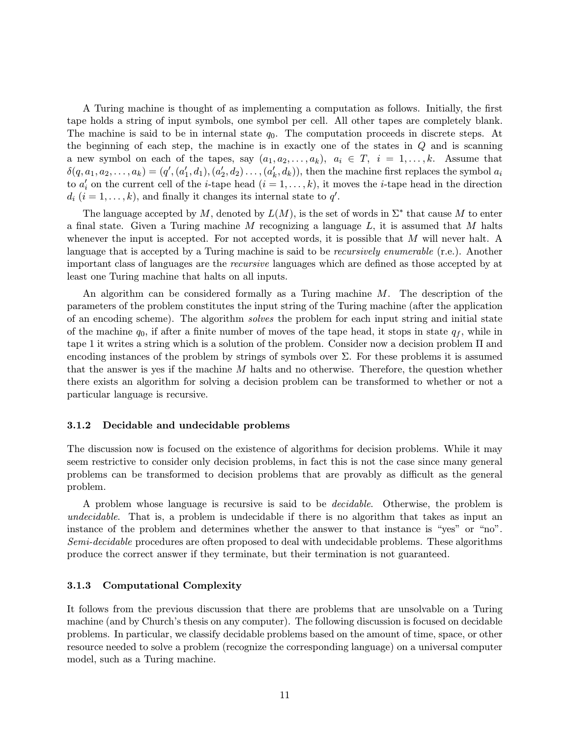A Turing machine is thought of as implementing a computation as follows. Initially, the first tape holds a string of input symbols, one symbol per cell. All other tapes are completely blank. The machine is said to be in internal state $q_0$. The computation proceeds in discrete steps. At the beginning of each step, the machine is in exactly one of the states in $Q$ and is scanning a new symbol on each of the tapes, say $(a_1, a_2, \ldots, a_k)$, $a_i \in T$, $i = 1, \ldots, k$. Assume that $\delta(q, a_1, a_2, \ldots, a_k) = (q', (a_1', d_1), (a_2', d_2) \ldots, (a_k', d_k))$, then the machine first replaces the symbol $a_i$ to $a_i'$ on the current cell of the $i$-tape head $(i = 1, \ldots, k)$, it moves the $i$-tape head in the direction $d_i$ $(i = 1, \ldots, k)$, and finally it changes its internal state to $q'$.

The language accepted by $M$, denoted by $L(M)$, is the set of words in $\Sigma^*$ that cause $M$ to enter a final state. Given a Turing machine $M$ recognizing a language $L$, it is assumed that $M$ halts whenever the input is accepted. For not accepted words, it is possible that $M$ will never halt. A language that is accepted by a Turing machine is said to be *recursively enumerable* (r.e.). Another important class of languages are the *recursive* languages which are defined as those accepted by at least one Turing machine that halts on all inputs.

An algorithm can be considered formally as a Turing machine $M$. The description of the parameters of the problem constitutes the input string of the Turing machine (after the application of an encoding scheme). The algorithm *solves* the problem for each input string and initial state of the machine $q_0$, if after a finite number of moves of the tape head, it stops in state $q_f$, while in tape 1 it writes a string which is a solution of the problem. Consider now a decision problem $\Pi$ and encoding instances of the problem by strings of symbols over $\Sigma$. For these problems it is assumed that the answer is yes if the machine $M$ halts and no otherwise. Therefore, the question whether there exists an algorithm for solving a decision problem can be transformed to whether or not a particular language is recursive.

### 3.1.2 Decidable and undecidable problems

The discussion now is focused on the existence of algorithms for decision problems. While it may seem restrictive to consider only decision problems, in fact this is not the case since many general problems can be transformed to decision problems that are provably as difficult as the general problem.

A problem whose language is recursive is said to be *decidable*. Otherwise, the problem is *undecidable*. That is, a problem is undecidable if there is no algorithm that takes as input an instance of the problem and determines whether the answer to that instance is "yes" or "no". *Semi-decidable* procedures are often proposed to deal with undecidable problems. These algorithms produce the correct answer if they terminate, but their termination is not guaranteed.

### 3.1.3 Computational Complexity

It follows from the previous discussion that there are problems that are unsolvable on a Turing machine (and by Church's thesis on any computer). The following discussion is focused on decidable problems. In particular, we classify decidable problems based on the amount of time, space, or other resource needed to solve a problem (recognize the corresponding language) on a universal computer model, such as a Turing machine.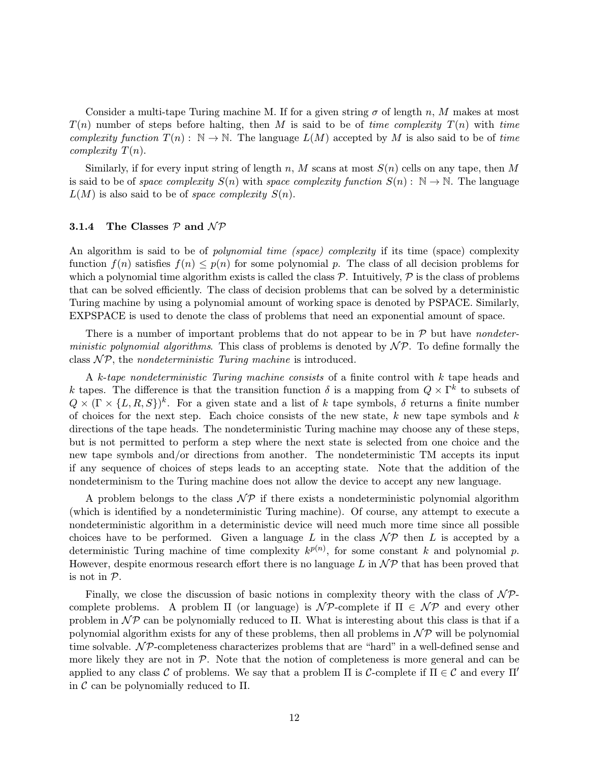Consider a multi-tape Turing machine M. If for a given string $\sigma$ of length $n$, $M$ makes at most $T(n)$ number of steps before halting, then $M$ is said to be of *time complexity* $T(n)$ with *time complexity function* $T(n): \mathbb{N} \rightarrow \mathbb{N}$. The language $L(M)$ accepted by $M$ is also said to be of *time complexity* $T(n)$.

Similarly, if for every input string of length $n$, $M$ scans at most $S(n)$ cells on any tape, then $M$ is said to be of *space complexity* $S(n)$ with *space complexity function* $S(n): \mathbb{N} \rightarrow \mathbb{N}$. The language $L(M)$ is also said to be of *space complexity* $S(n)$.

### 3.1.4 The Classes $\mathcal{P}$ and $\mathcal{NP}$

An algorithm is said to be of *polynomial time (space) complexity* if its time (space) complexity function $f(n)$ satisfies $f(n) \leq p(n)$ for some polynomial $p$. The class of all decision problems for which a polynomial time algorithm exists is called the class $\mathcal{P}$. Intuitively, $\mathcal{P}$ is the class of problems that can be solved efficiently. The class of decision problems that can be solved by a deterministic Turing machine by using a polynomial amount of working space is denoted by PSPACE. Similarly, EXPSPACE is used to denote the class of problems that need an exponential amount of space.

There is a number of important problems that do not appear to be in $\mathcal{P}$ but have *nondeterministic polynomial algorithms*. This class of problems is denoted by $\mathcal{NP}$. To define formally the class $\mathcal{NP}$, the *nondeterministic Turing machine* is introduced.

A *k-tape nondeterministic Turing machine consists* of a finite control with $k$ tape heads and $k$ tapes. The difference is that the transition function $\delta$ is a mapping from $Q \times \Gamma^k$ to subsets of $Q \times (\Gamma \times \{L, R, S\})^k$. For a given state and a list of $k$ tape symbols, $\delta$ returns a finite number of choices for the next step. Each choice consists of the new state, $k$ new tape symbols and $k$ directions of the tape heads. The nondeterministic Turing machine may choose any of these steps, but is not permitted to perform a step where the next state is selected from one choice and the new tape symbols and/or directions from another. The nondeterministic TM accepts its input if any sequence of choices of steps leads to an accepting state. Note that the addition of the nondeterminism to the Turing machine does not allow the device to accept any new language.

A problem belongs to the class $\mathcal{NP}$ if there exists a nondeterministic polynomial algorithm (which is identified by a nondeterministic Turing machine). Of course, any attempt to execute a nondeterministic algorithm in a deterministic device will need much more time since all possible choices have to be performed. Given a language $L$ in the class $\mathcal{NP}$ then $L$ is accepted by a deterministic Turing machine of time complexity $k^{p(n)}$, for some constant $k$ and polynomial $p$. However, despite enormous research effort there is no language $L$ in $\mathcal{NP}$ that has been proved that is not in $\mathcal{P}$.

Finally, we close the discussion of basic notions in complexity theory with the class of $\mathcal{NP}$-complete problems. A problem $\Pi$ (or language) is $\mathcal{NP}$-complete if $\Pi \in \mathcal{NP}$ and every other problem in $\mathcal{NP}$ can be polynomially reduced to $\Pi$. What is interesting about this class is that if a polynomial algorithm exists for any of these problems, then all problems in $\mathcal{NP}$ will be polynomial time solvable. $\mathcal{NP}$-completeness characterizes problems that are "hard" in a well-defined sense and more likely they are not in $\mathcal{P}$. Note that the notion of completeness is more general and can be applied to any class $\mathcal{C}$ of problems. We say that a problem $\Pi$ is $\mathcal{C}$-complete if $\Pi \in \mathcal{C}$ and every $\Pi'$ in $\mathcal{C}$ can be polynomially reduced to $\Pi$.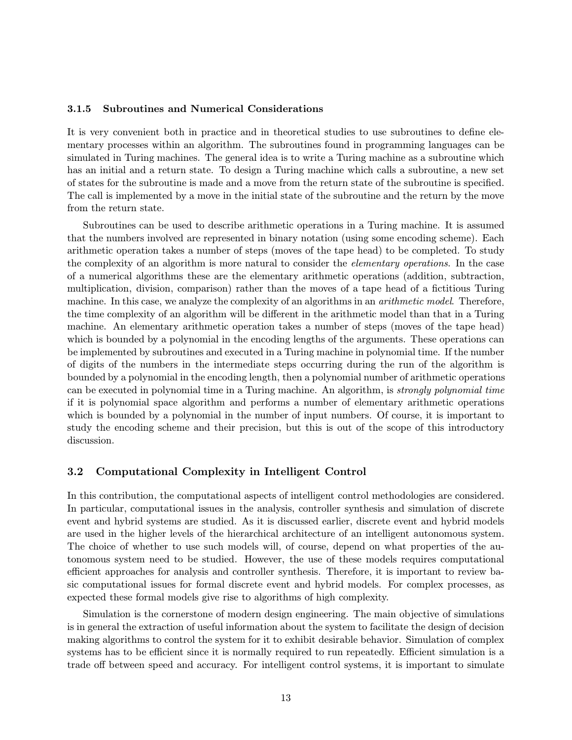### 3.1.5 Subroutines and Numerical Considerations

It is very convenient both in practice and in theoretical studies to use subroutines to define elementary processes within an algorithm. The subroutines found in programming languages can be simulated in Turing machines. The general idea is to write a Turing machine as a subroutine which has an initial and a return state. To design a Turing machine which calls a subroutine, a new set of states for the subroutine is made and a move from the return state of the subroutine is specified. The call is implemented by a move in the initial state of the subroutine and the return by the move from the return state.

Subroutines can be used to describe arithmetic operations in a Turing machine. It is assumed that the numbers involved are represented in binary notation (using some encoding scheme). Each arithmetic operation takes a number of steps (moves of the tape head) to be completed. To study the complexity of an algorithm is more natural to consider the *elementary operations*. In the case of a numerical algorithms these are the elementary arithmetic operations (addition, subtraction, multiplication, division, comparison) rather than the moves of a tape head of a fictitious Turing machine. In this case, we analyze the complexity of an algorithms in an *arithmetic model*. Therefore, the time complexity of an algorithm will be different in the arithmetic model than that in a Turing machine. An elementary arithmetic operation takes a number of steps (moves of the tape head) which is bounded by a polynomial in the encoding lengths of the arguments. These operations can be implemented by subroutines and executed in a Turing machine in polynomial time. If the number of digits of the numbers in the intermediate steps occurring during the run of the algorithm is bounded by a polynomial in the encoding length, then a polynomial number of arithmetic operations can be executed in polynomial time in a Turing machine. An algorithm, is *strongly polynomial time* if it is polynomial space algorithm and performs a number of elementary arithmetic operations which is bounded by a polynomial in the number of input numbers. Of course, it is important to study the encoding scheme and their precision, but this is out of the scope of this introductory discussion.

## 3.2 Computational Complexity in Intelligent Control

In this contribution, the computational aspects of intelligent control methodologies are considered. In particular, computational issues in the analysis, controller synthesis and simulation of discrete event and hybrid systems are studied. As it is discussed earlier, discrete event and hybrid models are used in the higher levels of the hierarchical architecture of an intelligent autonomous system. The choice of whether to use such models will, of course, depend on what properties of the autonomous system need to be studied. However, the use of these models requires computational efficient approaches for analysis and controller synthesis. Therefore, it is important to review basic computational issues for formal discrete event and hybrid models. For complex processes, as expected these formal models give rise to algorithms of high complexity.

Simulation is the cornerstone of modern design engineering. The main objective of simulations is in general the extraction of useful information about the system to facilitate the design of decision making algorithms to control the system for it to exhibit desirable behavior. Simulation of complex systems has to be efficient since it is normally required to run repeatedly. Efficient simulation is a trade off between speed and accuracy. For intelligent control systems, it is important to simulate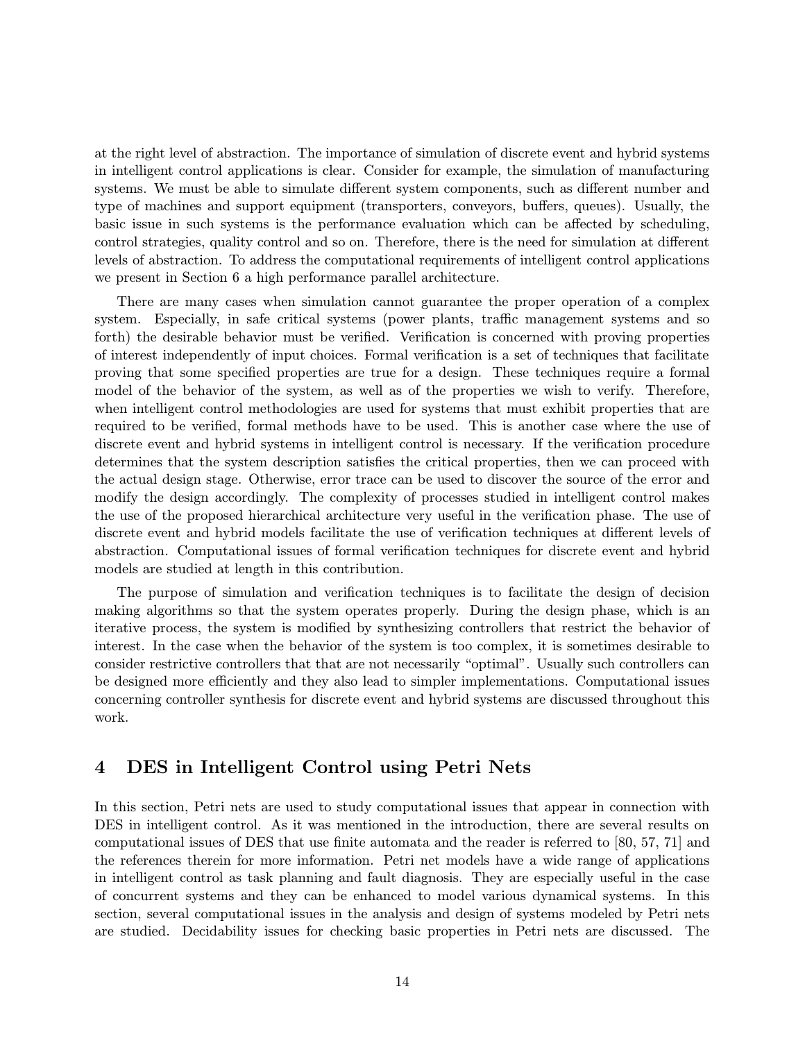at the right level of abstraction. The importance of simulation of discrete event and hybrid systems in intelligent control applications is clear. Consider for example, the simulation of manufacturing systems. We must be able to simulate different system components, such as different number and type of machines and support equipment (transporters, conveyors, buffers, queues). Usually, the basic issue in such systems is the performance evaluation which can be affected by scheduling, control strategies, quality control and so on. Therefore, there is the need for simulation at different levels of abstraction. To address the computational requirements of intelligent control applications we present in Section 6 a high performance parallel architecture.

There are many cases when simulation cannot guarantee the proper operation of a complex system. Especially, in safe critical systems (power plants, traffic management systems and so forth) the desirable behavior must be verified. Verification is concerned with proving properties of interest independently of input choices. Formal verification is a set of techniques that facilitate proving that some specified properties are true for a design. These techniques require a formal model of the behavior of the system, as well as of the properties we wish to verify. Therefore, when intelligent control methodologies are used for systems that must exhibit properties that are required to be verified, formal methods have to be used. This is another case where the use of discrete event and hybrid systems in intelligent control is necessary. If the verification procedure determines that the system description satisfies the critical properties, then we can proceed with the actual design stage. Otherwise, error trace can be used to discover the source of the error and modify the design accordingly. The complexity of processes studied in intelligent control makes the use of the proposed hierarchical architecture very useful in the verification phase. The use of discrete event and hybrid models facilitate the use of verification techniques at different levels of abstraction. Computational issues of formal verification techniques for discrete event and hybrid models are studied at length in this contribution.

The purpose of simulation and verification techniques is to facilitate the design of decision making algorithms so that the system operates properly. During the design phase, which is an iterative process, the system is modified by synthesizing controllers that restrict the behavior of interest. In the case when the behavior of the system is too complex, it is sometimes desirable to consider restrictive controllers that that are not necessarily "optimal". Usually such controllers can be designed more efficiently and they also lead to simpler implementations. Computational issues concerning controller synthesis for discrete event and hybrid systems are discussed throughout this work.

## 4 DES in Intelligent Control using Petri Nets

In this section, Petri nets are used to study computational issues that appear in connection with DES in intelligent control. As it was mentioned in the introduction, there are several results on computational issues of DES that use finite automata and the reader is referred to [80, 57, 71] and the references therein for more information. Petri net models have a wide range of applications in intelligent control as task planning and fault diagnosis. They are especially useful in the case of concurrent systems and they can be enhanced to model various dynamical systems. In this section, several computational issues in the analysis and design of systems modeled by Petri nets are studied. Decidability issues for checking basic properties in Petri nets are discussed. The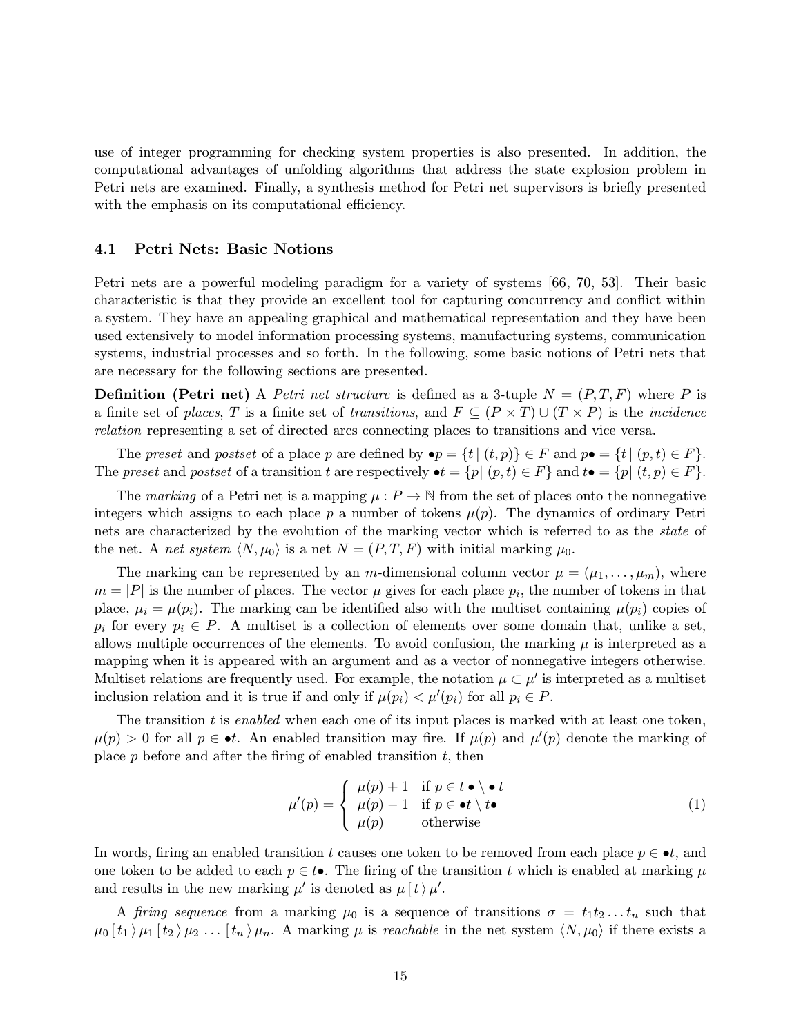use of integer programming for checking system properties is also presented. In addition, the computational advantages of unfolding algorithms that address the state explosion problem in Petri nets are examined. Finally, a synthesis method for Petri net supervisors is briefly presented with the emphasis on its computational efficiency.

### 4.1 Petri Nets: Basic Notions

Petri nets are a powerful modeling paradigm for a variety of systems [66, 70, 53]. Their basic characteristic is that they provide an excellent tool for capturing concurrency and conflict within a system. They have an appealing graphical and mathematical representation and they have been used extensively to model information processing systems, manufacturing systems, communication systems, industrial processes and so forth. In the following, some basic notions of Petri nets that are necessary for the following sections are presented.

**Definition (Petri net)** A *Petri net structure* is defined as a 3-tuple $N = (P, T, F)$ where $P$ is a finite set of *places*, $T$ is a finite set of *transitions*, and $F \subseteq (P \times T) \cup (T \times P)$ is the *incidence relation* representing a set of directed arcs connecting places to transitions and vice versa.

The *preset* and *postset* of a place $p$ are defined by $\bullet p = \{t \,|\, (t,p)\} \in F$ and $p\bullet = \{t \,|\, (p,t) \in F\}$. The *preset* and *postset* of a transition $t$ are respectively $\bullet t = \{p | \, (p,t) \in F\}$ and $t\bullet = \{p | \, (t,p) \in F\}$.

The *marking* of a Petri net is a mapping $\mu : P \rightarrow \mathbb{N}$ from the set of places onto the nonnegative integers which assigns to each place $p$ a number of tokens $\mu(p)$. The dynamics of ordinary Petri nets are characterized by the evolution of the marking vector which is referred to as the *state* of the net. A *net system* $\langle N, \mu_0 \rangle$ is a net $N = (P, T, F)$ with initial marking $\mu_0$.

The marking can be represented by an $m$-dimensional column vector $\mu = (\mu_1, \ldots, \mu_m)$, where $m = |P|$ is the number of places. The vector $\mu$ gives for each place $p_i$, the number of tokens in that place, $\mu_i = \mu(p_i)$. The marking can be identified also with the multiset containing $\mu(p_i)$ copies of $p_i$ for every $p_i \in P$. A multiset is a collection of elements over some domain that, unlike a set, allows multiple occurrences of the elements. To avoid confusion, the marking $\mu$ is interpreted as a mapping when it is appeared with an argument and as a vector of nonnegative integers otherwise. Multiset relations are frequently used. For example, the notation $\mu \subset \mu'$ is interpreted as a multiset inclusion relation and it is true if and only if $\mu(p_i) < \mu'(p_i)$ for all $p_i \in P$.

The transition $t$ is *enabled* when each one of its input places is marked with at least one token, $\mu(p) > 0$ for all $p \in \bullet t$. An enabled transition may fire. If $\mu(p)$ and $\mu'(p)$ denote the marking of place $p$ before and after the firing of enabled transition $t$, then

$$\mu'(p) = \begin{cases} \mu(p) + 1 & \text{if } p \in t\bullet \setminus \bullet\, t \\ \mu(p) - 1 & \text{if } p \in \bullet t \setminus t\bullet \\ \mu(p) & \text{otherwise} \end{cases} \tag{1}$$

In words, firing an enabled transition $t$ causes one token to be removed from each place $p \in \bullet t$, and one token to be added to each $p \in t\bullet$. The firing of the transition $t$ which is enabled at marking $\mu$ and results in the new marking $\mu'$ is denoted as $\mu\,[\,t\,\rangle\,\mu'$.

A *firing sequence* from a marking $\mu_0$ is a sequence of transitions $\sigma = t_1 t_2 \ldots t_n$ such that $\mu_0\,[\,t_1\,\rangle\,\mu_1\,[\,t_2\,\rangle\,\mu_2 \ldots [\,t_n\,\rangle\,\mu_n$. A marking $\mu$ is *reachable* in the net system $\langle N, \mu_0 \rangle$ if there exists a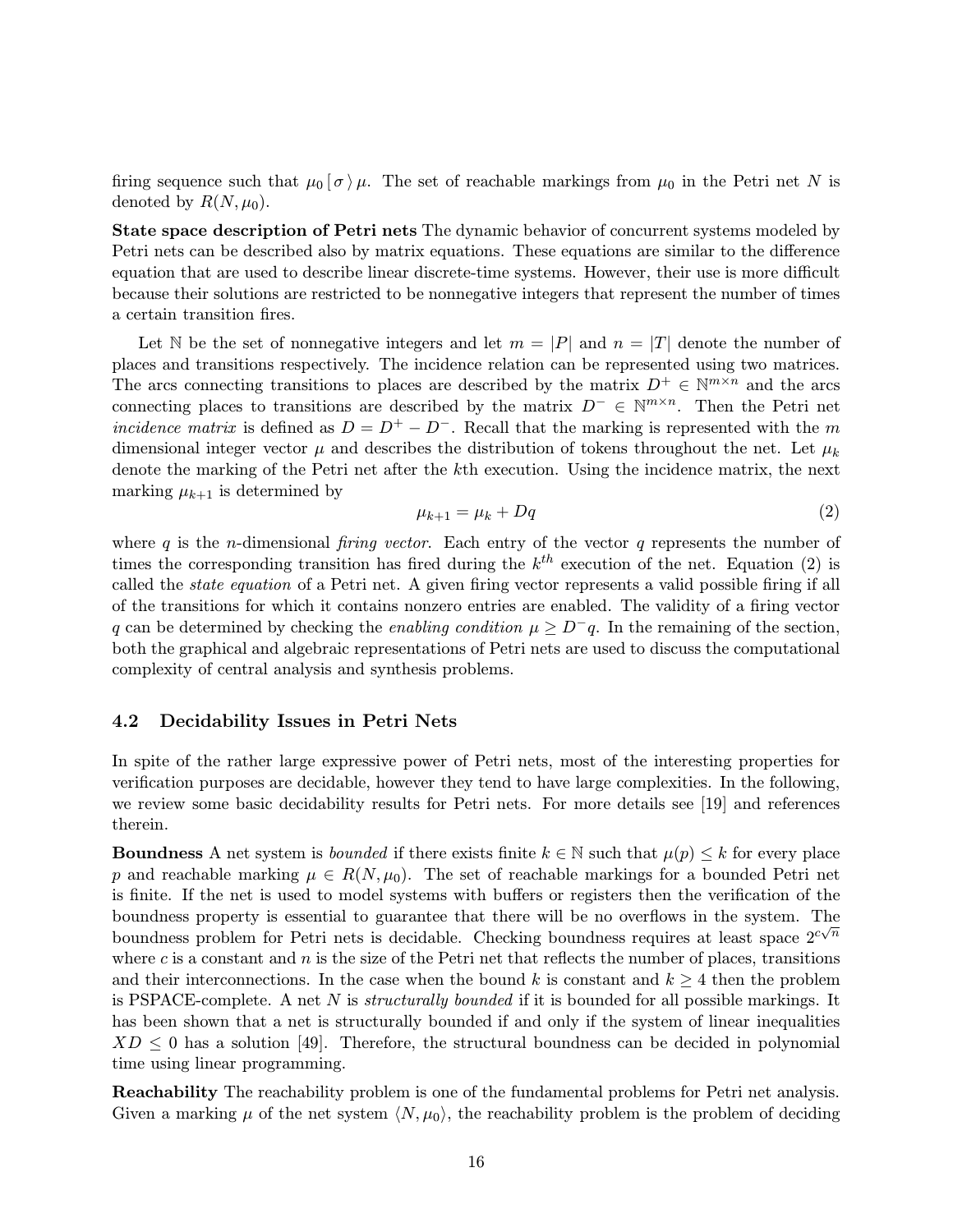firing sequence such that $\mu_0 [\, \sigma \,\rangle\, \mu$. The set of reachable markings from $\mu_0$ in the Petri net $N$ is denoted by $R(N, \mu_0)$.

**State space description of Petri nets** The dynamic behavior of concurrent systems modeled by Petri nets can be described also by matrix equations. These equations are similar to the difference equation that are used to describe linear discrete-time systems. However, their use is more difficult because their solutions are restricted to be nonnegative integers that represent the number of times a certain transition fires.

Let $\mathbb{N}$ be the set of nonnegative integers and let $m = |P|$ and $n = |T|$ denote the number of places and transitions respectively. The incidence relation can be represented using two matrices. The arcs connecting transitions to places are described by the matrix $D^+ \in \mathbb{N}^{m \times n}$ and the arcs connecting places to transitions are described by the matrix $D^- \in \mathbb{N}^{m \times n}$. Then the Petri net *incidence matrix* is defined as $D = D^+ - D^-$. Recall that the marking is represented with the $m$ dimensional integer vector $\mu$ and describes the distribution of tokens throughout the net. Let $\mu_k$ denote the marking of the Petri net after the $k$th execution. Using the incidence matrix, the next marking $\mu_{k+1}$ is determined by

$$\mu_{k+1} = \mu_k + Dq \tag{2}$$

where $q$ is the $n$-dimensional *firing vector*. Each entry of the vector $q$ represents the number of times the corresponding transition has fired during the $k^{th}$ execution of the net. Equation (2) is called the *state equation* of a Petri net. A given firing vector represents a valid possible firing if all of the transitions for which it contains nonzero entries are enabled. The validity of a firing vector $q$ can be determined by checking the *enabling condition* $\mu \geq D^- q$. In the remaining of the section, both the graphical and algebraic representations of Petri nets are used to discuss the computational complexity of central analysis and synthesis problems.

### 4.2 Decidability Issues in Petri Nets

In spite of the rather large expressive power of Petri nets, most of the interesting properties for verification purposes are decidable, however they tend to have large complexities. In the following, we review some basic decidability results for Petri nets. For more details see [19] and references therein.

**Boundness** A net system is *bounded* if there exists finite $k \in \mathbb{N}$ such that $\mu(p) \leq k$ for every place $p$ and reachable marking $\mu \in R(N, \mu_0)$. The set of reachable markings for a bounded Petri net is finite. If the net is used to model systems with buffers or registers then the verification of the boundness property is essential to guarantee that there will be no overflows in the system. The boundness problem for Petri nets is decidable. Checking boundness requires at least space $2^{c\sqrt{n}}$ where $c$ is a constant and $n$ is the size of the Petri net that reflects the number of places, transitions and their interconnections. In the case when the bound $k$ is constant and $k \geq 4$ then the problem is PSPACE-complete. A net $N$ is *structurally bounded* if it is bounded for all possible markings. It has been shown that a net is structurally bounded if and only if the system of linear inequalities $XD \leq 0$ has a solution [49]. Therefore, the structural boundness can be decided in polynomial time using linear programming.

**Reachability** The reachability problem is one of the fundamental problems for Petri net analysis. Given a marking $\mu$ of the net system $\langle N, \mu_0 \rangle$, the reachability problem is the problem of deciding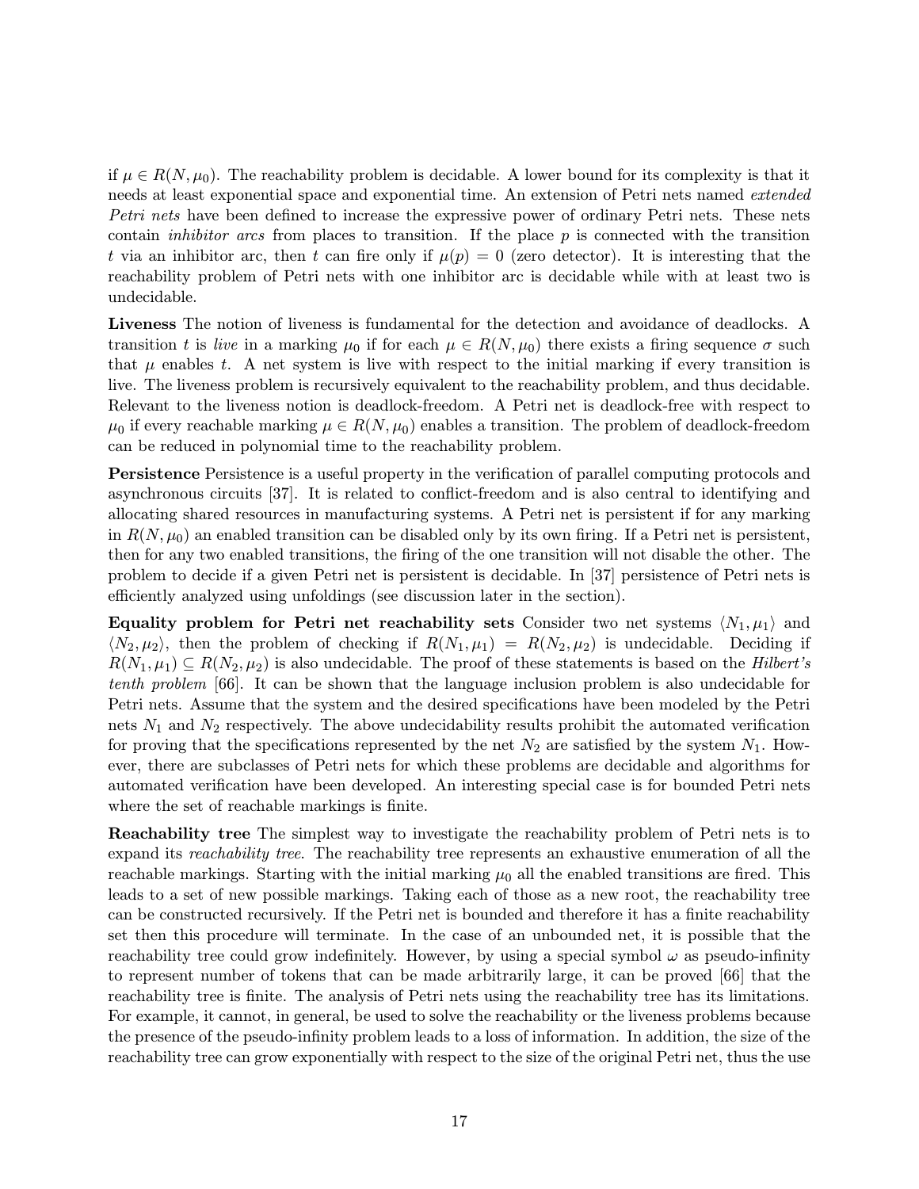if $\mu \in R(N, \mu_0)$. The reachability problem is decidable. A lower bound for its complexity is that it needs at least exponential space and exponential time. An extension of Petri nets named *extended Petri nets* have been defined to increase the expressive power of ordinary Petri nets. These nets contain *inhibitor arcs* from places to transition. If the place $p$ is connected with the transition $t$ via an inhibitor arc, then $t$ can fire only if $\mu(p) = 0$ (zero detector). It is interesting that the reachability problem of Petri nets with one inhibitor arc is decidable while with at least two is undecidable.

**Liveness** The notion of liveness is fundamental for the detection and avoidance of deadlocks. A transition $t$ is *live* in a marking $\mu_0$ if for each $\mu \in R(N, \mu_0)$ there exists a firing sequence $\sigma$ such that $\mu$ enables $t$. A net system is live with respect to the initial marking if every transition is live. The liveness problem is recursively equivalent to the reachability problem, and thus decidable. Relevant to the liveness notion is deadlock-freedom. A Petri net is deadlock-free with respect to $\mu_0$ if every reachable marking $\mu \in R(N, \mu_0)$ enables a transition. The problem of deadlock-freedom can be reduced in polynomial time to the reachability problem.

**Persistence** Persistence is a useful property in the verification of parallel computing protocols and asynchronous circuits [37]. It is related to conflict-freedom and is also central to identifying and allocating shared resources in manufacturing systems. A Petri net is persistent if for any marking in $R(N, \mu_0)$ an enabled transition can be disabled only by its own firing. If a Petri net is persistent, then for any two enabled transitions, the firing of the one transition will not disable the other. The problem to decide if a given Petri net is persistent is decidable. In [37] persistence of Petri nets is efficiently analyzed using unfoldings (see discussion later in the section).

**Equality problem for Petri net reachability sets** Consider two net systems $\langle N_1, \mu_1 \rangle$ and $\langle N_2, \mu_2 \rangle$, then the problem of checking if $R(N_1, \mu_1) = R(N_2, \mu_2)$ is undecidable. Deciding if $R(N_1, \mu_1) \subseteq R(N_2, \mu_2)$ is also undecidable. The proof of these statements is based on the *Hilbert's tenth problem* [66]. It can be shown that the language inclusion problem is also undecidable for Petri nets. Assume that the system and the desired specifications have been modeled by the Petri nets $N_1$ and $N_2$ respectively. The above undecidability results prohibit the automated verification for proving that the specifications represented by the net $N_2$ are satisfied by the system $N_1$. However, there are subclasses of Petri nets for which these problems are decidable and algorithms for automated verification have been developed. An interesting special case is for bounded Petri nets where the set of reachable markings is finite.

**Reachability tree** The simplest way to investigate the reachability problem of Petri nets is to expand its *reachability tree*. The reachability tree represents an exhaustive enumeration of all the reachable markings. Starting with the initial marking $\mu_0$ all the enabled transitions are fired. This leads to a set of new possible markings. Taking each of those as a new root, the reachability tree can be constructed recursively. If the Petri net is bounded and therefore it has a finite reachability set then this procedure will terminate. In the case of an unbounded net, it is possible that the reachability tree could grow indefinitely. However, by using a special symbol $\omega$ as pseudo-infinity to represent number of tokens that can be made arbitrarily large, it can be proved [66] that the reachability tree is finite. The analysis of Petri nets using the reachability tree has its limitations. For example, it cannot, in general, be used to solve the reachability or the liveness problems because the presence of the pseudo-infinity problem leads to a loss of information. In addition, the size of the reachability tree can grow exponentially with respect to the size of the original Petri net, thus the use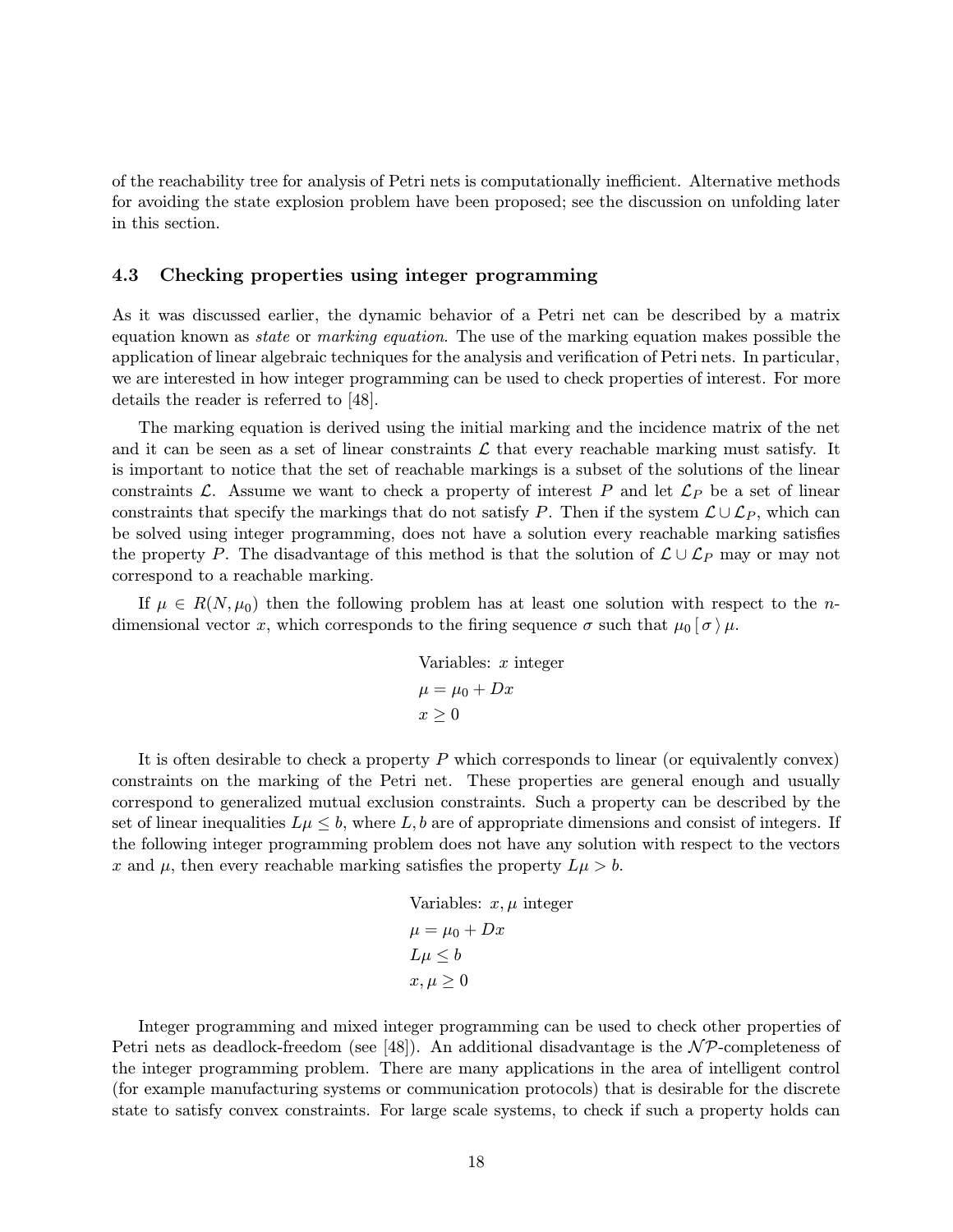of the reachability tree for analysis of Petri nets is computationally inefficient. Alternative methods for avoiding the state explosion problem have been proposed; see the discussion on unfolding later in this section.

### 4.3 Checking properties using integer programming

As it was discussed earlier, the dynamic behavior of a Petri net can be described by a matrix equation known as *state* or *marking equation*. The use of the marking equation makes possible the application of linear algebraic techniques for the analysis and verification of Petri nets. In particular, we are interested in how integer programming can be used to check properties of interest. For more details the reader is referred to [48].

The marking equation is derived using the initial marking and the incidence matrix of the net and it can be seen as a set of linear constraints $\mathcal{L}$ that every reachable marking must satisfy. It is important to notice that the set of reachable markings is a subset of the solutions of the linear constraints $\mathcal{L}$. Assume we want to check a property of interest $P$ and let $\mathcal{L}_P$ be a set of linear constraints that specify the markings that do not satisfy $P$. Then if the system $\mathcal{L} \cup \mathcal{L}_P$, which can be solved using integer programming, does not have a solution every reachable marking satisfies the property $P$. The disadvantage of this method is that the solution of $\mathcal{L} \cup \mathcal{L}_P$ may or may not correspond to a reachable marking.

If $\mu \in R(N, \mu_0)$ then the following problem has at least one solution with respect to the $n$-dimensional vector $x$, which corresponds to the firing sequence $\sigma$ such that $\mu_0 [\, \sigma \,\rangle\, \mu$.

$$
\begin{aligned}
&\text{Variables: } x \text{ integer} \\
&\mu = \mu_0 + Dx \\
&x \geq 0
\end{aligned}
$$

It is often desirable to check a property $P$ which corresponds to linear (or equivalently convex) constraints on the marking of the Petri net. These properties are general enough and usually correspond to generalized mutual exclusion constraints. Such a property can be described by the set of linear inequalities $L\mu \leq b$, where $L, b$ are of appropriate dimensions and consist of integers. If the following integer programming problem does not have any solution with respect to the vectors $x$ and $\mu$, then every reachable marking satisfies the property $L\mu > b$.

$$
\begin{aligned}
&\text{Variables: } x, \mu \text{ integer} \\
&\mu = \mu_0 + Dx \\
&L\mu \leq b \\
&x, \mu \geq 0
\end{aligned}
$$

Integer programming and mixed integer programming can be used to check other properties of Petri nets as deadlock-freedom (see [48]). An additional disadvantage is the $\mathcal{NP}$-completeness of the integer programming problem. There are many applications in the area of intelligent control (for example manufacturing systems or communication protocols) that is desirable for the discrete state to satisfy convex constraints. For large scale systems, to check if such a property holds can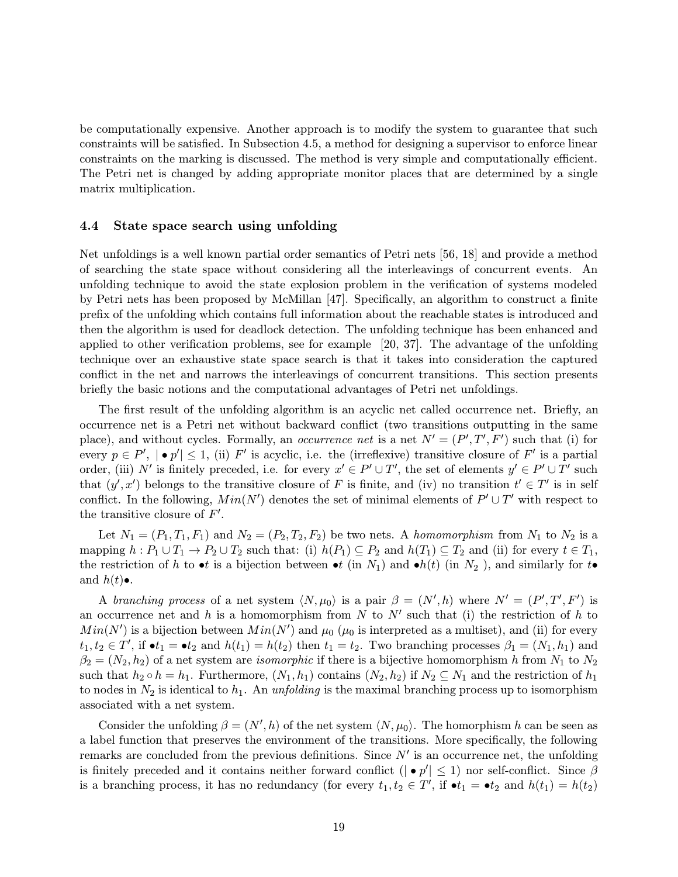be computationally expensive. Another approach is to modify the system to guarantee that such constraints will be satisfied. In Subsection 4.5, a method for designing a supervisor to enforce linear constraints on the marking is discussed. The method is very simple and computationally efficient. The Petri net is changed by adding appropriate monitor places that are determined by a single matrix multiplication.

### 4.4 State space search using unfolding

Net unfoldings is a well known partial order semantics of Petri nets [56, 18] and provide a method of searching the state space without considering all the interleavings of concurrent events. An unfolding technique to avoid the state explosion problem in the verification of systems modeled by Petri nets has been proposed by McMillan [47]. Specifically, an algorithm to construct a finite prefix of the unfolding which contains full information about the reachable states is introduced and then the algorithm is used for deadlock detection. The unfolding technique has been enhanced and applied to other verification problems, see for example [20, 37]. The advantage of the unfolding technique over an exhaustive state space search is that it takes into consideration the captured conflict in the net and narrows the interleavings of concurrent transitions. This section presents briefly the basic notions and the computational advantages of Petri net unfoldings.

The first result of the unfolding algorithm is an acyclic net called occurrence net. Briefly, an occurrence net is a Petri net without backward conflict (two transitions outputting in the same place), and without cycles. Formally, an *occurrence net* is a net $N' = (P', T', F')$ such that (i) for every $p \in P'$, $| \bullet p'| \leq 1$, (ii) $F'$ is acyclic, i.e. the (irreflexive) transitive closure of $F'$ is a partial order, (iii) $N'$ is finitely preceded, i.e. for every $x' \in P' \cup T'$, the set of elements $y' \in P' \cup T'$ such that $(y', x')$ belongs to the transitive closure of $F$ is finite, and (iv) no transition $t' \in T'$ is in self conflict. In the following, $Min(N')$ denotes the set of minimal elements of $P' \cup T'$ with respect to the transitive closure of $F'$.

Let $N_1 = (P_1, T_1, F_1)$ and $N_2 = (P_2, T_2, F_2)$ be two nets. A *homomorphism* from $N_1$ to $N_2$ is a mapping $h : P_1 \cup T_1 \rightarrow P_2 \cup T_2$ such that: (i) $h(P_1) \subseteq P_2$ and $h(T_1) \subseteq T_2$ and (ii) for every $t \in T_1$, the restriction of $h$ to $\bullet t$ is a bijection between $\bullet t$ (in $N_1$) and $\bullet h(t)$ (in $N_2$ ), and similarly for $t\bullet$ and $h(t)\bullet$.

A *branching process* of a net system $\langle N, \mu_0 \rangle$ is a pair $\beta = (N', h)$ where $N' = (P', T', F')$ is an occurrence net and $h$ is a homomorphism from $N$ to $N'$ such that (i) the restriction of $h$ to $Min(N')$ is a bijection between $Min(N')$ and $\mu_0$ ($\mu_0$ is interpreted as a multiset), and (ii) for every $t_1, t_2 \in T'$, if $\bullet t_1 = \bullet t_2$ and $h(t_1) = h(t_2)$ then $t_1 = t_2$. Two branching processes $\beta_1 = (N_1, h_1)$ and $\beta_2 = (N_2, h_2)$ of a net system are *isomorphic* if there is a bijective homomorphism $h$ from $N_1$ to $N_2$ such that $h_2 \circ h = h_1$. Furthermore, $(N_1, h_1)$ contains $(N_2, h_2)$ if $N_2 \subseteq N_1$ and the restriction of $h_1$ to nodes in $N_2$ is identical to $h_1$. An *unfolding* is the maximal branching process up to isomorphism associated with a net system.

Consider the unfolding $\beta = (N', h)$ of the net system $\langle N, \mu_0 \rangle$. The homorphism $h$ can be seen as a label function that preserves the environment of the transitions. More specifically, the following remarks are concluded from the previous definitions. Since $N'$ is an occurrence net, the unfolding is finitely preceded and it contains neither forward conflict ($| \bullet p'| \leq 1$) nor self-conflict. Since $\beta$ is a branching process, it has no redundancy (for every $t_1, t_2 \in T'$, if $\bullet t_1 = \bullet t_2$ and $h(t_1) = h(t_2)$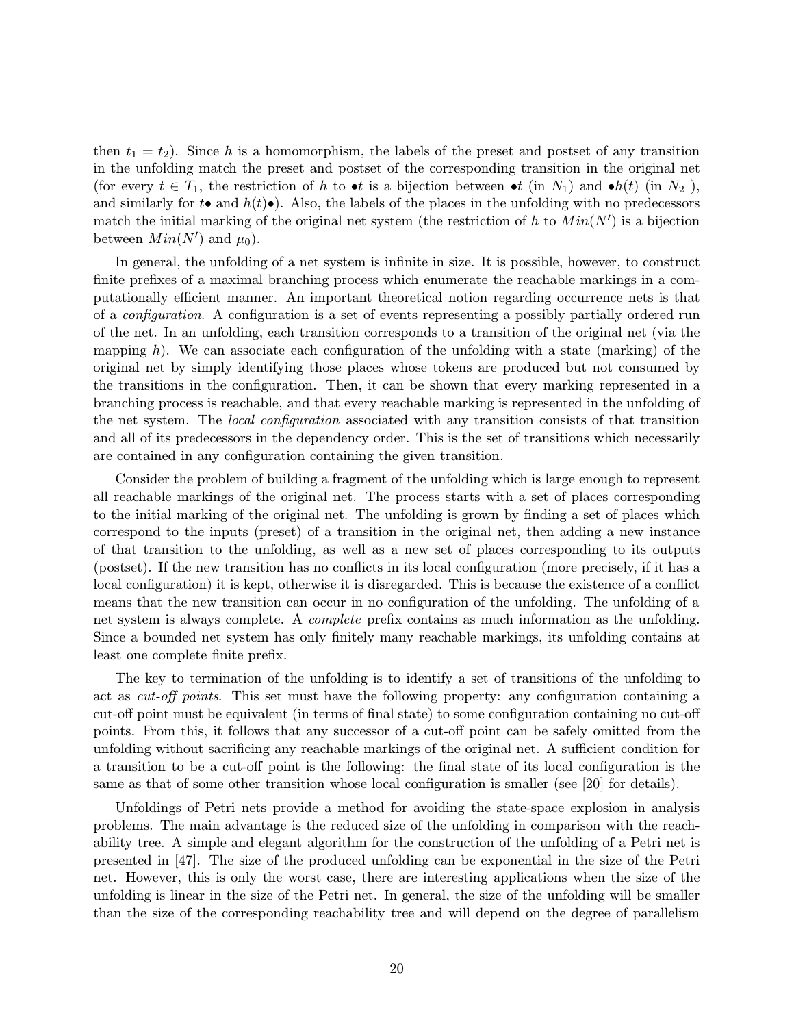then $t_1 = t_2$). Since $h$ is a homomorphism, the labels of the preset and postset of any transition in the unfolding match the preset and postset of the corresponding transition in the original net (for every $t \in T_1$, the restriction of $h$ to $\bullet t$ is a bijection between $\bullet t$ (in $N_1$) and $\bullet h(t)$ (in $N_2$ ), and similarly for $t\bullet$ and $h(t)\bullet$). Also, the labels of the places in the unfolding with no predecessors match the initial marking of the original net system (the restriction of $h$ to $Min(N')$ is a bijection between $Min(N')$ and $\mu_0$).

In general, the unfolding of a net system is infinite in size. It is possible, however, to construct finite prefixes of a maximal branching process which enumerate the reachable markings in a computationally efficient manner. An important theoretical notion regarding occurrence nets is that of a *configuration*. A configuration is a set of events representing a possibly partially ordered run of the net. In an unfolding, each transition corresponds to a transition of the original net (via the mapping $h$). We can associate each configuration of the unfolding with a state (marking) of the original net by simply identifying those places whose tokens are produced but not consumed by the transitions in the configuration. Then, it can be shown that every marking represented in a branching process is reachable, and that every reachable marking is represented in the unfolding of the net system. The *local configuration* associated with any transition consists of that transition and all of its predecessors in the dependency order. This is the set of transitions which necessarily are contained in any configuration containing the given transition.

Consider the problem of building a fragment of the unfolding which is large enough to represent all reachable markings of the original net. The process starts with a set of places corresponding to the initial marking of the original net. The unfolding is grown by finding a set of places which correspond to the inputs (preset) of a transition in the original net, then adding a new instance of that transition to the unfolding, as well as a new set of places corresponding to its outputs (postset). If the new transition has no conflicts in its local configuration (more precisely, if it has a local configuration) it is kept, otherwise it is disregarded. This is because the existence of a conflict means that the new transition can occur in no configuration of the unfolding. The unfolding of a net system is always complete. A *complete* prefix contains as much information as the unfolding. Since a bounded net system has only finitely many reachable markings, its unfolding contains at least one complete finite prefix.

The key to termination of the unfolding is to identify a set of transitions of the unfolding to act as *cut-off points*. This set must have the following property: any configuration containing a cut-off point must be equivalent (in terms of final state) to some configuration containing no cut-off points. From this, it follows that any successor of a cut-off point can be safely omitted from the unfolding without sacrificing any reachable markings of the original net. A sufficient condition for a transition to be a cut-off point is the following: the final state of its local configuration is the same as that of some other transition whose local configuration is smaller (see [20] for details).

Unfoldings of Petri nets provide a method for avoiding the state-space explosion in analysis problems. The main advantage is the reduced size of the unfolding in comparison with the reachability tree. A simple and elegant algorithm for the construction of the unfolding of a Petri net is presented in [47]. The size of the produced unfolding can be exponential in the size of the Petri net. However, this is only the worst case, there are interesting applications when the size of the unfolding is linear in the size of the Petri net. In general, the size of the unfolding will be smaller than the size of the corresponding reachability tree and will depend on the degree of parallelism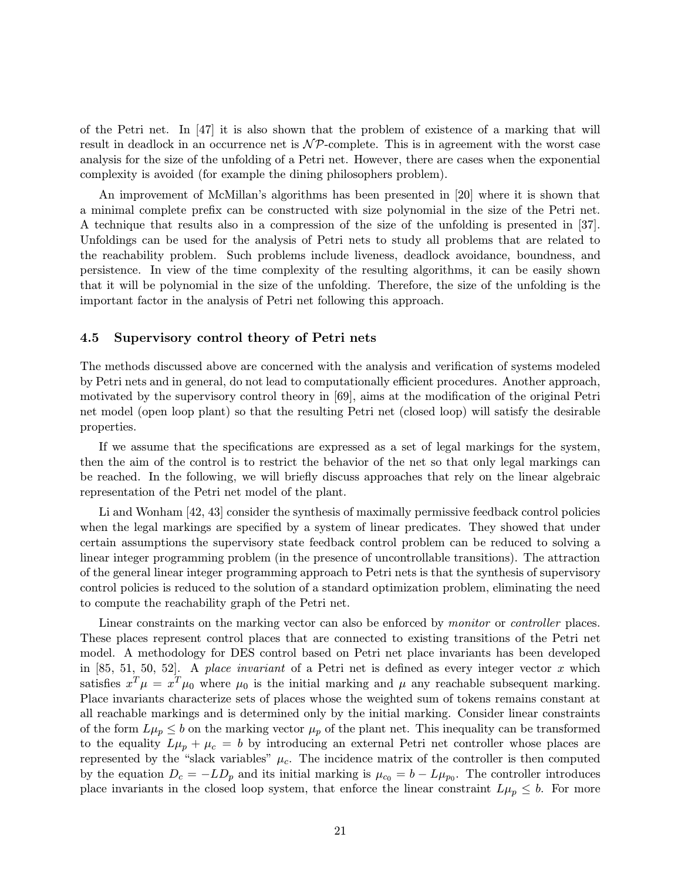of the Petri net. In [47] it is also shown that the problem of existence of a marking that will result in deadlock in an occurrence net is $\mathcal{NP}$-complete. This is in agreement with the worst case analysis for the size of the unfolding of a Petri net. However, there are cases when the exponential complexity is avoided (for example the dining philosophers problem).

An improvement of McMillan's algorithms has been presented in [20] where it is shown that a minimal complete prefix can be constructed with size polynomial in the size of the Petri net. A technique that results also in a compression of the size of the unfolding is presented in [37]. Unfoldings can be used for the analysis of Petri nets to study all problems that are related to the reachability problem. Such problems include liveness, deadlock avoidance, boundness, and persistence. In view of the time complexity of the resulting algorithms, it can be easily shown that it will be polynomial in the size of the unfolding. Therefore, the size of the unfolding is the important factor in the analysis of Petri net following this approach.

### 4.5 Supervisory control theory of Petri nets

The methods discussed above are concerned with the analysis and verification of systems modeled by Petri nets and in general, do not lead to computationally efficient procedures. Another approach, motivated by the supervisory control theory in [69], aims at the modification of the original Petri net model (open loop plant) so that the resulting Petri net (closed loop) will satisfy the desirable properties.

If we assume that the specifications are expressed as a set of legal markings for the system, then the aim of the control is to restrict the behavior of the net so that only legal markings can be reached. In the following, we will briefly discuss approaches that rely on the linear algebraic representation of the Petri net model of the plant.

Li and Wonham [42, 43] consider the synthesis of maximally permissive feedback control policies when the legal markings are specified by a system of linear predicates. They showed that under certain assumptions the supervisory state feedback control problem can be reduced to solving a linear integer programming problem (in the presence of uncontrollable transitions). The attraction of the general linear integer programming approach to Petri nets is that the synthesis of supervisory control policies is reduced to the solution of a standard optimization problem, eliminating the need to compute the reachability graph of the Petri net.

Linear constraints on the marking vector can also be enforced by *monitor* or *controller* places. These places represent control places that are connected to existing transitions of the Petri net model. A methodology for DES control based on Petri net place invariants has been developed in [85, 51, 50, 52]. A *place invariant* of a Petri net is defined as every integer vector $x$ which satisfies $x^T\mu = x^T\mu_0$ where $\mu_0$ is the initial marking and $\mu$ any reachable subsequent marking. Place invariants characterize sets of places whose the weighted sum of tokens remains constant at all reachable markings and is determined only by the initial marking. Consider linear constraints of the form $L\mu_p \leq b$ on the marking vector $\mu_p$ of the plant net. This inequality can be transformed to the equality $L\mu_p + \mu_c = b$ by introducing an external Petri net controller whose places are represented by the "slack variables" $\mu_c$. The incidence matrix of the controller is then computed by the equation $D_c = -LD_p$ and its initial marking is $\mu_{c_0} = b - L\mu_{p_0}$. The controller introduces place invariants in the closed loop system, that enforce the linear constraint $L\mu_p \leq b$. For more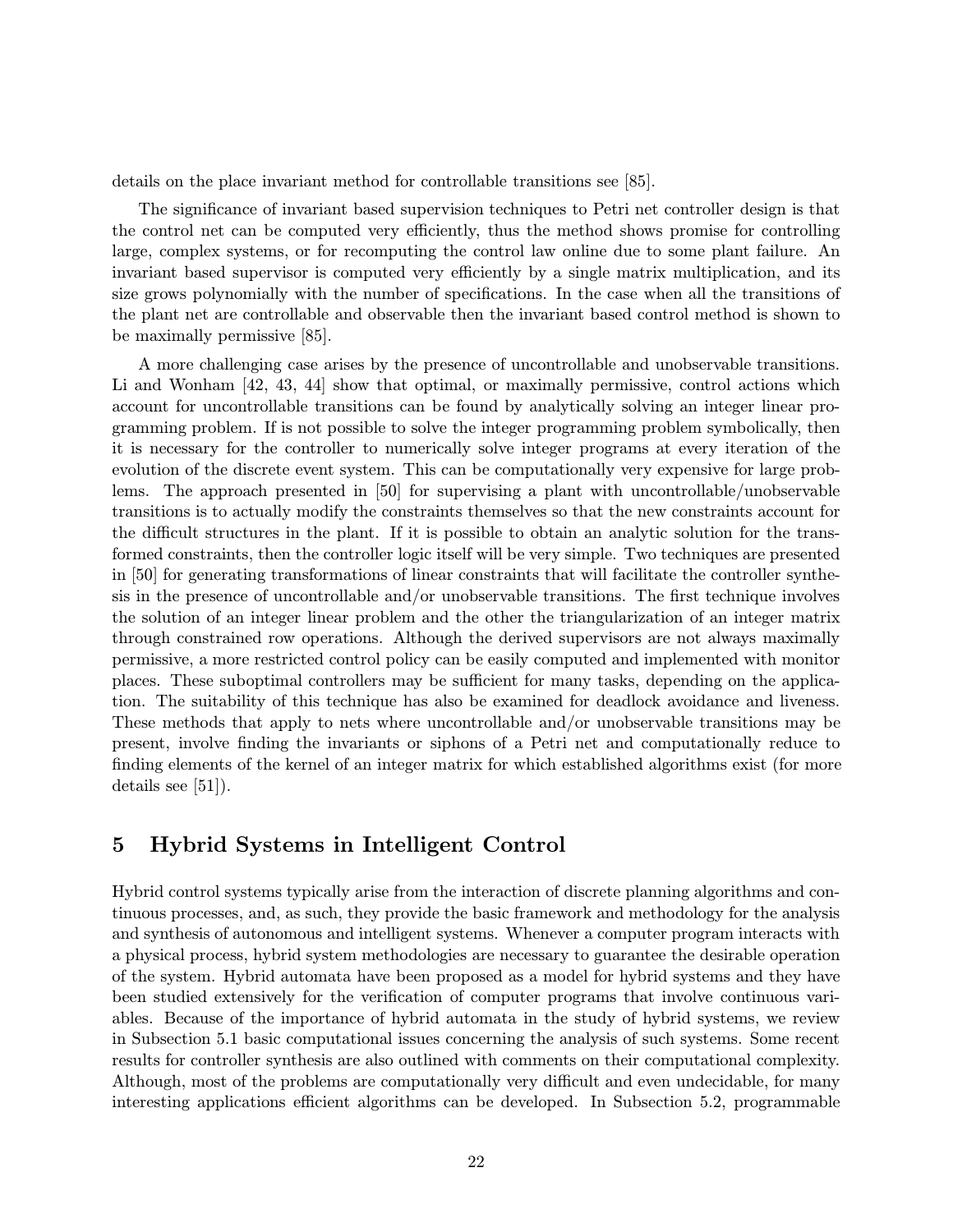details on the place invariant method for controllable transitions see [85].

The significance of invariant based supervision techniques to Petri net controller design is that the control net can be computed very efficiently, thus the method shows promise for controlling large, complex systems, or for recomputing the control law online due to some plant failure. An invariant based supervisor is computed very efficiently by a single matrix multiplication, and its size grows polynomially with the number of specifications. In the case when all the transitions of the plant net are controllable and observable then the invariant based control method is shown to be maximally permissive [85].

A more challenging case arises by the presence of uncontrollable and unobservable transitions. Li and Wonham [42, 43, 44] show that optimal, or maximally permissive, control actions which account for uncontrollable transitions can be found by analytically solving an integer linear programming problem. If is not possible to solve the integer programming problem symbolically, then it is necessary for the controller to numerically solve integer programs at every iteration of the evolution of the discrete event system. This can be computationally very expensive for large problems. The approach presented in [50] for supervising a plant with uncontrollable/unobservable transitions is to actually modify the constraints themselves so that the new constraints account for the difficult structures in the plant. If it is possible to obtain an analytic solution for the transformed constraints, then the controller logic itself will be very simple. Two techniques are presented in [50] for generating transformations of linear constraints that will facilitate the controller synthesis in the presence of uncontrollable and/or unobservable transitions. The first technique involves the solution of an integer linear problem and the other the triangularization of an integer matrix through constrained row operations. Although the derived supervisors are not always maximally permissive, a more restricted control policy can be easily computed and implemented with monitor places. These suboptimal controllers may be sufficient for many tasks, depending on the application. The suitability of this technique has also be examined for deadlock avoidance and liveness. These methods that apply to nets where uncontrollable and/or unobservable transitions may be present, involve finding the invariants or siphons of a Petri net and computationally reduce to finding elements of the kernel of an integer matrix for which established algorithms exist (for more details see [51]).

# 5 Hybrid Systems in Intelligent Control

Hybrid control systems typically arise from the interaction of discrete planning algorithms and continuous processes, and, as such, they provide the basic framework and methodology for the analysis and synthesis of autonomous and intelligent systems. Whenever a computer program interacts with a physical process, hybrid system methodologies are necessary to guarantee the desirable operation of the system. Hybrid automata have been proposed as a model for hybrid systems and they have been studied extensively for the verification of computer programs that involve continuous variables. Because of the importance of hybrid automata in the study of hybrid systems, we review in Subsection 5.1 basic computational issues concerning the analysis of such systems. Some recent results for controller synthesis are also outlined with comments on their computational complexity. Although, most of the problems are computationally very difficult and even undecidable, for many interesting applications efficient algorithms can be developed. In Subsection 5.2, programmable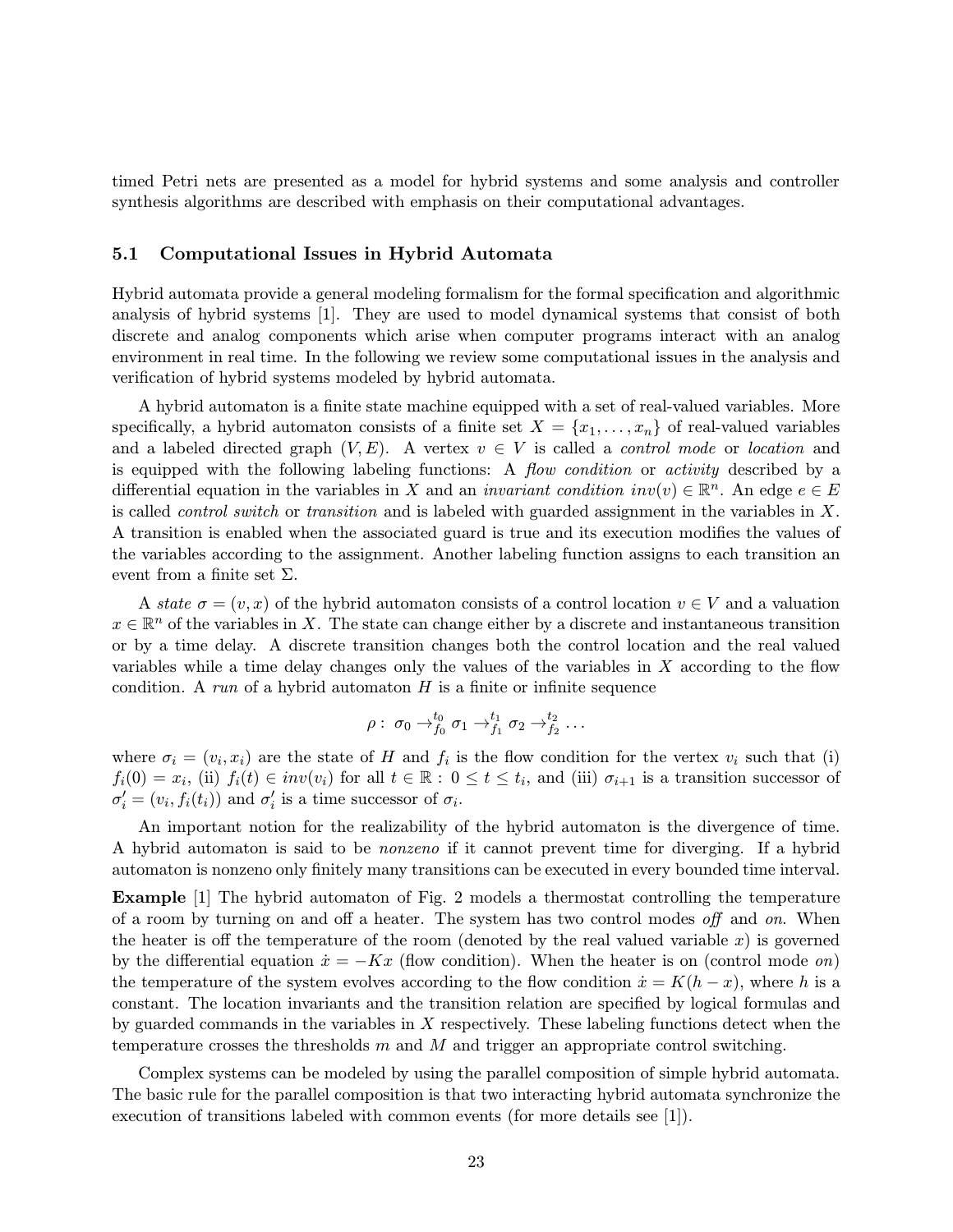timed Petri nets are presented as a model for hybrid systems and some analysis and controller synthesis algorithms are described with emphasis on their computational advantages.

### 5.1 Computational Issues in Hybrid Automata

Hybrid automata provide a general modeling formalism for the formal specification and algorithmic analysis of hybrid systems [1]. They are used to model dynamical systems that consist of both discrete and analog components which arise when computer programs interact with an analog environment in real time. In the following we review some computational issues in the analysis and verification of hybrid systems modeled by hybrid automata.

A hybrid automaton is a finite state machine equipped with a set of real-valued variables. More specifically, a hybrid automaton consists of a finite set $X = \{x_1, \ldots, x_n\}$ of real-valued variables and a labeled directed graph $(V, E)$. A vertex $v \in V$ is called a *control mode* or *location* and is equipped with the following labeling functions: A *flow condition* or *activity* described by a differential equation in the variables in $X$ and an *invariant condition* $inv(v) \in \mathbb{R}^n$. An edge $e \in E$ is called *control switch* or *transition* and is labeled with guarded assignment in the variables in $X$. A transition is enabled when the associated guard is true and its execution modifies the values of the variables according to the assignment. Another labeling function assigns to each transition an event from a finite set $\Sigma$.

A *state* $\sigma = (v, x)$ of the hybrid automaton consists of a control location $v \in V$ and a valuation $x \in \mathbb{R}^n$ of the variables in $X$. The state can change either by a discrete and instantaneous transition or by a time delay. A discrete transition changes both the control location and the real valued variables while a time delay changes only the values of the variables in $X$ according to the flow condition. A *run* of a hybrid automaton $H$ is a finite or infinite sequence

$$\rho : \ \sigma_0 \rightarrow^{t_0}_{f_0} \sigma_1 \rightarrow^{t_1}_{f_1} \sigma_2 \rightarrow^{t_2}_{f_2} \ldots$$

where $\sigma_i = (v_i, x_i)$ are the state of $H$ and $f_i$ is the flow condition for the vertex $v_i$ such that (i) $f_i(0) = x_i$, (ii) $f_i(t) \in inv(v_i)$ for all $t \in \mathbb{R} : 0 \leq t \leq t_i$, and (iii) $\sigma_{i+1}$ is a transition successor of $\sigma'_i = (v_i, f_i(t_i))$ and $\sigma'_i$ is a time successor of $\sigma_i$.

An important notion for the realizability of the hybrid automaton is the divergence of time. A hybrid automaton is said to be *nonzeno* if it cannot prevent time for diverging. If a hybrid automaton is nonzeno only finitely many transitions can be executed in every bounded time interval.

**Example** [1] The hybrid automaton of Fig. 2 models a thermostat controlling the temperature of a room by turning on and off a heater. The system has two control modes *off* and *on*. When the heater is off the temperature of the room (denoted by the real valued variable $x$) is governed by the differential equation $\dot{x} = -Kx$ (flow condition). When the heater is on (control mode *on*) the temperature of the system evolves according to the flow condition $\dot{x} = K(h - x)$, where $h$ is a constant. The location invariants and the transition relation are specified by logical formulas and by guarded commands in the variables in $X$ respectively. These labeling functions detect when the temperature crosses the thresholds $m$ and $M$ and trigger an appropriate control switching.

Complex systems can be modeled by using the parallel composition of simple hybrid automata. The basic rule for the parallel composition is that two interacting hybrid automata synchronize the execution of transitions labeled with common events (for more details see [1]).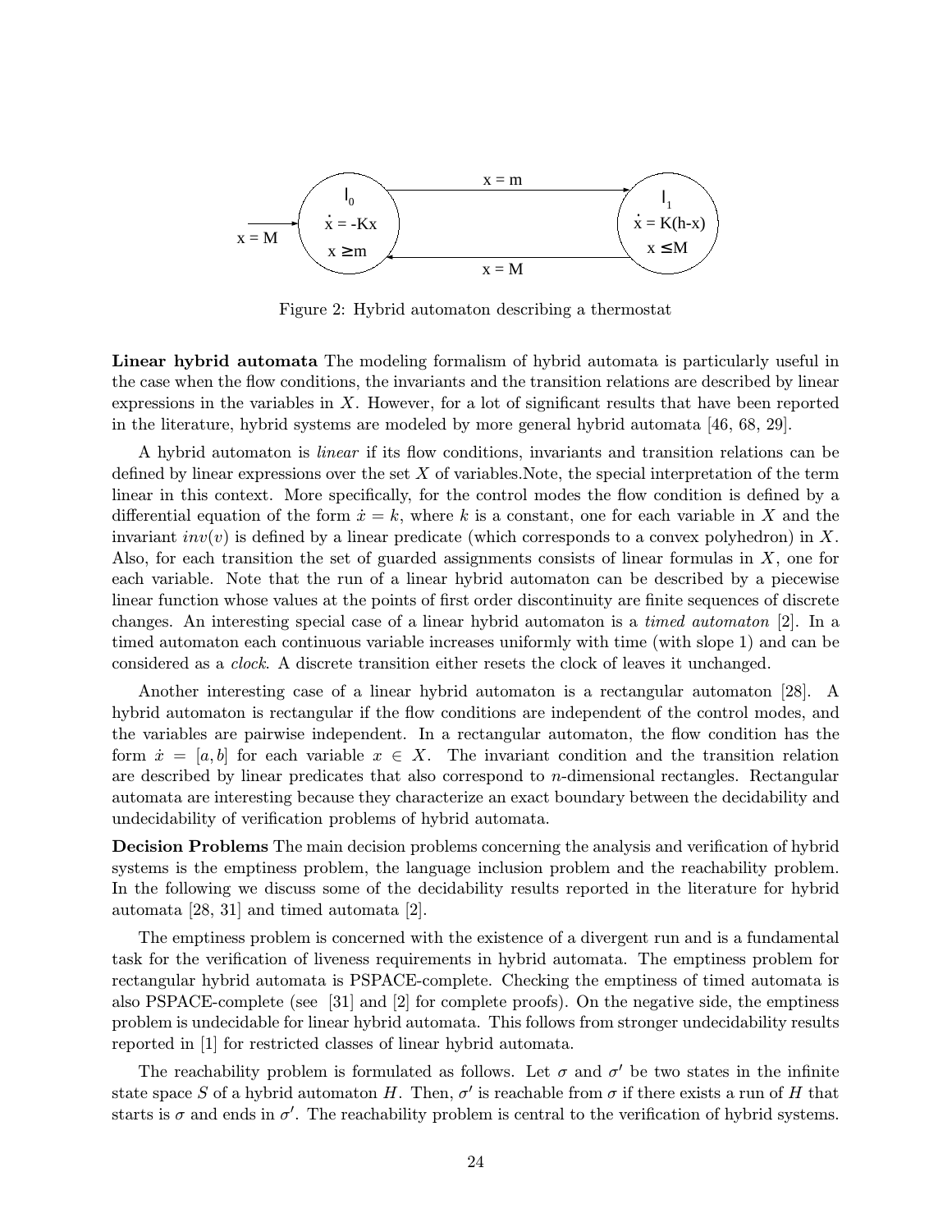Figure 2: Hybrid automaton describing a thermostat

**Linear hybrid automata** The modeling formalism of hybrid automata is particularly useful in the case when the flow conditions, the invariants and the transition relations are described by linear expressions in the variables in $X$. However, for a lot of significant results that have been reported in the literature, hybrid systems are modeled by more general hybrid automata [46, 68, 29].

A hybrid automaton is *linear* if its flow conditions, invariants and transition relations can be defined by linear expressions over the set $X$ of variables.Note, the special interpretation of the term linear in this context. More specifically, for the control modes the flow condition is defined by a differential equation of the form $\dot{x} = k$, where $k$ is a constant, one for each variable in $X$ and the invariant $inv(v)$ is defined by a linear predicate (which corresponds to a convex polyhedron) in $X$. Also, for each transition the set of guarded assignments consists of linear formulas in $X$, one for each variable. Note that the run of a linear hybrid automaton can be described by a piecewise linear function whose values at the points of first order discontinuity are finite sequences of discrete changes. An interesting special case of a linear hybrid automaton is a *timed automaton* [2]. In a timed automaton each continuous variable increases uniformly with time (with slope 1) and can be considered as a *clock*. A discrete transition either resets the clock of leaves it unchanged.

Another interesting case of a linear hybrid automaton is a rectangular automaton [28]. A hybrid automaton is rectangular if the flow conditions are independent of the control modes, and the variables are pairwise independent. In a rectangular automaton, the flow condition has the form $\dot{x} = [a, b]$ for each variable $x \in X$. The invariant condition and the transition relation are described by linear predicates that also correspond to $n$-dimensional rectangles. Rectangular automata are interesting because they characterize an exact boundary between the decidability and undecidability of verification problems of hybrid automata.

**Decision Problems** The main decision problems concerning the analysis and verification of hybrid systems is the emptiness problem, the language inclusion problem and the reachability problem. In the following we discuss some of the decidability results reported in the literature for hybrid automata [28, 31] and timed automata [2].

The emptiness problem is concerned with the existence of a divergent run and is a fundamental task for the verification of liveness requirements in hybrid automata. The emptiness problem for rectangular hybrid automata is PSPACE-complete. Checking the emptiness of timed automata is also PSPACE-complete (see [31] and [2] for complete proofs). On the negative side, the emptiness problem is undecidable for linear hybrid automata. This follows from stronger undecidability results reported in [1] for restricted classes of linear hybrid automata.

The reachability problem is formulated as follows. Let $\sigma$ and $\sigma'$ be two states in the infinite state space $S$ of a hybrid automaton $H$. Then, $\sigma'$ is reachable from $\sigma$ if there exists a run of $H$ that starts is $\sigma$ and ends in $\sigma'$. The reachability problem is central to the verification of hybrid systems.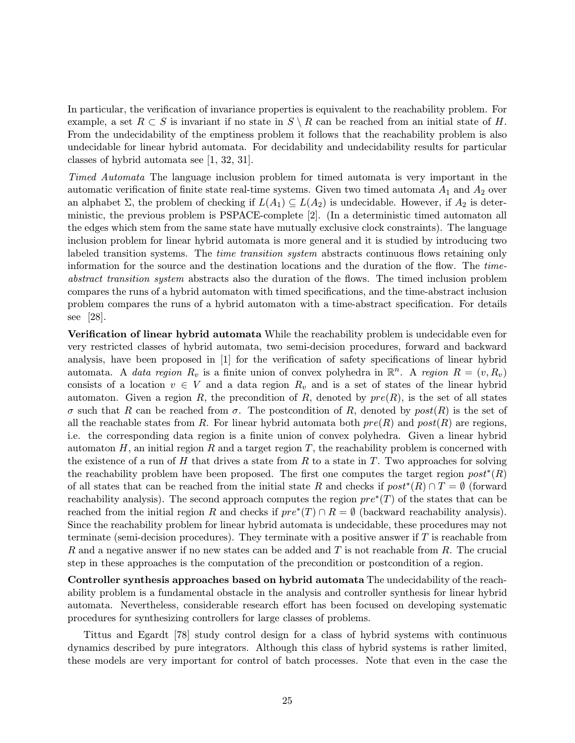In particular, the verification of invariance properties is equivalent to the reachability problem. For example, a set $R \subset S$ is invariant if no state in $S \setminus R$ can be reached from an initial state of $H$. From the undecidability of the emptiness problem it follows that the reachability problem is also undecidable for linear hybrid automata. For decidability and undecidability results for particular classes of hybrid automata see [1, 32, 31].

*Timed Automata* The language inclusion problem for timed automata is very important in the automatic verification of finite state real-time systems. Given two timed automata $A_1$ and $A_2$ over an alphabet $\Sigma$, the problem of checking if $L(A_1) \subseteq L(A_2)$ is undecidable. However, if $A_2$ is deterministic, the previous problem is PSPACE-complete [2]. (In a deterministic timed automaton all the edges which stem from the same state have mutually exclusive clock constraints). The language inclusion problem for linear hybrid automata is more general and it is studied by introducing two labeled transition systems. The *time transition system* abstracts continuous flows retaining only information for the source and the destination locations and the duration of the flow. The *time-abstract transition system* abstracts also the duration of the flows. The timed inclusion problem compares the runs of a hybrid automaton with timed specifications, and the time-abstract inclusion problem compares the runs of a hybrid automaton with a time-abstract specification. For details see [28].

**Verification of linear hybrid automata** While the reachability problem is undecidable even for very restricted classes of hybrid automata, two semi-decision procedures, forward and backward analysis, have been proposed in [1] for the verification of safety specifications of linear hybrid automata. A *data region* $R_v$ is a finite union of convex polyhedra in $\mathbb{R}^n$. A *region* $R = (v, R_v)$ consists of a location $v \in V$ and a data region $R_v$ and is a set of states of the linear hybrid automaton. Given a region $R$, the precondition of $R$, denoted by $pre(R)$, is the set of all states $\sigma$ such that $R$ can be reached from $\sigma$. The postcondition of $R$, denoted by $post(R)$ is the set of all the reachable states from $R$. For linear hybrid automata both $pre(R)$ and $post(R)$ are regions, i.e. the corresponding data region is a finite union of convex polyhedra. Given a linear hybrid automaton $H$, an initial region $R$ and a target region $T$, the reachability problem is concerned with the existence of a run of $H$ that drives a state from $R$ to a state in $T$. Two approaches for solving the reachability problem have been proposed. The first one computes the target region $post^*(R)$ of all states that can be reached from the initial state $R$ and checks if $post^*(R) \cap T = \emptyset$ (forward reachability analysis). The second approach computes the region $pre^*(T)$ of the states that can be reached from the initial region $R$ and checks if $pre^*(T) \cap R = \emptyset$ (backward reachability analysis). Since the reachability problem for linear hybrid automata is undecidable, these procedures may not terminate (semi-decision procedures). They terminate with a positive answer if $T$ is reachable from $R$ and a negative answer if no new states can be added and $T$ is not reachable from $R$. The crucial step in these approaches is the computation of the precondition or postcondition of a region.

**Controller synthesis approaches based on hybrid automata** The undecidability of the reachability problem is a fundamental obstacle in the analysis and controller synthesis for linear hybrid automata. Nevertheless, considerable research effort has been focused on developing systematic procedures for synthesizing controllers for large classes of problems.

Tittus and Egardt [78] study control design for a class of hybrid systems with continuous dynamics described by pure integrators. Although this class of hybrid systems is rather limited, these models are very important for control of batch processes. Note that even in the case the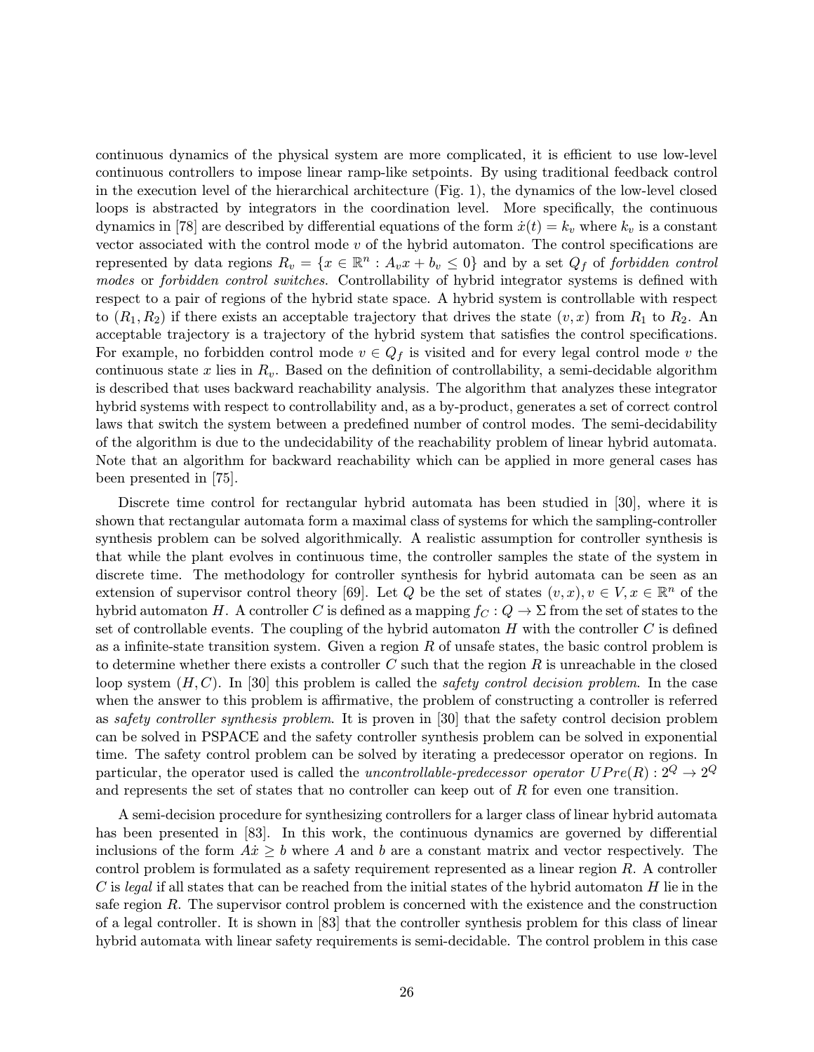continuous dynamics of the physical system are more complicated, it is efficient to use low-level continuous controllers to impose linear ramp-like setpoints. By using traditional feedback control in the execution level of the hierarchical architecture (Fig. 1), the dynamics of the low-level closed loops is abstracted by integrators in the coordination level. More specifically, the continuous dynamics in [78] are described by differential equations of the form $\dot{x}(t) = k_v$ where $k_v$ is a constant vector associated with the control mode $v$ of the hybrid automaton. The control specifications are represented by data regions $R_v = \{x \in \mathbb{R}^n : A_v x + b_v \leq 0\}$ and by a set $Q_f$ of *forbidden control modes* or *forbidden control switches*. Controllability of hybrid integrator systems is defined with respect to a pair of regions of the hybrid state space. A hybrid system is controllable with respect to $(R_1, R_2)$ if there exists an acceptable trajectory that drives the state $(v, x)$ from $R_1$ to $R_2$. An acceptable trajectory is a trajectory of the hybrid system that satisfies the control specifications. For example, no forbidden control mode $v \in Q_f$ is visited and for every legal control mode $v$ the continuous state $x$ lies in $R_v$. Based on the definition of controllability, a semi-decidable algorithm is described that uses backward reachability analysis. The algorithm that analyzes these integrator hybrid systems with respect to controllability and, as a by-product, generates a set of correct control laws that switch the system between a predefined number of control modes. The semi-decidability of the algorithm is due to the undecidability of the reachability problem of linear hybrid automata. Note that an algorithm for backward reachability which can be applied in more general cases has been presented in [75].

Discrete time control for rectangular hybrid automata has been studied in [30], where it is shown that rectangular automata form a maximal class of systems for which the sampling-controller synthesis problem can be solved algorithmically. A realistic assumption for controller synthesis is that while the plant evolves in continuous time, the controller samples the state of the system in discrete time. The methodology for controller synthesis for hybrid automata can be seen as an extension of supervisor control theory [69]. Let $Q$ be the set of states $(v, x), v \in V, x \in \mathbb{R}^n$ of the hybrid automaton $H$. A controller $C$ is defined as a mapping $f_C : Q \to \Sigma$ from the set of states to the set of controllable events. The coupling of the hybrid automaton $H$ with the controller $C$ is defined as a infinite-state transition system. Given a region $R$ of unsafe states, the basic control problem is to determine whether there exists a controller $C$ such that the region $R$ is unreachable in the closed loop system $(H, C)$. In [30] this problem is called the *safety control decision problem*. In the case when the answer to this problem is affirmative, the problem of constructing a controller is referred as *safety controller synthesis problem*. It is proven in [30] that the safety control decision problem can be solved in PSPACE and the safety controller synthesis problem can be solved in exponential time. The safety control problem can be solved by iterating a predecessor operator on regions. In particular, the operator used is called the *uncontrollable-predecessor operator* $UPre(R) : 2^Q \to 2^Q$ and represents the set of states that no controller can keep out of $R$ for even one transition.

A semi-decision procedure for synthesizing controllers for a larger class of linear hybrid automata has been presented in [83]. In this work, the continuous dynamics are governed by differential inclusions of the form $A\dot{x} \geq b$ where $A$ and $b$ are a constant matrix and vector respectively. The control problem is formulated as a safety requirement represented as a linear region $R$. A controller $C$ is *legal* if all states that can be reached from the initial states of the hybrid automaton $H$ lie in the safe region $R$. The supervisor control problem is concerned with the existence and the construction of a legal controller. It is shown in [83] that the controller synthesis problem for this class of linear hybrid automata with linear safety requirements is semi-decidable. The control problem in this case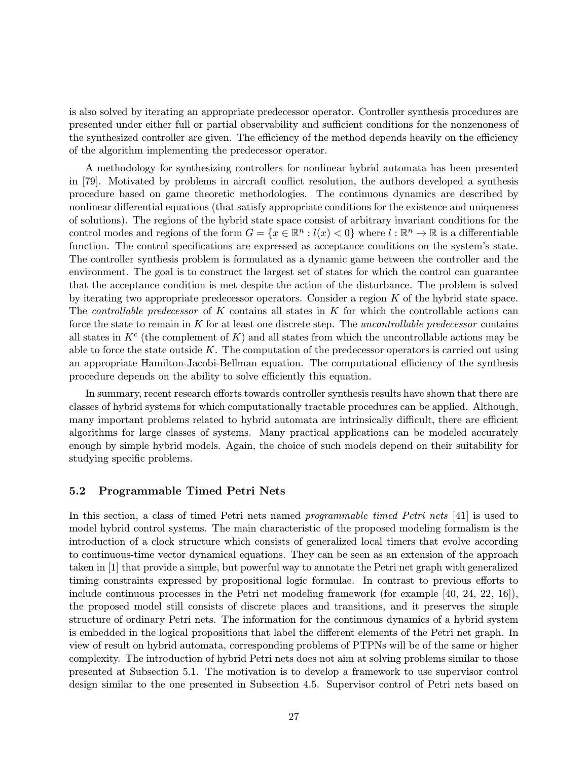is also solved by iterating an appropriate predecessor operator. Controller synthesis procedures are presented under either full or partial observability and sufficient conditions for the nonzenoness of the synthesized controller are given. The efficiency of the method depends heavily on the efficiency of the algorithm implementing the predecessor operator.

A methodology for synthesizing controllers for nonlinear hybrid automata has been presented in [79]. Motivated by problems in aircraft conflict resolution, the authors developed a synthesis procedure based on game theoretic methodologies. The continuous dynamics are described by nonlinear differential equations (that satisfy appropriate conditions for the existence and uniqueness of solutions). The regions of the hybrid state space consist of arbitrary invariant conditions for the control modes and regions of the form $G = \{x \in \mathbb{R}^n : l(x) < 0\}$ where $l : \mathbb{R}^n \to \mathbb{R}$ is a differentiable function. The control specifications are expressed as acceptance conditions on the system's state. The controller synthesis problem is formulated as a dynamic game between the controller and the environment. The goal is to construct the largest set of states for which the control can guarantee that the acceptance condition is met despite the action of the disturbance. The problem is solved by iterating two appropriate predecessor operators. Consider a region $K$ of the hybrid state space. The *controllable predecessor* of $K$ contains all states in $K$ for which the controllable actions can force the state to remain in $K$ for at least one discrete step. The *uncontrollable predecessor* contains all states in $K^c$ (the complement of $K$) and all states from which the uncontrollable actions may be able to force the state outside $K$. The computation of the predecessor operators is carried out using an appropriate Hamilton-Jacobi-Bellman equation. The computational efficiency of the synthesis procedure depends on the ability to solve efficiently this equation.

In summary, recent research efforts towards controller synthesis results have shown that there are classes of hybrid systems for which computationally tractable procedures can be applied. Although, many important problems related to hybrid automata are intrinsically difficult, there are efficient algorithms for large classes of systems. Many practical applications can be modeled accurately enough by simple hybrid models. Again, the choice of such models depend on their suitability for studying specific problems.

### 5.2 Programmable Timed Petri Nets

In this section, a class of timed Petri nets named *programmable timed Petri nets* [41] is used to model hybrid control systems. The main characteristic of the proposed modeling formalism is the introduction of a clock structure which consists of generalized local timers that evolve according to continuous-time vector dynamical equations. They can be seen as an extension of the approach taken in [1] that provide a simple, but powerful way to annotate the Petri net graph with generalized timing constraints expressed by propositional logic formulae. In contrast to previous efforts to include continuous processes in the Petri net modeling framework (for example [40, 24, 22, 16]), the proposed model still consists of discrete places and transitions, and it preserves the simple structure of ordinary Petri nets. The information for the continuous dynamics of a hybrid system is embedded in the logical propositions that label the different elements of the Petri net graph. In view of result on hybrid automata, corresponding problems of PTPNs will be of the same or higher complexity. The introduction of hybrid Petri nets does not aim at solving problems similar to those presented at Subsection 5.1. The motivation is to develop a framework to use supervisor control design similar to the one presented in Subsection 4.5. Supervisor control of Petri nets based on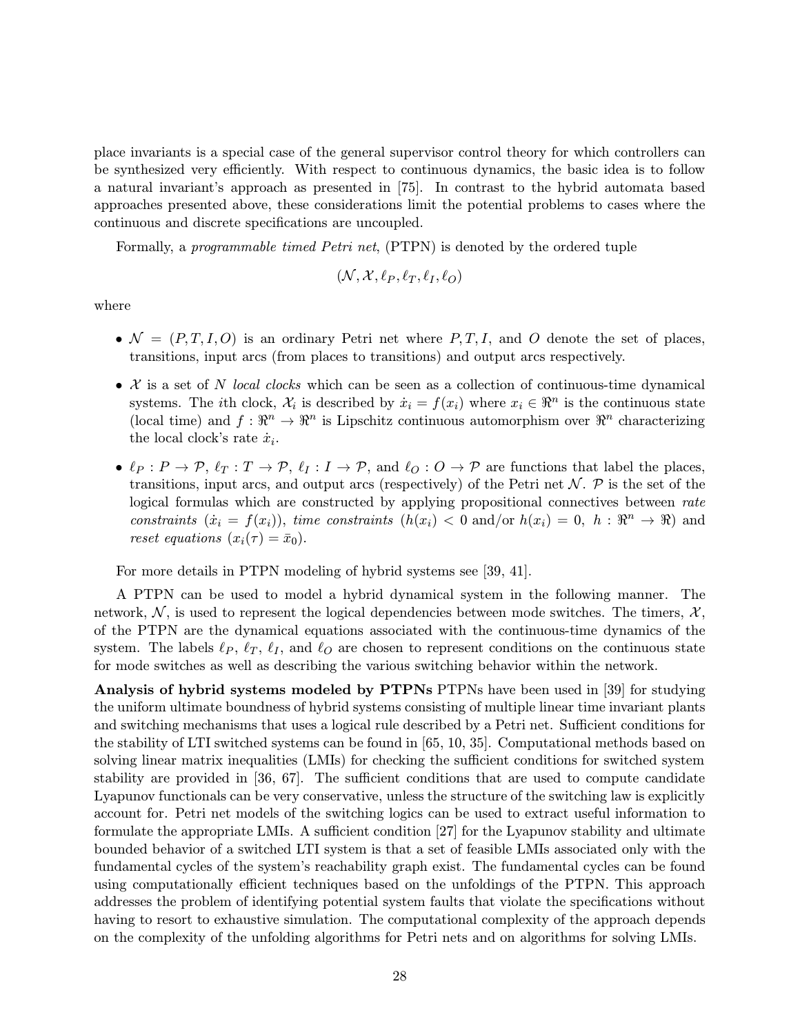place invariants is a special case of the general supervisor control theory for which controllers can be synthesized very efficiently. With respect to continuous dynamics, the basic idea is to follow a natural invariant's approach as presented in [75]. In contrast to the hybrid automata based approaches presented above, these considerations limit the potential problems to cases where the continuous and discrete specifications are uncoupled.

Formally, a *programmable timed Petri net*, (PTPN) is denoted by the ordered tuple

$$(\mathcal{N}, \mathcal{X}, \ell_P, \ell_T, \ell_I, \ell_O)$$

where

- $\mathcal{N} = (P, T, I, O)$ is an ordinary Petri net where $P, T, I$, and $O$ denote the set of places, transitions, input arcs (from places to transitions) and output arcs respectively.
- $\mathcal{X}$ is a set of $N$ *local clocks* which can be seen as a collection of continuous-time dynamical systems. The $i$th clock, $\mathcal{X}_i$ is described by $\dot{x}_i = f(x_i)$ where $x_i \in \Re^n$ is the continuous state (local time) and $f : \Re^n \to \Re^n$ is Lipschitz continuous automorphism over $\Re^n$ characterizing the local clock's rate $\dot{x}_i$.
- $\ell_P : P \to \mathcal{P}$, $\ell_T : T \to \mathcal{P}$, $\ell_I : I \to \mathcal{P}$, and $\ell_O : O \to \mathcal{P}$ are functions that label the places, transitions, input arcs, and output arcs (respectively) of the Petri net $\mathcal{N}$. $\mathcal{P}$ is the set of the logical formulas which are constructed by applying propositional connectives between *rate constraints* ($\dot{x}_i = f(x_i)$), *time constraints* ($h(x_i) < 0$ and/or $h(x_i) = 0$, $h : \Re^n \to \Re$) and *reset equations* ($x_i(\tau) = \bar{x}_0$).

For more details in PTPN modeling of hybrid systems see [39, 41].

A PTPN can be used to model a hybrid dynamical system in the following manner. The network, $\mathcal{N}$, is used to represent the logical dependencies between mode switches. The timers, $\mathcal{X}$, of the PTPN are the dynamical equations associated with the continuous-time dynamics of the system. The labels $\ell_P$, $\ell_T$, $\ell_I$, and $\ell_O$ are chosen to represent conditions on the continuous state for mode switches as well as describing the various switching behavior within the network.

**Analysis of hybrid systems modeled by PTPNs** PTPNs have been used in [39] for studying the uniform ultimate boundness of hybrid systems consisting of multiple linear time invariant plants and switching mechanisms that uses a logical rule described by a Petri net. Sufficient conditions for the stability of LTI switched systems can be found in [65, 10, 35]. Computational methods based on solving linear matrix inequalities (LMIs) for checking the sufficient conditions for switched system stability are provided in [36, 67]. The sufficient conditions that are used to compute candidate Lyapunov functionals can be very conservative, unless the structure of the switching law is explicitly account for. Petri net models of the switching logics can be used to extract useful information to formulate the appropriate LMIs. A sufficient condition [27] for the Lyapunov stability and ultimate bounded behavior of a switched LTI system is that a set of feasible LMIs associated only with the fundamental cycles of the system's reachability graph exist. The fundamental cycles can be found using computationally efficient techniques based on the unfoldings of the PTPN. This approach addresses the problem of identifying potential system faults that violate the specifications without having to resort to exhaustive simulation. The computational complexity of the approach depends on the complexity of the unfolding algorithms for Petri nets and on algorithms for solving LMIs.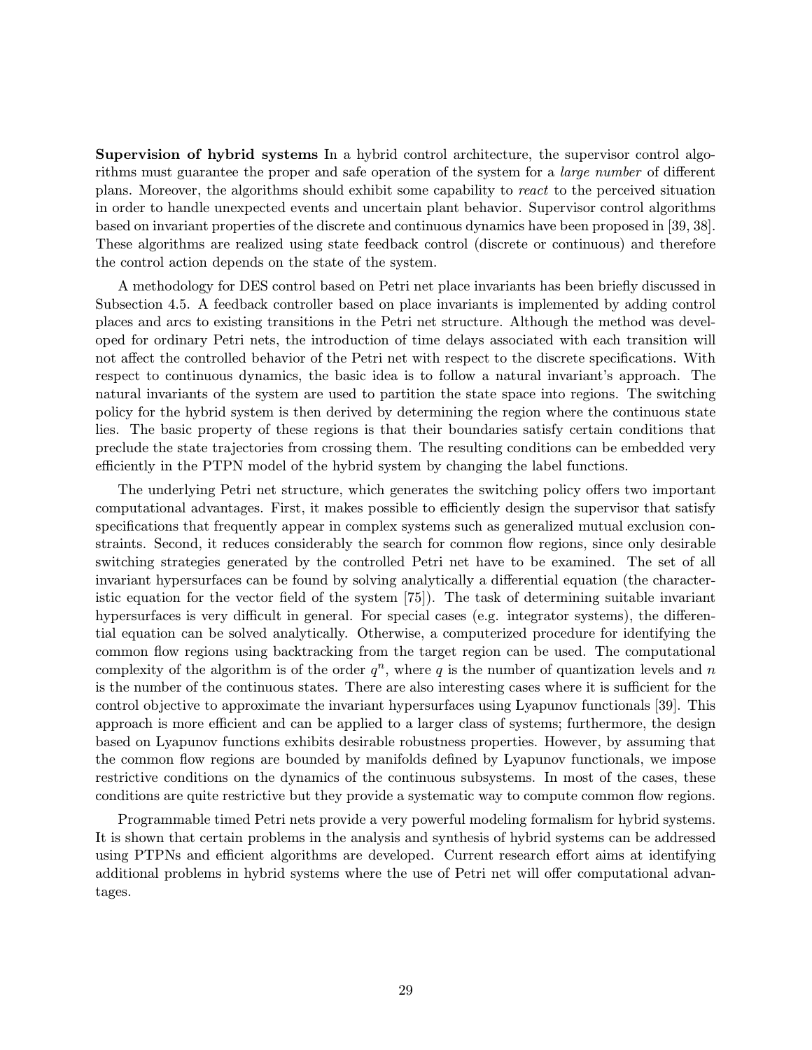**Supervision of hybrid systems** In a hybrid control architecture, the supervisor control algorithms must guarantee the proper and safe operation of the system for a *large number* of different plans. Moreover, the algorithms should exhibit some capability to *react* to the perceived situation in order to handle unexpected events and uncertain plant behavior. Supervisor control algorithms based on invariant properties of the discrete and continuous dynamics have been proposed in [39, 38]. These algorithms are realized using state feedback control (discrete or continuous) and therefore the control action depends on the state of the system.

A methodology for DES control based on Petri net place invariants has been briefly discussed in Subsection 4.5. A feedback controller based on place invariants is implemented by adding control places and arcs to existing transitions in the Petri net structure. Although the method was developed for ordinary Petri nets, the introduction of time delays associated with each transition will not affect the controlled behavior of the Petri net with respect to the discrete specifications. With respect to continuous dynamics, the basic idea is to follow a natural invariant's approach. The natural invariants of the system are used to partition the state space into regions. The switching policy for the hybrid system is then derived by determining the region where the continuous state lies. The basic property of these regions is that their boundaries satisfy certain conditions that preclude the state trajectories from crossing them. The resulting conditions can be embedded very efficiently in the PTPN model of the hybrid system by changing the label functions.

The underlying Petri net structure, which generates the switching policy offers two important computational advantages. First, it makes possible to efficiently design the supervisor that satisfy specifications that frequently appear in complex systems such as generalized mutual exclusion constraints. Second, it reduces considerably the search for common flow regions, since only desirable switching strategies generated by the controlled Petri net have to be examined. The set of all invariant hypersurfaces can be found by solving analytically a differential equation (the characteristic equation for the vector field of the system [75]). The task of determining suitable invariant hypersurfaces is very difficult in general. For special cases (e.g. integrator systems), the differential equation can be solved analytically. Otherwise, a computerized procedure for identifying the common flow regions using backtracking from the target region can be used. The computational complexity of the algorithm is of the order $q^n$, where $q$ is the number of quantization levels and $n$ is the number of the continuous states. There are also interesting cases where it is sufficient for the control objective to approximate the invariant hypersurfaces using Lyapunov functionals [39]. This approach is more efficient and can be applied to a larger class of systems; furthermore, the design based on Lyapunov functions exhibits desirable robustness properties. However, by assuming that the common flow regions are bounded by manifolds defined by Lyapunov functionals, we impose restrictive conditions on the dynamics of the continuous subsystems. In most of the cases, these conditions are quite restrictive but they provide a systematic way to compute common flow regions.

Programmable timed Petri nets provide a very powerful modeling formalism for hybrid systems. It is shown that certain problems in the analysis and synthesis of hybrid systems can be addressed using PTPNs and efficient algorithms are developed. Current research effort aims at identifying additional problems in hybrid systems where the use of Petri net will offer computational advantages.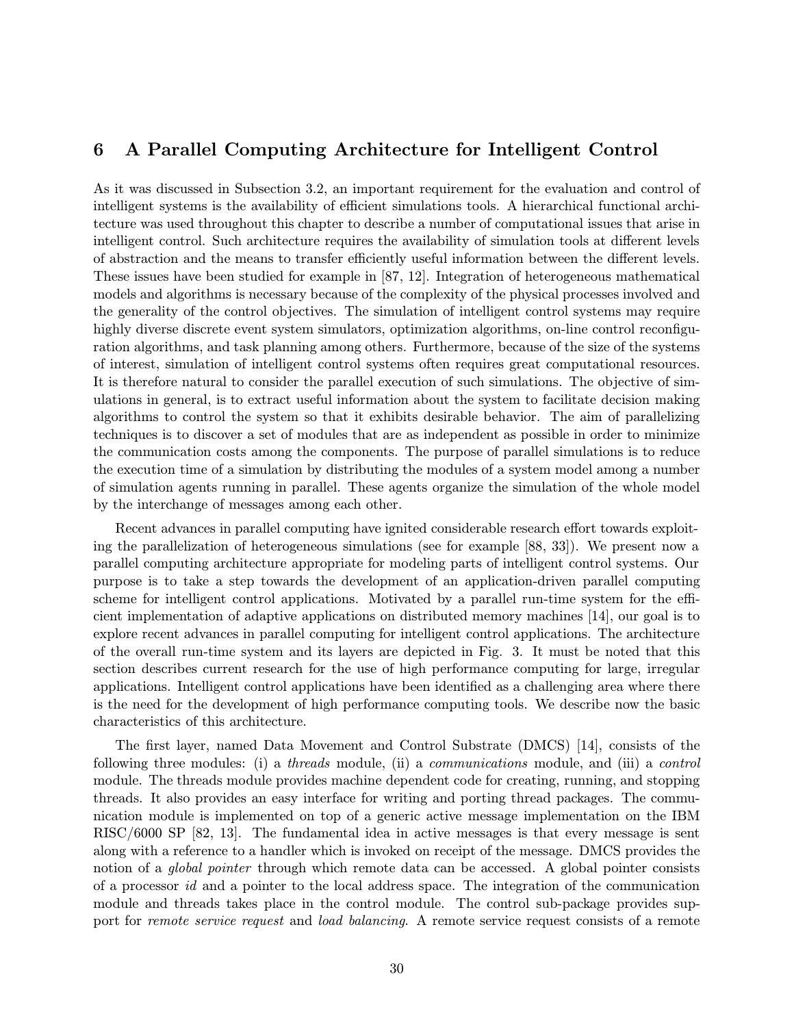## 6 A Parallel Computing Architecture for Intelligent Control

As it was discussed in Subsection 3.2, an important requirement for the evaluation and control of intelligent systems is the availability of efficient simulations tools. A hierarchical functional architecture was used throughout this chapter to describe a number of computational issues that arise in intelligent control. Such architecture requires the availability of simulation tools at different levels of abstraction and the means to transfer efficiently useful information between the different levels. These issues have been studied for example in [87, 12]. Integration of heterogeneous mathematical models and algorithms is necessary because of the complexity of the physical processes involved and the generality of the control objectives. The simulation of intelligent control systems may require highly diverse discrete event system simulators, optimization algorithms, on-line control reconfiguration algorithms, and task planning among others. Furthermore, because of the size of the systems of interest, simulation of intelligent control systems often requires great computational resources. It is therefore natural to consider the parallel execution of such simulations. The objective of simulations in general, is to extract useful information about the system to facilitate decision making algorithms to control the system so that it exhibits desirable behavior. The aim of parallelizing techniques is to discover a set of modules that are as independent as possible in order to minimize the communication costs among the components. The purpose of parallel simulations is to reduce the execution time of a simulation by distributing the modules of a system model among a number of simulation agents running in parallel. These agents organize the simulation of the whole model by the interchange of messages among each other.

Recent advances in parallel computing have ignited considerable research effort towards exploiting the parallelization of heterogeneous simulations (see for example [88, 33]). We present now a parallel computing architecture appropriate for modeling parts of intelligent control systems. Our purpose is to take a step towards the development of an application-driven parallel computing scheme for intelligent control applications. Motivated by a parallel run-time system for the efficient implementation of adaptive applications on distributed memory machines [14], our goal is to explore recent advances in parallel computing for intelligent control applications. The architecture of the overall run-time system and its layers are depicted in Fig. 3. It must be noted that this section describes current research for the use of high performance computing for large, irregular applications. Intelligent control applications have been identified as a challenging area where there is the need for the development of high performance computing tools. We describe now the basic characteristics of this architecture.

The first layer, named Data Movement and Control Substrate (DMCS) [14], consists of the following three modules: (i) a *threads* module, (ii) a *communications* module, and (iii) a *control* module. The threads module provides machine dependent code for creating, running, and stopping threads. It also provides an easy interface for writing and porting thread packages. The communication module is implemented on top of a generic active message implementation on the IBM RISC/6000 SP [82, 13]. The fundamental idea in active messages is that every message is sent along with a reference to a handler which is invoked on receipt of the message. DMCS provides the notion of a *global pointer* through which remote data can be accessed. A global pointer consists of a processor *id* and a pointer to the local address space. The integration of the communication module and threads takes place in the control module. The control sub-package provides support for *remote service request* and *load balancing*. A remote service request consists of a remote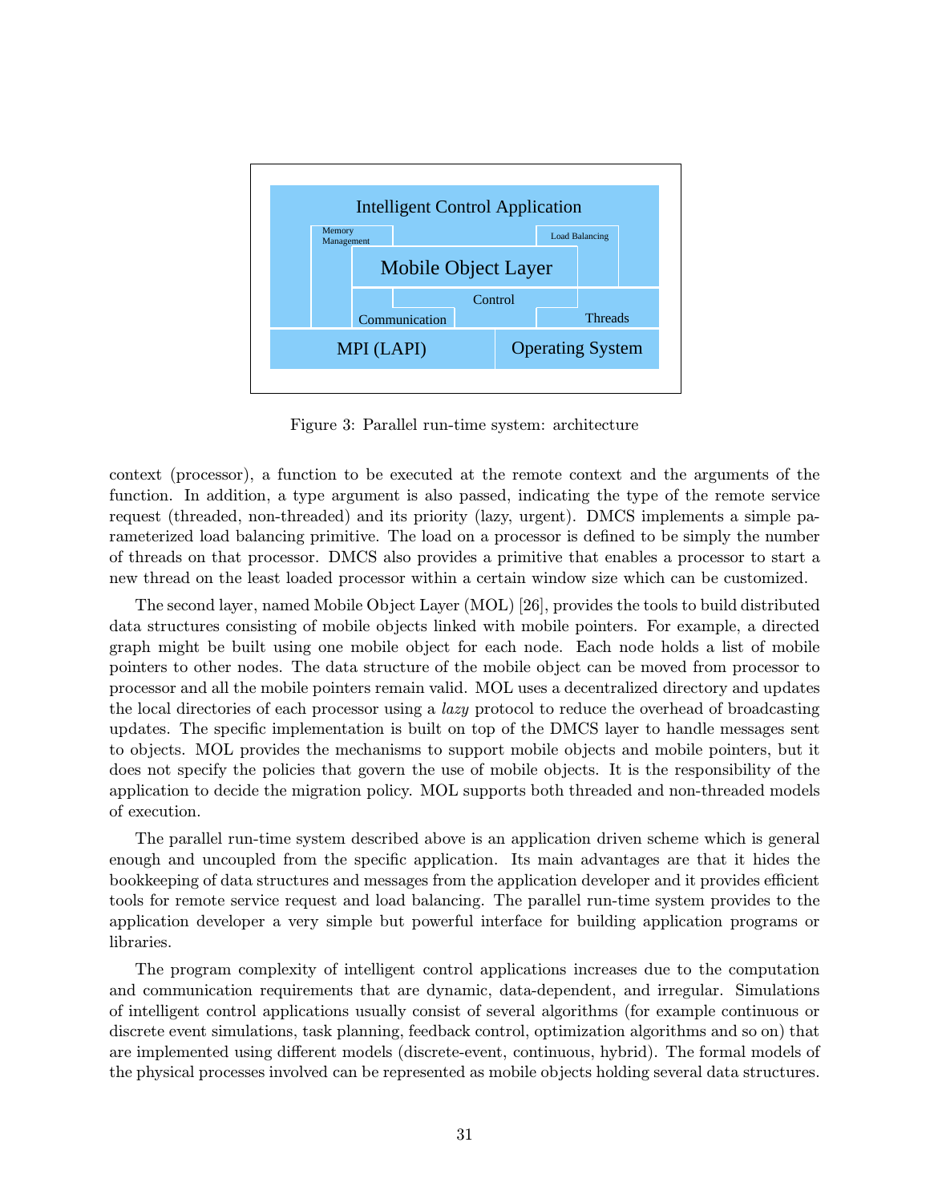Intelligent Control Application

Memory Management

Load Balancing

Mobile Object Layer

Control

Communication

Threads

MPI (LAPI)

Operating System

Figure 3: Parallel run-time system: architecture

context (processor), a function to be executed at the remote context and the arguments of the function. In addition, a type argument is also passed, indicating the type of the remote service request (threaded, non-threaded) and its priority (lazy, urgent). DMCS implements a simple parameterized load balancing primitive. The load on a processor is defined to be simply the number of threads on that processor. DMCS also provides a primitive that enables a processor to start a new thread on the least loaded processor within a certain window size which can be customized.

The second layer, named Mobile Object Layer (MOL) [26], provides the tools to build distributed data structures consisting of mobile objects linked with mobile pointers. For example, a directed graph might be built using one mobile object for each node. Each node holds a list of mobile pointers to other nodes. The data structure of the mobile object can be moved from processor to processor and all the mobile pointers remain valid. MOL uses a decentralized directory and updates the local directories of each processor using a *lazy* protocol to reduce the overhead of broadcasting updates. The specific implementation is built on top of the DMCS layer to handle messages sent to objects. MOL provides the mechanisms to support mobile objects and mobile pointers, but it does not specify the policies that govern the use of mobile objects. It is the responsibility of the application to decide the migration policy. MOL supports both threaded and non-threaded models of execution.

The parallel run-time system described above is an application driven scheme which is general enough and uncoupled from the specific application. Its main advantages are that it hides the bookkeeping of data structures and messages from the application developer and it provides efficient tools for remote service request and load balancing. The parallel run-time system provides to the application developer a very simple but powerful interface for building application programs or libraries.

The program complexity of intelligent control applications increases due to the computation and communication requirements that are dynamic, data-dependent, and irregular. Simulations of intelligent control applications usually consist of several algorithms (for example continuous or discrete event simulations, task planning, feedback control, optimization algorithms and so on) that are implemented using different models (discrete-event, continuous, hybrid). The formal models of the physical processes involved can be represented as mobile objects holding several data structures.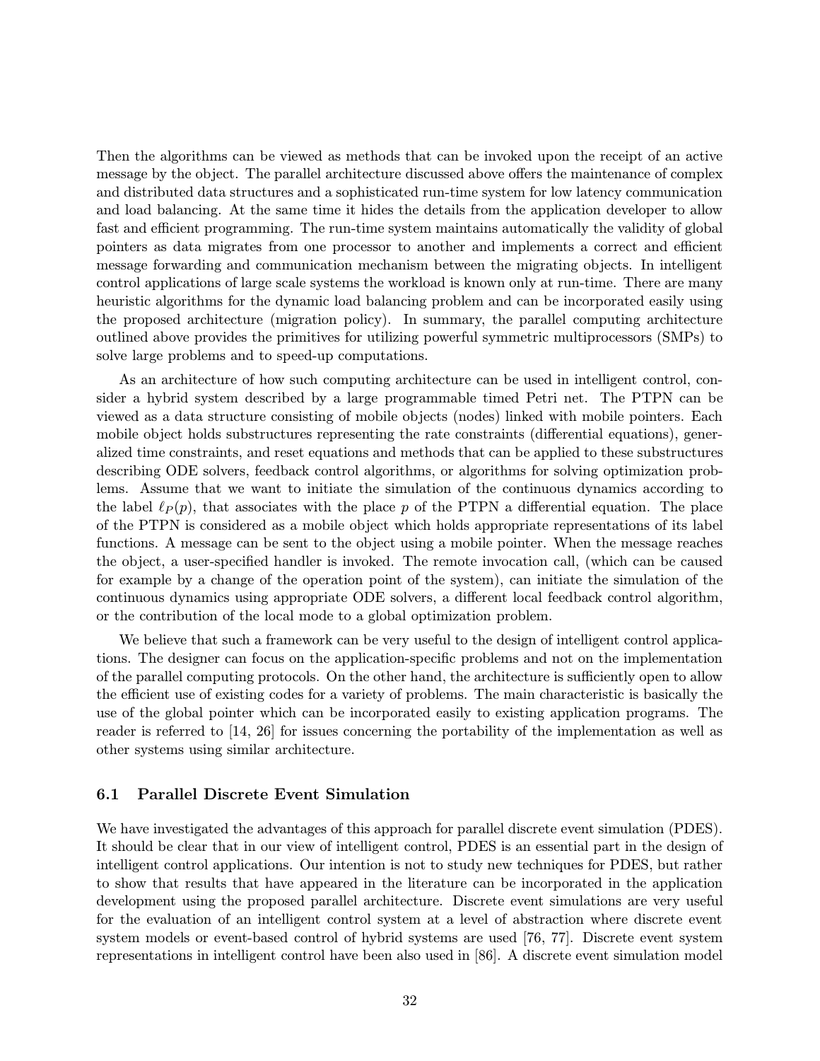Then the algorithms can be viewed as methods that can be invoked upon the receipt of an active message by the object. The parallel architecture discussed above offers the maintenance of complex and distributed data structures and a sophisticated run-time system for low latency communication and load balancing. At the same time it hides the details from the application developer to allow fast and efficient programming. The run-time system maintains automatically the validity of global pointers as data migrates from one processor to another and implements a correct and efficient message forwarding and communication mechanism between the migrating objects. In intelligent control applications of large scale systems the workload is known only at run-time. There are many heuristic algorithms for the dynamic load balancing problem and can be incorporated easily using the proposed architecture (migration policy). In summary, the parallel computing architecture outlined above provides the primitives for utilizing powerful symmetric multiprocessors (SMPs) to solve large problems and to speed-up computations.

As an architecture of how such computing architecture can be used in intelligent control, consider a hybrid system described by a large programmable timed Petri net. The PTPN can be viewed as a data structure consisting of mobile objects (nodes) linked with mobile pointers. Each mobile object holds substructures representing the rate constraints (differential equations), generalized time constraints, and reset equations and methods that can be applied to these substructures describing ODE solvers, feedback control algorithms, or algorithms for solving optimization problems. Assume that we want to initiate the simulation of the continuous dynamics according to the label $\ell_P(p)$, that associates with the place $p$ of the PTPN a differential equation. The place of the PTPN is considered as a mobile object which holds appropriate representations of its label functions. A message can be sent to the object using a mobile pointer. When the message reaches the object, a user-specified handler is invoked. The remote invocation call, (which can be caused for example by a change of the operation point of the system), can initiate the simulation of the continuous dynamics using appropriate ODE solvers, a different local feedback control algorithm, or the contribution of the local mode to a global optimization problem.

We believe that such a framework can be very useful to the design of intelligent control applications. The designer can focus on the application-specific problems and not on the implementation of the parallel computing protocols. On the other hand, the architecture is sufficiently open to allow the efficient use of existing codes for a variety of problems. The main characteristic is basically the use of the global pointer which can be incorporated easily to existing application programs. The reader is referred to [14, 26] for issues concerning the portability of the implementation as well as other systems using similar architecture.

### 6.1 Parallel Discrete Event Simulation

We have investigated the advantages of this approach for parallel discrete event simulation (PDES). It should be clear that in our view of intelligent control, PDES is an essential part in the design of intelligent control applications. Our intention is not to study new techniques for PDES, but rather to show that results that have appeared in the literature can be incorporated in the application development using the proposed parallel architecture. Discrete event simulations are very useful for the evaluation of an intelligent control system at a level of abstraction where discrete event system models or event-based control of hybrid systems are used [76, 77]. Discrete event system representations in intelligent control have been also used in [86]. A discrete event simulation model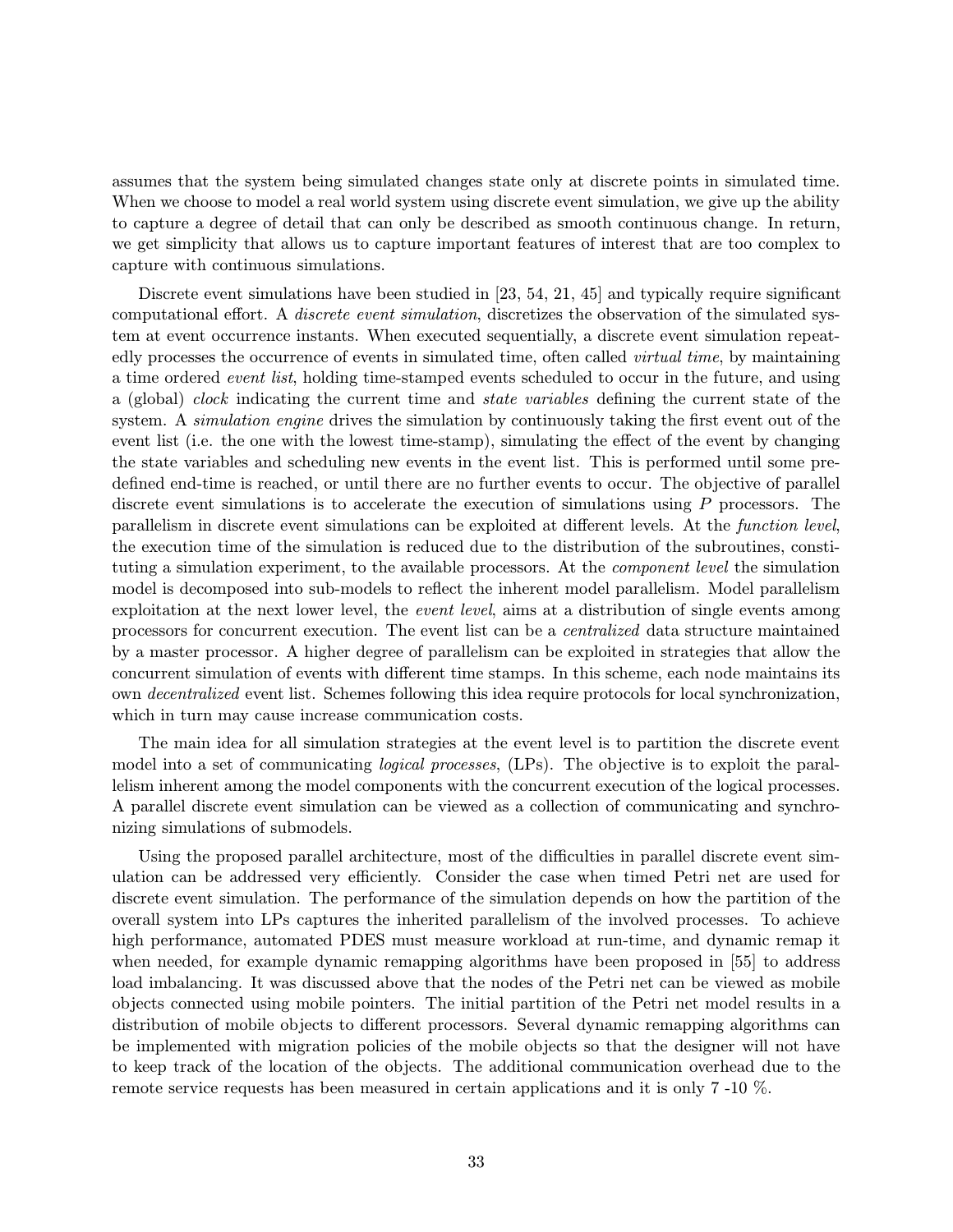assumes that the system being simulated changes state only at discrete points in simulated time. When we choose to model a real world system using discrete event simulation, we give up the ability to capture a degree of detail that can only be described as smooth continuous change. In return, we get simplicity that allows us to capture important features of interest that are too complex to capture with continuous simulations.

Discrete event simulations have been studied in [23, 54, 21, 45] and typically require significant computational effort. A *discrete event simulation*, discretizes the observation of the simulated system at event occurrence instants. When executed sequentially, a discrete event simulation repeatedly processes the occurrence of events in simulated time, often called *virtual time*, by maintaining a time ordered *event list*, holding time-stamped events scheduled to occur in the future, and using a (global) *clock* indicating the current time and *state variables* defining the current state of the system. A *simulation engine* drives the simulation by continuously taking the first event out of the event list (i.e. the one with the lowest time-stamp), simulating the effect of the event by changing the state variables and scheduling new events in the event list. This is performed until some predefined end-time is reached, or until there are no further events to occur. The objective of parallel discrete event simulations is to accelerate the execution of simulations using $P$ processors. The parallelism in discrete event simulations can be exploited at different levels. At the *function level*, the execution time of the simulation is reduced due to the distribution of the subroutines, constituting a simulation experiment, to the available processors. At the *component level* the simulation model is decomposed into sub-models to reflect the inherent model parallelism. Model parallelism exploitation at the next lower level, the *event level*, aims at a distribution of single events among processors for concurrent execution. The event list can be a *centralized* data structure maintained by a master processor. A higher degree of parallelism can be exploited in strategies that allow the concurrent simulation of events with different time stamps. In this scheme, each node maintains its own *decentralized* event list. Schemes following this idea require protocols for local synchronization, which in turn may cause increase communication costs.

The main idea for all simulation strategies at the event level is to partition the discrete event model into a set of communicating *logical processes*, (LPs). The objective is to exploit the parallelism inherent among the model components with the concurrent execution of the logical processes. A parallel discrete event simulation can be viewed as a collection of communicating and synchronizing simulations of submodels.

Using the proposed parallel architecture, most of the difficulties in parallel discrete event simulation can be addressed very efficiently. Consider the case when timed Petri net are used for discrete event simulation. The performance of the simulation depends on how the partition of the overall system into LPs captures the inherited parallelism of the involved processes. To achieve high performance, automated PDES must measure workload at run-time, and dynamic remap it when needed, for example dynamic remapping algorithms have been proposed in [55] to address load imbalancing. It was discussed above that the nodes of the Petri net can be viewed as mobile objects connected using mobile pointers. The initial partition of the Petri net model results in a distribution of mobile objects to different processors. Several dynamic remapping algorithms can be implemented with migration policies of the mobile objects so that the designer will not have to keep track of the location of the objects. The additional communication overhead due to the remote service requests has been measured in certain applications and it is only 7 -10 %.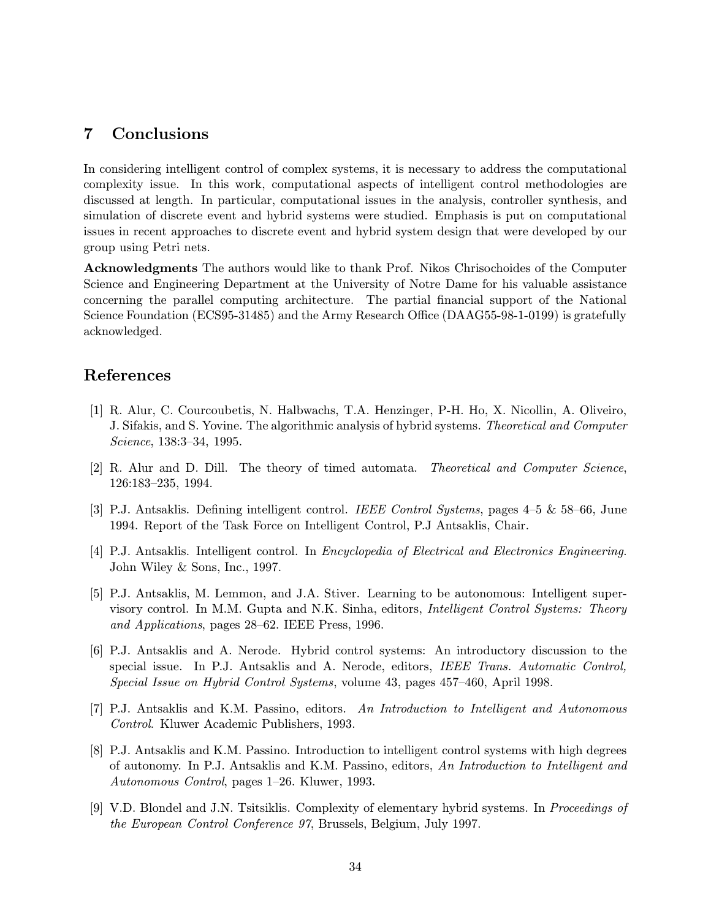## 7 Conclusions

In considering intelligent control of complex systems, it is necessary to address the computational complexity issue. In this work, computational aspects of intelligent control methodologies are discussed at length. In particular, computational issues in the analysis, controller synthesis, and simulation of discrete event and hybrid systems were studied. Emphasis is put on computational issues in recent approaches to discrete event and hybrid system design that were developed by our group using Petri nets.

**Acknowledgments** The authors would like to thank Prof. Nikos Chrisochoides of the Computer Science and Engineering Department at the University of Notre Dame for his valuable assistance concerning the parallel computing architecture. The partial financial support of the National Science Foundation (ECS95-31485) and the Army Research Office (DAAG55-98-1-0199) is gratefully acknowledged.

## References

[1] R. Alur, C. Courcoubetis, N. Halbwachs, T.A. Henzinger, P-H. Ho, X. Nicollin, A. Oliveiro, J. Sifakis, and S. Yovine. The algorithmic analysis of hybrid systems. *Theoretical and Computer Science*, 138:3–34, 1995.

[2] R. Alur and D. Dill. The theory of timed automata. *Theoretical and Computer Science*, 126:183–235, 1994.

[3] P.J. Antsaklis. Defining intelligent control. *IEEE Control Systems*, pages 4–5 & 58–66, June 1994. Report of the Task Force on Intelligent Control, P.J Antsaklis, Chair.

[4] P.J. Antsaklis. Intelligent control. In *Encyclopedia of Electrical and Electronics Engineering*. John Wiley & Sons, Inc., 1997.

[5] P.J. Antsaklis, M. Lemmon, and J.A. Stiver. Learning to be autonomous: Intelligent supervisory control. In M.M. Gupta and N.K. Sinha, editors, *Intelligent Control Systems: Theory and Applications*, pages 28–62. IEEE Press, 1996.

[6] P.J. Antsaklis and A. Nerode. Hybrid control systems: An introductory discussion to the special issue. In P.J. Antsaklis and A. Nerode, editors, *IEEE Trans. Automatic Control, Special Issue on Hybrid Control Systems*, volume 43, pages 457–460, April 1998.

[7] P.J. Antsaklis and K.M. Passino, editors. *An Introduction to Intelligent and Autonomous Control*. Kluwer Academic Publishers, 1993.

[8] P.J. Antsaklis and K.M. Passino. Introduction to intelligent control systems with high degrees of autonomy. In P.J. Antsaklis and K.M. Passino, editors, *An Introduction to Intelligent and Autonomous Control*, pages 1–26. Kluwer, 1993.

[9] V.D. Blondel and J.N. Tsitsiklis. Complexity of elementary hybrid systems. In *Proceedings of the European Control Conference 97*, Brussels, Belgium, July 1997.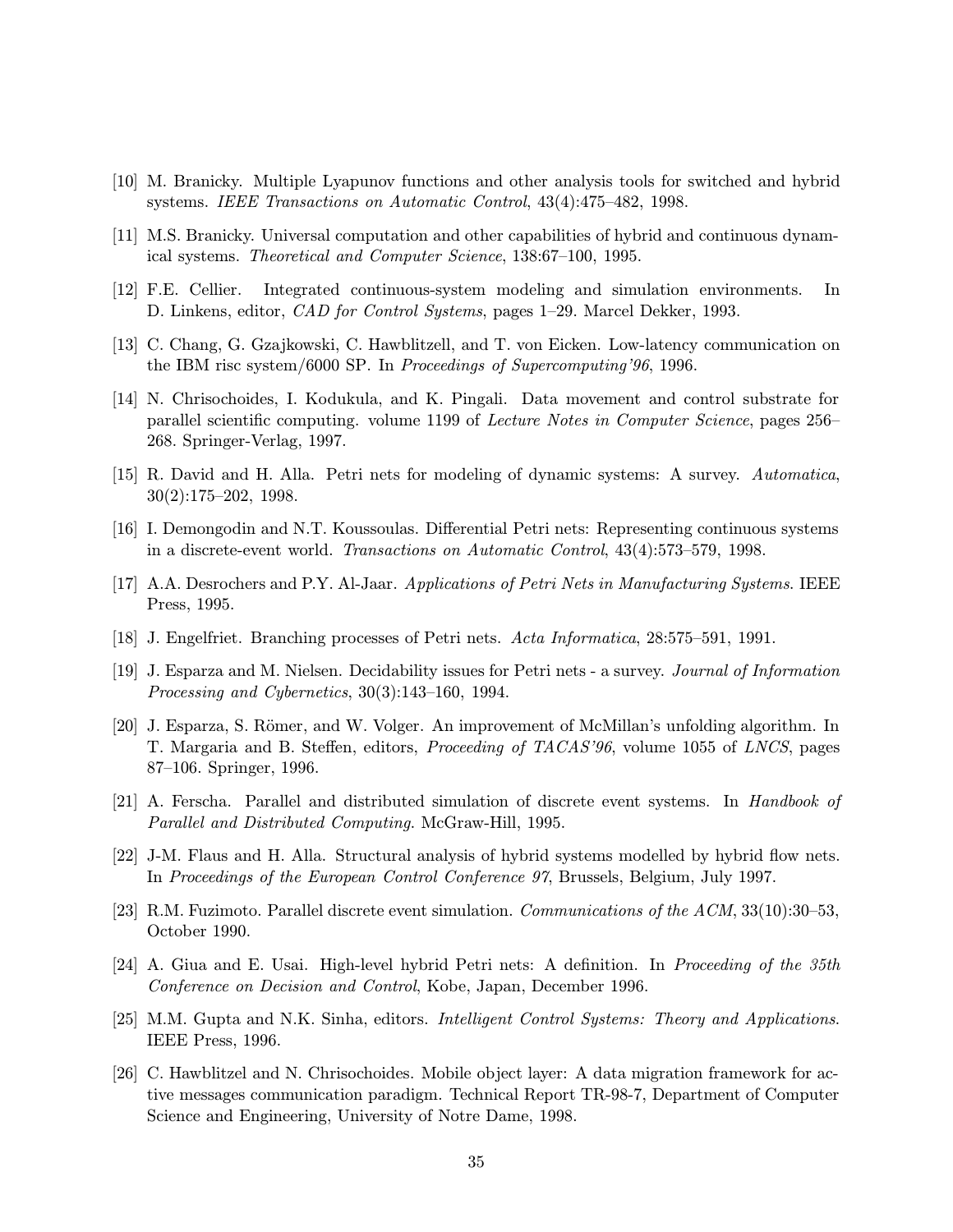[10] M. Branicky. Multiple Lyapunov functions and other analysis tools for switched and hybrid systems. *IEEE Transactions on Automatic Control*, 43(4):475–482, 1998.

[11] M.S. Branicky. Universal computation and other capabilities of hybrid and continuous dynamical systems. *Theoretical and Computer Science*, 138:67–100, 1995.

[12] F.E. Cellier. Integrated continuous-system modeling and simulation environments. In D. Linkens, editor, *CAD for Control Systems*, pages 1–29. Marcel Dekker, 1993.

[13] C. Chang, G. Gzajkowski, C. Hawblitzell, and T. von Eicken. Low-latency communication on the IBM risc system/6000 SP. In *Proceedings of Supercomputing'96*, 1996.

[14] N. Chrisochoides, I. Kodukula, and K. Pingali. Data movement and control substrate for parallel scientific computing. volume 1199 of *Lecture Notes in Computer Science*, pages 256–268. Springer-Verlag, 1997.

[15] R. David and H. Alla. Petri nets for modeling of dynamic systems: A survey. *Automatica*, 30(2):175–202, 1998.

[16] I. Demongodin and N.T. Koussoulas. Differential Petri nets: Representing continuous systems in a discrete-event world. *Transactions on Automatic Control*, 43(4):573–579, 1998.

[17] A.A. Desrochers and P.Y. Al-Jaar. *Applications of Petri Nets in Manufacturing Systems*. IEEE Press, 1995.

[18] J. Engelfriet. Branching processes of Petri nets. *Acta Informatica*, 28:575–591, 1991.

[19] J. Esparza and M. Nielsen. Decidability issues for Petri nets - a survey. *Journal of Information Processing and Cybernetics*, 30(3):143–160, 1994.

[20] J. Esparza, S. Römer, and W. Volger. An improvement of McMillan's unfolding algorithm. In T. Margaria and B. Steffen, editors, *Proceeding of TACAS'96*, volume 1055 of *LNCS*, pages 87–106. Springer, 1996.

[21] A. Ferscha. Parallel and distributed simulation of discrete event systems. In *Handbook of Parallel and Distributed Computing*. McGraw-Hill, 1995.

[22] J-M. Flaus and H. Alla. Structural analysis of hybrid systems modelled by hybrid flow nets. In *Proceedings of the European Control Conference 97*, Brussels, Belgium, July 1997.

[23] R.M. Fuzimoto. Parallel discrete event simulation. *Communications of the ACM*, 33(10):30–53, October 1990.

[24] A. Giua and E. Usai. High-level hybrid Petri nets: A definition. In *Proceeding of the 35th Conference on Decision and Control*, Kobe, Japan, December 1996.

[25] M.M. Gupta and N.K. Sinha, editors. *Intelligent Control Systems: Theory and Applications*. IEEE Press, 1996.

[26] C. Hawblitzel and N. Chrisochoides. Mobile object layer: A data migration framework for active messages communication paradigm. Technical Report TR-98-7, Department of Computer Science and Engineering, University of Notre Dame, 1998.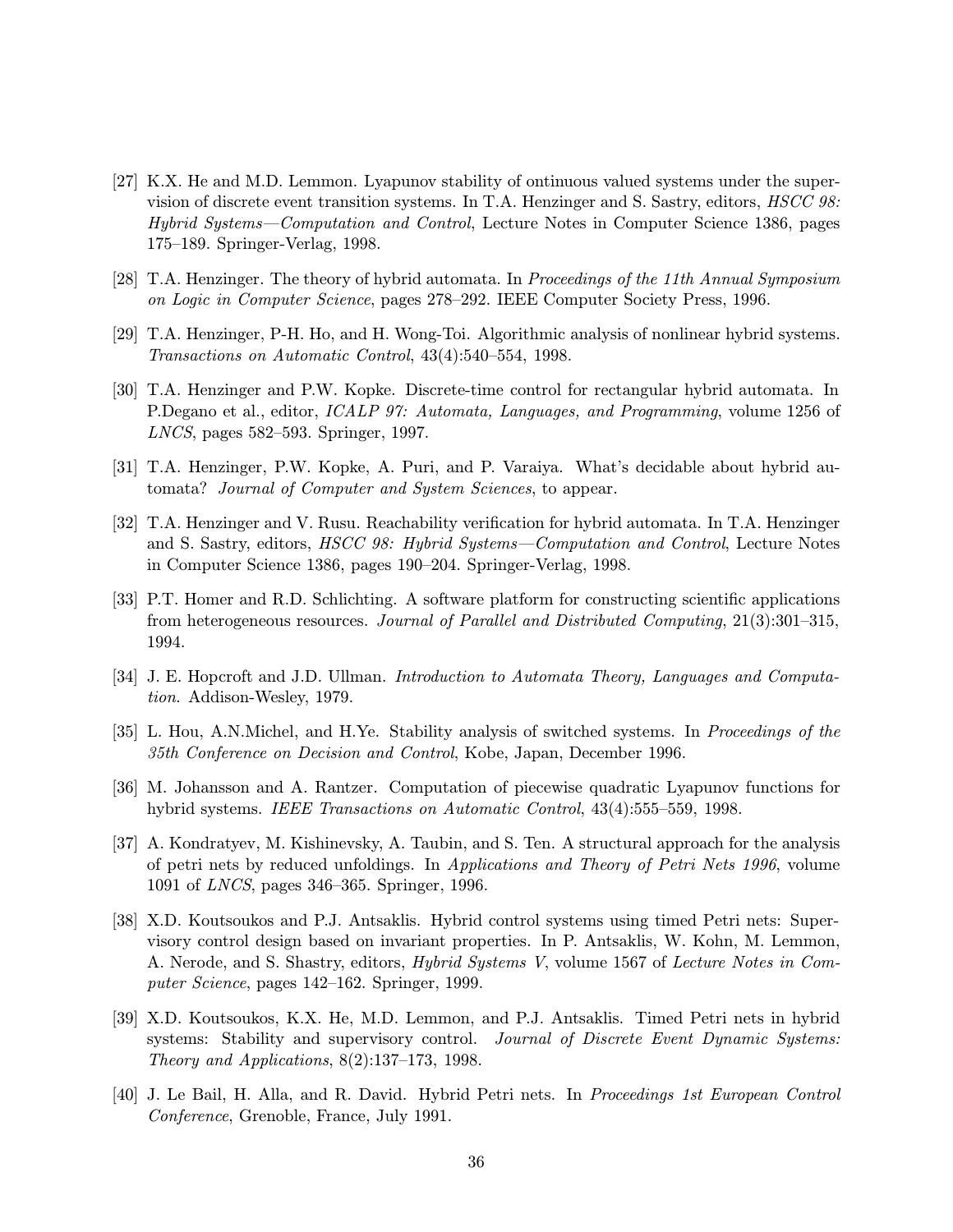[27] K.X. He and M.D. Lemmon. Lyapunov stability of ontinuous valued systems under the supervision of discrete event transition systems. In T.A. Henzinger and S. Sastry, editors, *HSCC 98: Hybrid Systems—Computation and Control*, Lecture Notes in Computer Science 1386, pages 175–189. Springer-Verlag, 1998.

[28] T.A. Henzinger. The theory of hybrid automata. In *Proceedings of the 11th Annual Symposium on Logic in Computer Science*, pages 278–292. IEEE Computer Society Press, 1996.

[29] T.A. Henzinger, P-H. Ho, and H. Wong-Toi. Algorithmic analysis of nonlinear hybrid systems. *Transactions on Automatic Control*, 43(4):540–554, 1998.

[30] T.A. Henzinger and P.W. Kopke. Discrete-time control for rectangular hybrid automata. In P.Degano et al., editor, *ICALP 97: Automata, Languages, and Programming*, volume 1256 of *LNCS*, pages 582–593. Springer, 1997.

[31] T.A. Henzinger, P.W. Kopke, A. Puri, and P. Varaiya. What's decidable about hybrid automata? *Journal of Computer and System Sciences*, to appear.

[32] T.A. Henzinger and V. Rusu. Reachability verification for hybrid automata. In T.A. Henzinger and S. Sastry, editors, *HSCC 98: Hybrid Systems—Computation and Control*, Lecture Notes in Computer Science 1386, pages 190–204. Springer-Verlag, 1998.

[33] P.T. Homer and R.D. Schlichting. A software platform for constructing scientific applications from heterogeneous resources. *Journal of Parallel and Distributed Computing*, 21(3):301–315, 1994.

[34] J. E. Hopcroft and J.D. Ullman. *Introduction to Automata Theory, Languages and Computation.* Addison-Wesley, 1979.

[35] L. Hou, A.N.Michel, and H.Ye. Stability analysis of switched systems. In *Proceedings of the 35th Conference on Decision and Control*, Kobe, Japan, December 1996.

[36] M. Johansson and A. Rantzer. Computation of piecewise quadratic Lyapunov functions for hybrid systems. *IEEE Transactions on Automatic Control*, 43(4):555–559, 1998.

[37] A. Kondratyev, M. Kishinevsky, A. Taubin, and S. Ten. A structural approach for the analysis of petri nets by reduced unfoldings. In *Applications and Theory of Petri Nets 1996*, volume 1091 of *LNCS*, pages 346–365. Springer, 1996.

[38] X.D. Koutsoukos and P.J. Antsaklis. Hybrid control systems using timed Petri nets: Supervisory control design based on invariant properties. In P. Antsaklis, W. Kohn, M. Lemmon, A. Nerode, and S. Shastry, editors, *Hybrid Systems V*, volume 1567 of *Lecture Notes in Computer Science*, pages 142–162. Springer, 1999.

[39] X.D. Koutsoukos, K.X. He, M.D. Lemmon, and P.J. Antsaklis. Timed Petri nets in hybrid systems: Stability and supervisory control. *Journal of Discrete Event Dynamic Systems: Theory and Applications*, 8(2):137–173, 1998.

[40] J. Le Bail, H. Alla, and R. David. Hybrid Petri nets. In *Proceedings 1st European Control Conference*, Grenoble, France, July 1991.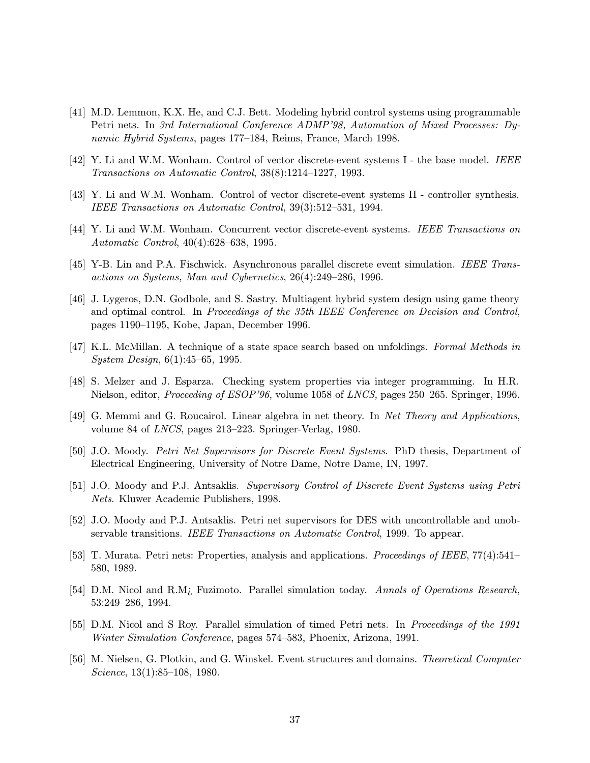[41] M.D. Lemmon, K.X. He, and C.J. Bett. Modeling hybrid control systems using programmable Petri nets. In *3rd International Conference ADMP'98, Automation of Mixed Processes: Dynamic Hybrid Systems*, pages 177–184, Reims, France, March 1998.

[42] Y. Li and W.M. Wonham. Control of vector discrete-event systems I - the base model. *IEEE Transactions on Automatic Control*, 38(8):1214–1227, 1993.

[43] Y. Li and W.M. Wonham. Control of vector discrete-event systems II - controller synthesis. *IEEE Transactions on Automatic Control*, 39(3):512–531, 1994.

[44] Y. Li and W.M. Wonham. Concurrent vector discrete-event systems. *IEEE Transactions on Automatic Control*, 40(4):628–638, 1995.

[45] Y-B. Lin and P.A. Fischwick. Asynchronous parallel discrete event simulation. *IEEE Transactions on Systems, Man and Cybernetics*, 26(4):249–286, 1996.

[46] J. Lygeros, D.N. Godbole, and S. Sastry. Multiagent hybrid system design using game theory and optimal control. In *Proceedings of the 35th IEEE Conference on Decision and Control*, pages 1190–1195, Kobe, Japan, December 1996.

[47] K.L. McMillan. A technique of a state space search based on unfoldings. *Formal Methods in System Design*, 6(1):45–65, 1995.

[48] S. Melzer and J. Esparza. Checking system properties via integer programming. In H.R. Nielson, editor, *Proceeding of ESOP'96*, volume 1058 of *LNCS*, pages 250–265. Springer, 1996.

[49] G. Memmi and G. Roucairol. Linear algebra in net theory. In *Net Theory and Applications*, volume 84 of *LNCS*, pages 213–223. Springer-Verlag, 1980.

[50] J.O. Moody. *Petri Net Supervisors for Discrete Event Systems*. PhD thesis, Department of Electrical Engineering, University of Notre Dame, Notre Dame, IN, 1997.

[51] J.O. Moody and P.J. Antsaklis. *Supervisory Control of Discrete Event Systems using Petri Nets*. Kluwer Academic Publishers, 1998.

[52] J.O. Moody and P.J. Antsaklis. Petri net supervisors for DES with uncontrollable and unobservable transitions. *IEEE Transactions on Automatic Control*, 1999. To appear.

[53] T. Murata. Petri nets: Properties, analysis and applications. *Proceedings of IEEE*, 77(4):541–580, 1989.

[54] D.M. Nicol and R.M¿ Fuzimoto. Parallel simulation today. *Annals of Operations Research*, 53:249–286, 1994.

[55] D.M. Nicol and S Roy. Parallel simulation of timed Petri nets. In *Proceedings of the 1991 Winter Simulation Conference*, pages 574–583, Phoenix, Arizona, 1991.

[56] M. Nielsen, G. Plotkin, and G. Winskel. Event structures and domains. *Theoretical Computer Science*, 13(1):85–108, 1980.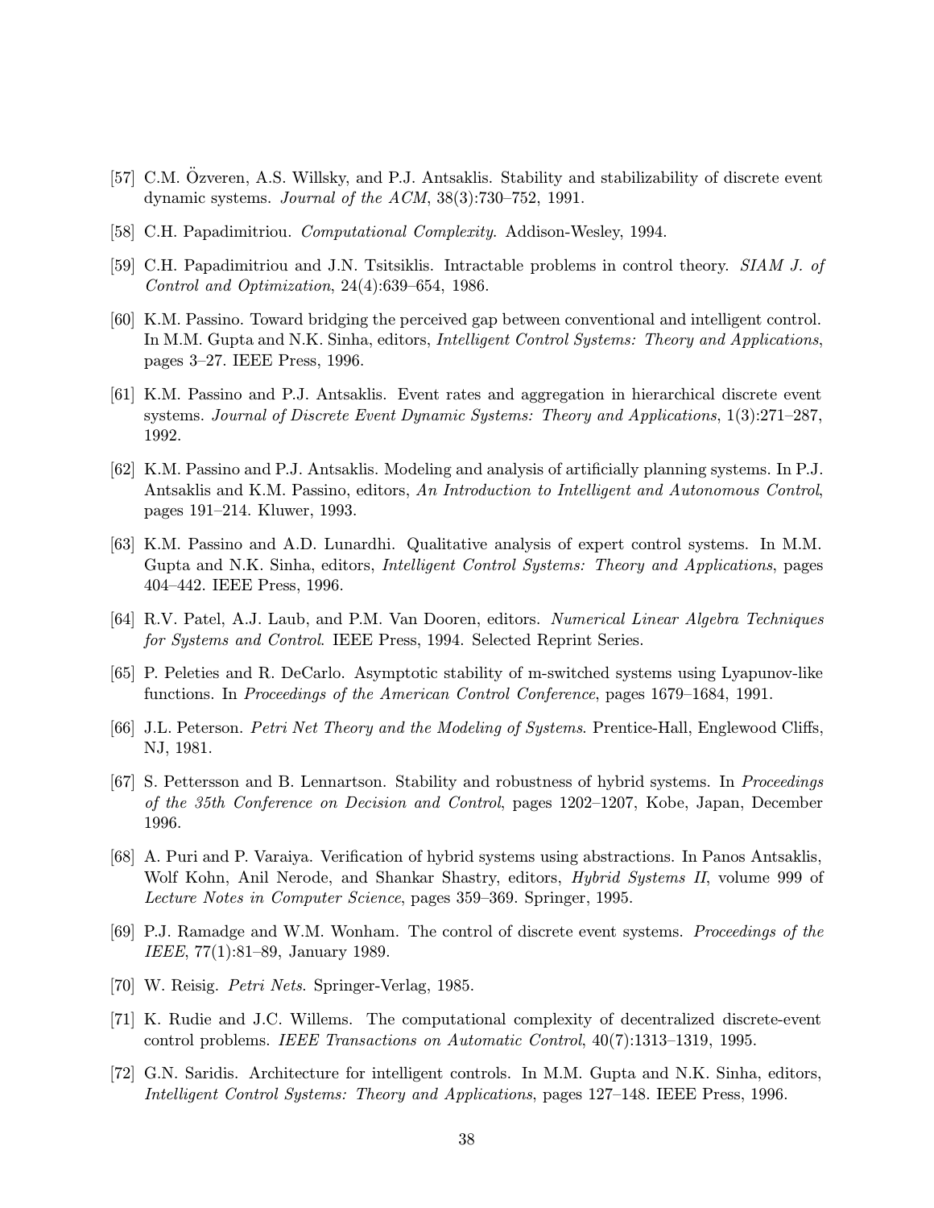[57] C.M. Özveren, A.S. Willsky, and P.J. Antsaklis. Stability and stabilizability of discrete event dynamic systems. *Journal of the ACM*, 38(3):730–752, 1991.

[58] C.H. Papadimitriou. *Computational Complexity*. Addison-Wesley, 1994.

[59] C.H. Papadimitriou and J.N. Tsitsiklis. Intractable problems in control theory. *SIAM J. of Control and Optimization*, 24(4):639–654, 1986.

[60] K.M. Passino. Toward bridging the perceived gap between conventional and intelligent control. In M.M. Gupta and N.K. Sinha, editors, *Intelligent Control Systems: Theory and Applications*, pages 3–27. IEEE Press, 1996.

[61] K.M. Passino and P.J. Antsaklis. Event rates and aggregation in hierarchical discrete event systems. *Journal of Discrete Event Dynamic Systems: Theory and Applications*, 1(3):271–287, 1992.

[62] K.M. Passino and P.J. Antsaklis. Modeling and analysis of artificially planning systems. In P.J. Antsaklis and K.M. Passino, editors, *An Introduction to Intelligent and Autonomous Control*, pages 191–214. Kluwer, 1993.

[63] K.M. Passino and A.D. Lunardhi. Qualitative analysis of expert control systems. In M.M. Gupta and N.K. Sinha, editors, *Intelligent Control Systems: Theory and Applications*, pages 404–442. IEEE Press, 1996.

[64] R.V. Patel, A.J. Laub, and P.M. Van Dooren, editors. *Numerical Linear Algebra Techniques for Systems and Control*. IEEE Press, 1994. Selected Reprint Series.

[65] P. Peleties and R. DeCarlo. Asymptotic stability of m-switched systems using Lyapunov-like functions. In *Proceedings of the American Control Conference*, pages 1679–1684, 1991.

[66] J.L. Peterson. *Petri Net Theory and the Modeling of Systems*. Prentice-Hall, Englewood Cliffs, NJ, 1981.

[67] S. Pettersson and B. Lennartson. Stability and robustness of hybrid systems. In *Proceedings of the 35th Conference on Decision and Control*, pages 1202–1207, Kobe, Japan, December 1996.

[68] A. Puri and P. Varaiya. Verification of hybrid systems using abstractions. In Panos Antsaklis, Wolf Kohn, Anil Nerode, and Shankar Shastry, editors, *Hybrid Systems II*, volume 999 of *Lecture Notes in Computer Science*, pages 359–369. Springer, 1995.

[69] P.J. Ramadge and W.M. Wonham. The control of discrete event systems. *Proceedings of the IEEE*, 77(1):81–89, January 1989.

[70] W. Reisig. *Petri Nets*. Springer-Verlag, 1985.

[71] K. Rudie and J.C. Willems. The computational complexity of decentralized discrete-event control problems. *IEEE Transactions on Automatic Control*, 40(7):1313–1319, 1995.

[72] G.N. Saridis. Architecture for intelligent controls. In M.M. Gupta and N.K. Sinha, editors, *Intelligent Control Systems: Theory and Applications*, pages 127–148. IEEE Press, 1996.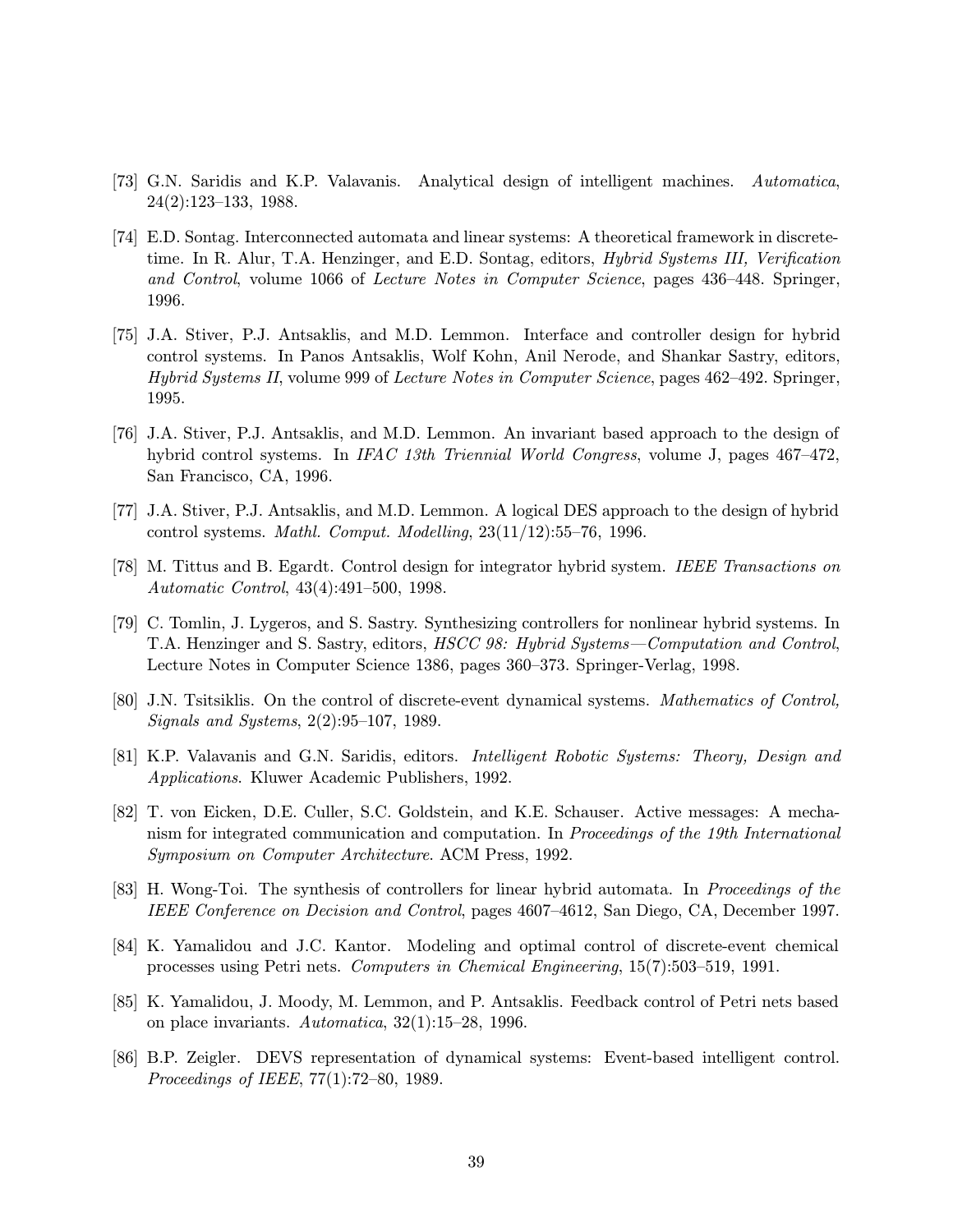[73] G.N. Saridis and K.P. Valavanis. Analytical design of intelligent machines. *Automatica*, 24(2):123–133, 1988.

[74] E.D. Sontag. Interconnected automata and linear systems: A theoretical framework in discrete-time. In R. Alur, T.A. Henzinger, and E.D. Sontag, editors, *Hybrid Systems III, Verification and Control*, volume 1066 of *Lecture Notes in Computer Science*, pages 436–448. Springer, 1996.

[75] J.A. Stiver, P.J. Antsaklis, and M.D. Lemmon. Interface and controller design for hybrid control systems. In Panos Antsaklis, Wolf Kohn, Anil Nerode, and Shankar Sastry, editors, *Hybrid Systems II*, volume 999 of *Lecture Notes in Computer Science*, pages 462–492. Springer, 1995.

[76] J.A. Stiver, P.J. Antsaklis, and M.D. Lemmon. An invariant based approach to the design of hybrid control systems. In *IFAC 13th Triennial World Congress*, volume J, pages 467–472, San Francisco, CA, 1996.

[77] J.A. Stiver, P.J. Antsaklis, and M.D. Lemmon. A logical DES approach to the design of hybrid control systems. *Mathl. Comput. Modelling*, 23(11/12):55–76, 1996.

[78] M. Tittus and B. Egardt. Control design for integrator hybrid system. *IEEE Transactions on Automatic Control*, 43(4):491–500, 1998.

[79] C. Tomlin, J. Lygeros, and S. Sastry. Synthesizing controllers for nonlinear hybrid systems. In T.A. Henzinger and S. Sastry, editors, *HSCC 98: Hybrid Systems—Computation and Control*, Lecture Notes in Computer Science 1386, pages 360–373. Springer-Verlag, 1998.

[80] J.N. Tsitsiklis. On the control of discrete-event dynamical systems. *Mathematics of Control, Signals and Systems*, 2(2):95–107, 1989.

[81] K.P. Valavanis and G.N. Saridis, editors. *Intelligent Robotic Systems: Theory, Design and Applications*. Kluwer Academic Publishers, 1992.

[82] T. von Eicken, D.E. Culler, S.C. Goldstein, and K.E. Schauser. Active messages: A mechanism for integrated communication and computation. In *Proceedings of the 19th International Symposium on Computer Architecture*. ACM Press, 1992.

[83] H. Wong-Toi. The synthesis of controllers for linear hybrid automata. In *Proceedings of the IEEE Conference on Decision and Control*, pages 4607–4612, San Diego, CA, December 1997.

[84] K. Yamalidou and J.C. Kantor. Modeling and optimal control of discrete-event chemical processes using Petri nets. *Computers in Chemical Engineering*, 15(7):503–519, 1991.

[85] K. Yamalidou, J. Moody, M. Lemmon, and P. Antsaklis. Feedback control of Petri nets based on place invariants. *Automatica*, 32(1):15–28, 1996.

[86] B.P. Zeigler. DEVS representation of dynamical systems: Event-based intelligent control. *Proceedings of IEEE*, 77(1):72–80, 1989.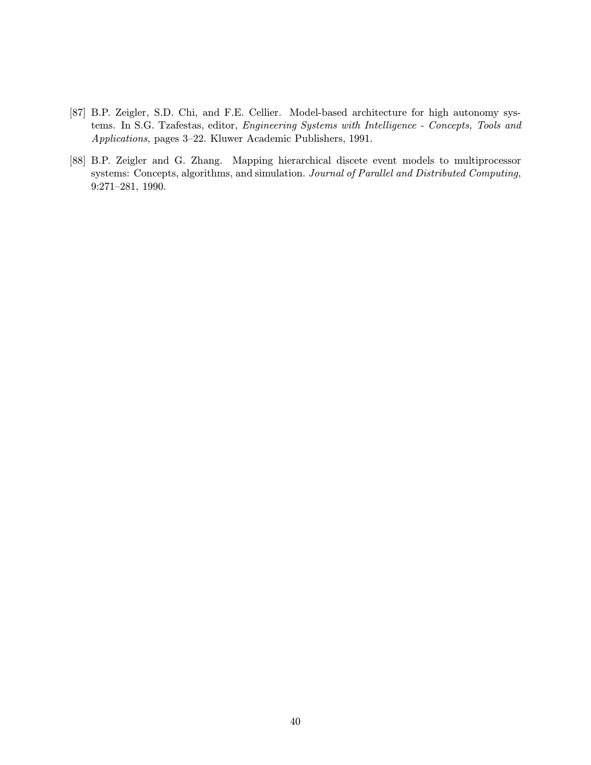[87] B.P. Zeigler, S.D. Chi, and F.E. Cellier. Model-based architecture for high autonomy systems. In S.G. Tzafestas, editor, *Engineering Systems with Intelligence - Concepts, Tools and Applications*, pages 3–22. Kluwer Academic Publishers, 1991.

[88] B.P. Zeigler and G. Zhang. Mapping hierarchical discete event models to multiprocessor systems: Concepts, algorithms, and simulation. *Journal of Parallel and Distributed Computing*, 9:271–281, 1990.